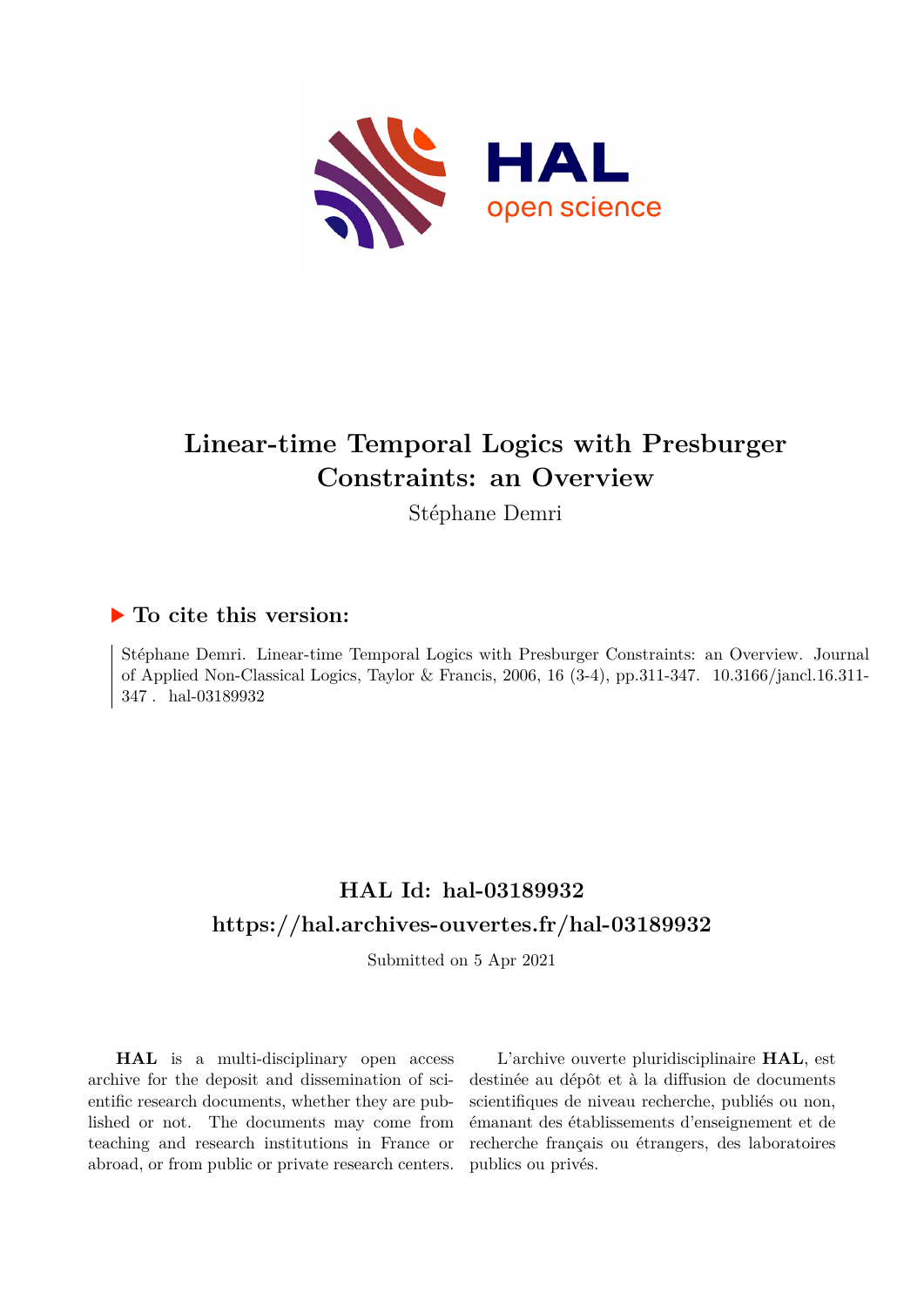# Linear-time Temporal Logics with Presburger Constraints: an Overview

Stéphane Demri

## ▶ To cite this version:

Stéphane Demri. Linear-time Temporal Logics with Presburger Constraints: an Overview. Journal of Applied Non-Classical Logics, Taylor & Francis, 2006, 16 (3-4), pp.311-347. 10.3166/jancl.16.311-347 . hal-03189932

## HAL Id: hal-03189932

## https://hal.archives-ouvertes.fr/hal-03189932

Submitted on 5 Apr 2021

**HAL** is a multi-disciplinary open access archive for the deposit and dissemination of scientific research documents, whether they are published or not. The documents may come from teaching and research institutions in France or abroad, or from public or private research centers.

L'archive ouverte pluridisciplinaire **HAL**, est destinée au dépôt et à la diffusion de documents scientifiques de niveau recherche, publiés ou non, émanant des établissements d'enseignement et de recherche français ou étrangers, des laboratoires publics ou privés.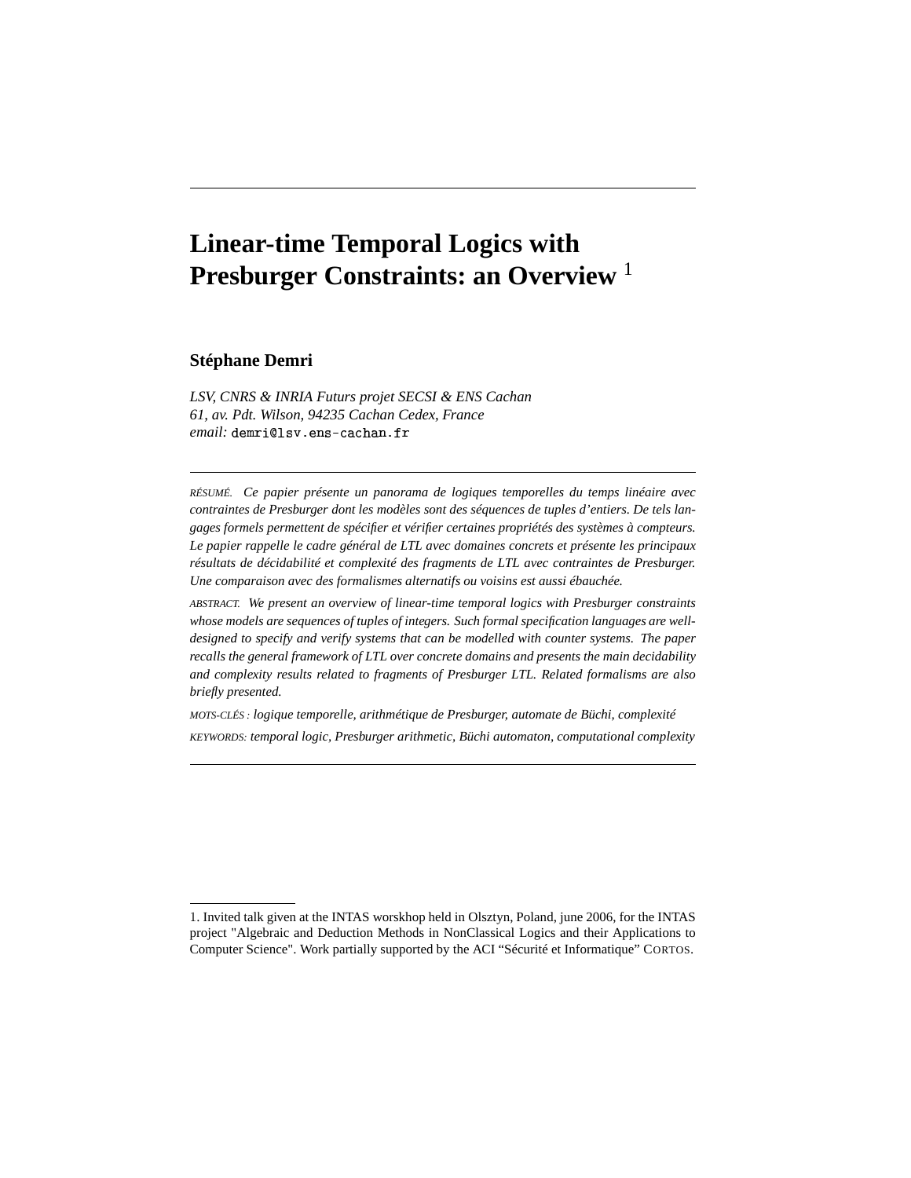# Linear-time Temporal Logics with Presburger Constraints: an Overview [1]

**Stéphane Demri**

*LSV, CNRS & INRIA Futurs projet SECSI & ENS Cachan*
*61, av. Pdt. Wilson, 94235 Cachan Cedex, France*
*email:* `demri@lsv.ens-cachan.fr`

---

RÉSUMÉ. *Ce papier présente un panorama de logiques temporelles du temps linéaire avec contraintes de Presburger dont les modèles sont des séquences de tuples d'entiers. De tels langages formels permettent de spécifier et vérifier certaines propriétés des systèmes à compteurs. Le papier rappelle le cadre général de LTL avec domaines concrets et présente les principaux résultats de décidabilité et complexité des fragments de LTL avec contraintes de Presburger. Une comparaison avec des formalismes alternatifs ou voisins est aussi ébauchée.*

ABSTRACT. *We present an overview of linear-time temporal logics with Presburger constraints whose models are sequences of tuples of integers. Such formal specification languages are well-designed to specify and verify systems that can be modelled with counter systems. The paper recalls the general framework of LTL over concrete domains and presents the main decidability and complexity results related to fragments of Presburger LTL. Related formalisms are also briefly presented.*

MOTS-CLÉS : *logique temporelle, arithmétique de Presburger, automate de Büchi, complexité*

KEYWORDS: *temporal logic, Presburger arithmetic, Büchi automaton, computational complexity*

---

1. Invited talk given at the INTAS worskhop held in Olsztyn, Poland, june 2006, for the INTAS project "Algebraic and Deduction Methods in NonClassical Logics and their Applications to Computer Science". Work partially supported by the ACI "Sécurité et Informatique" CORTOS.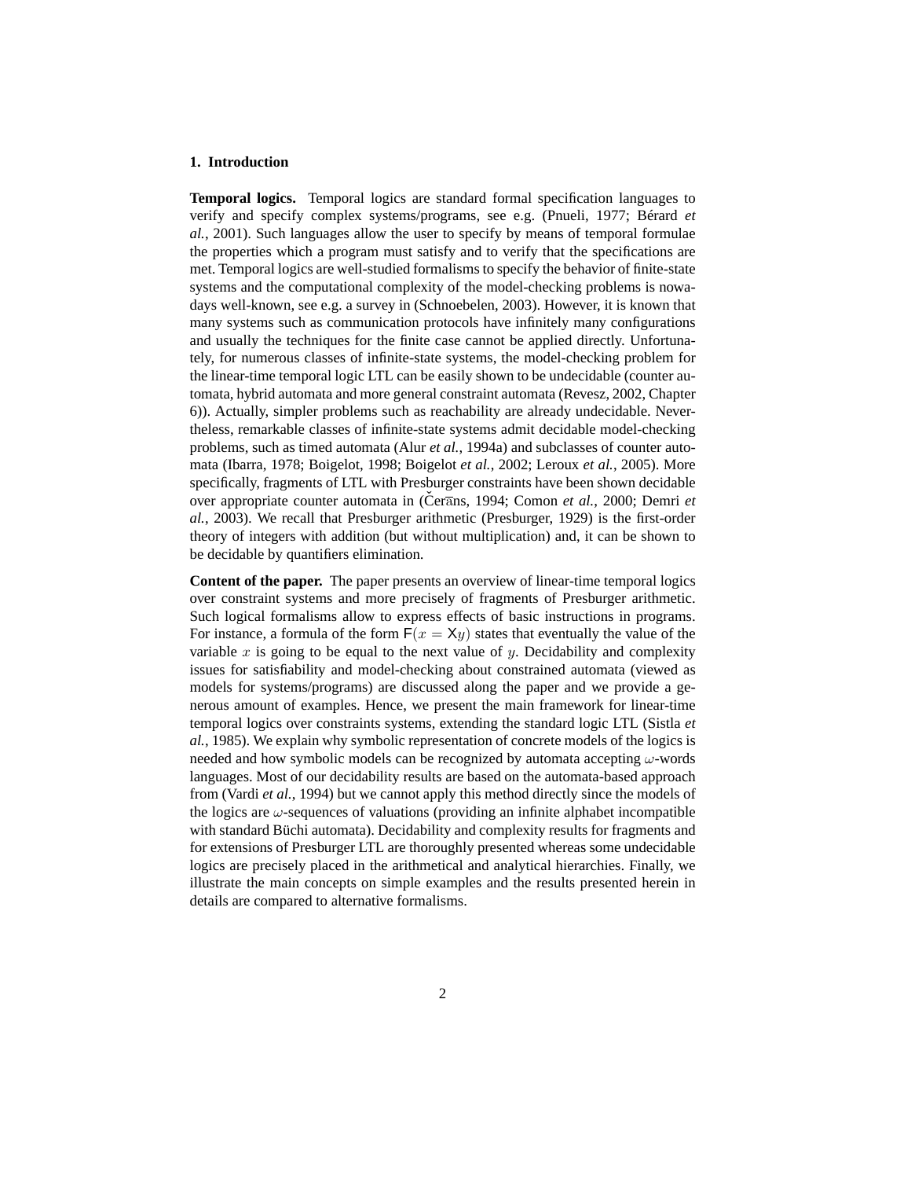## 1. Introduction

**Temporal logics.** Temporal logics are standard formal specification languages to verify and specify complex systems/programs, see e.g. (Pnueli, 1977; Bérard *et al.*, 2001). Such languages allow the user to specify by means of temporal formulae the properties which a program must satisfy and to verify that the specifications are met. Temporal logics are well-studied formalisms to specify the behavior of finite-state systems and the computational complexity of the model-checking problems is nowadays well-known, see e.g. a survey in (Schnoebelen, 2003). However, it is known that many systems such as communication protocols have infinitely many configurations and usually the techniques for the finite case cannot be applied directly. Unfortunately, for numerous classes of infinite-state systems, the model-checking problem for the linear-time temporal logic LTL can be easily shown to be undecidable (counter automata, hybrid automata and more general constraint automata (Revesz, 2002, Chapter 6)). Actually, simpler problems such as reachability are already undecidable. Nevertheless, remarkable classes of infinite-state systems admit decidable model-checking problems, such as timed automata (Alur *et al.*, 1994a) and subclasses of counter automata (Ibarra, 1978; Boigelot, 1998; Boigelot *et al.*, 2002; Leroux *et al.*, 2005). More specifically, fragments of LTL with Presburger constraints have been shown decidable over appropriate counter automata in (Čerāns, 1994; Comon *et al.*, 2000; Demri *et al.*, 2003). We recall that Presburger arithmetic (Presburger, 1929) is the first-order theory of integers with addition (but without multiplication) and, it can be shown to be decidable by quantifiers elimination.

**Content of the paper.** The paper presents an overview of linear-time temporal logics over constraint systems and more precisely of fragments of Presburger arithmetic. Such logical formalisms allow to express effects of basic instructions in programs. For instance, a formula of the form $\mathsf{F}(x = \mathsf{X}y)$ states that eventually the value of the variable $x$ is going to be equal to the next value of $y$. Decidability and complexity issues for satisfiability and model-checking about constrained automata (viewed as models for systems/programs) are discussed along the paper and we provide a generous amount of examples. Hence, we present the main framework for linear-time temporal logics over constraints systems, extending the standard logic LTL (Sistla *et al.*, 1985). We explain why symbolic representation of concrete models of the logics is needed and how symbolic models can be recognized by automata accepting $\omega$-words languages. Most of our decidability results are based on the automata-based approach from (Vardi *et al.*, 1994) but we cannot apply this method directly since the models of the logics are $\omega$-sequences of valuations (providing an infinite alphabet incompatible with standard Büchi automata). Decidability and complexity results for fragments and for extensions of Presburger LTL are thoroughly presented whereas some undecidable logics are precisely placed in the arithmetical and analytical hierarchies. Finally, we illustrate the main concepts on simple examples and the results presented herein in details are compared to alternative formalisms.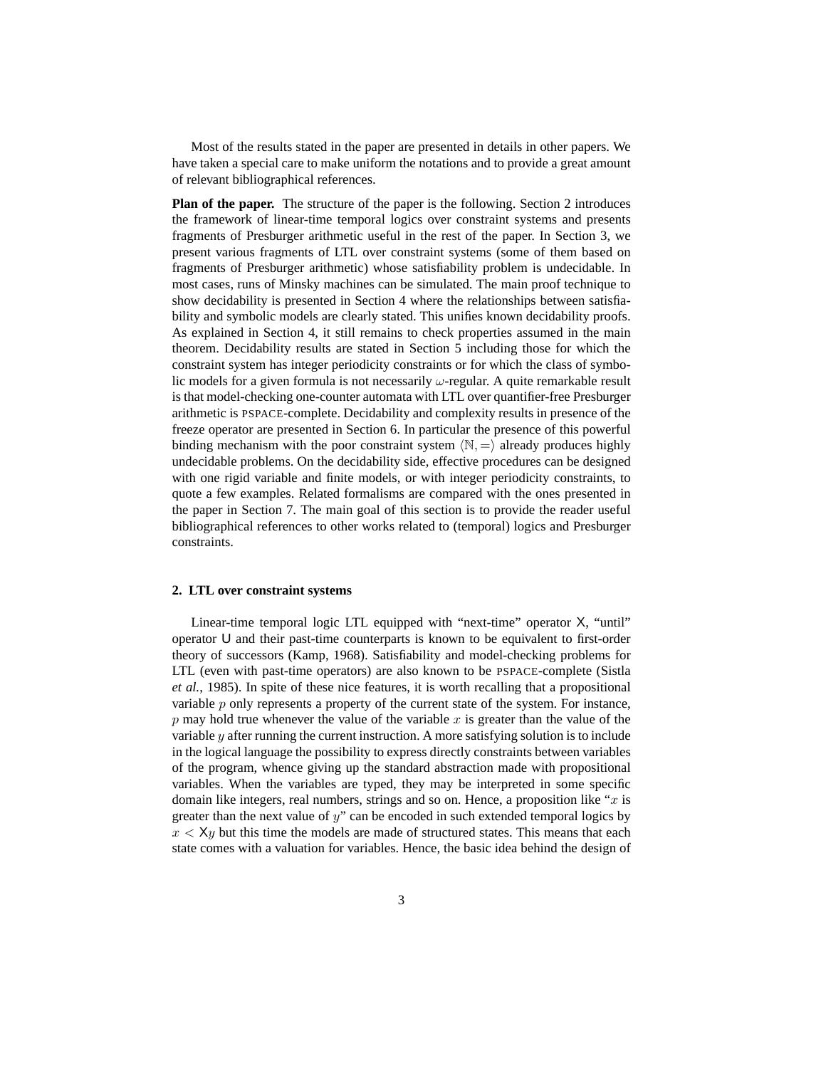Most of the results stated in the paper are presented in details in other papers. We have taken a special care to make uniform the notations and to provide a great amount of relevant bibliographical references.

**Plan of the paper.** The structure of the paper is the following. Section 2 introduces the framework of linear-time temporal logics over constraint systems and presents fragments of Presburger arithmetic useful in the rest of the paper. In Section 3, we present various fragments of LTL over constraint systems (some of them based on fragments of Presburger arithmetic) whose satisfiability problem is undecidable. In most cases, runs of Minsky machines can be simulated. The main proof technique to show decidability is presented in Section 4 where the relationships between satisfiability and symbolic models are clearly stated. This unifies known decidability proofs. As explained in Section 4, it still remains to check properties assumed in the main theorem. Decidability results are stated in Section 5 including those for which the constraint system has integer periodicity constraints or for which the class of symbolic models for a given formula is not necessarily $\omega$-regular. A quite remarkable result is that model-checking one-counter automata with LTL over quantifier-free Presburger arithmetic is PSPACE-complete. Decidability and complexity results in presence of the freeze operator are presented in Section 6. In particular the presence of this powerful binding mechanism with the poor constraint system $\langle \mathbb{N}, = \rangle$ already produces highly undecidable problems. On the decidability side, effective procedures can be designed with one rigid variable and finite models, or with integer periodicity constraints, to quote a few examples. Related formalisms are compared with the ones presented in the paper in Section 7. The main goal of this section is to provide the reader useful bibliographical references to other works related to (temporal) logics and Presburger constraints.

## 2. LTL over constraint systems

Linear-time temporal logic LTL equipped with "next-time" operator $\mathsf{X}$, "until" operator $\mathsf{U}$ and their past-time counterparts is known to be equivalent to first-order theory of successors (Kamp, 1968). Satisfiability and model-checking problems for LTL (even with past-time operators) are also known to be PSPACE-complete (Sistla *et al.*, 1985). In spite of these nice features, it is worth recalling that a propositional variable $p$ only represents a property of the current state of the system. For instance, $p$ may hold true whenever the value of the variable $x$ is greater than the value of the variable $y$ after running the current instruction. A more satisfying solution is to include in the logical language the possibility to express directly constraints between variables of the program, whence giving up the standard abstraction made with propositional variables. When the variables are typed, they may be interpreted in some specific domain like integers, real numbers, strings and so on. Hence, a proposition like "$x$ is greater than the next value of $y$" can be encoded in such extended temporal logics by $x < \mathsf{X}y$ but this time the models are made of structured states. This means that each state comes with a valuation for variables. Hence, the basic idea behind the design of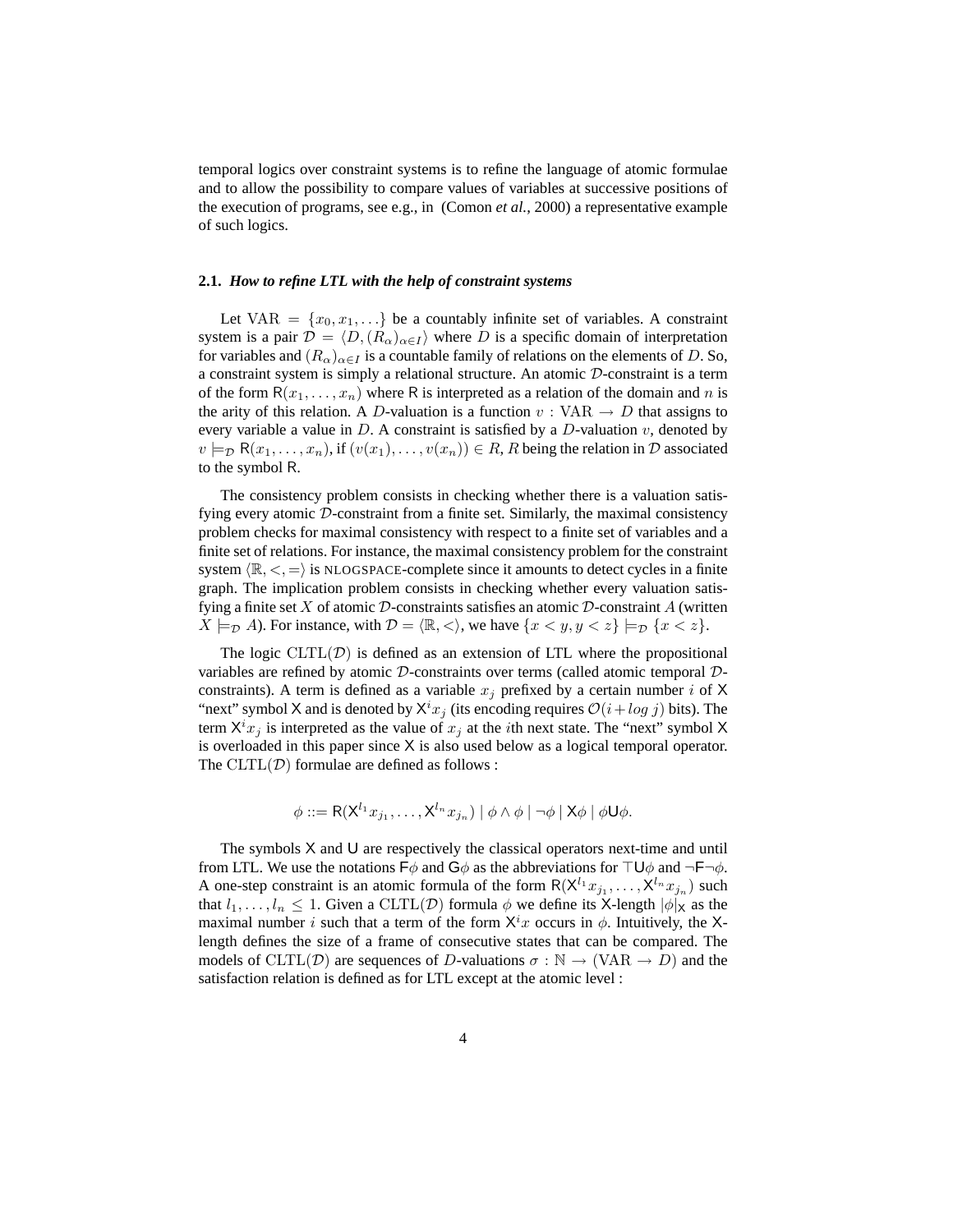temporal logics over constraint systems is to refine the language of atomic formulae and to allow the possibility to compare values of variables at successive positions of the execution of programs, see e.g., in (Comon *et al.*, 2000) a representative example of such logics.

### 2.1. *How to refine LTL with the help of constraint systems*

Let $\mathrm{VAR} = \{x_0, x_1, \ldots\}$ be a countably infinite set of variables. A constraint system is a pair $\mathcal{D} = \langle D, (R_\alpha)_{\alpha \in I} \rangle$ where $D$ is a specific domain of interpretation for variables and $(R_\alpha)_{\alpha \in I}$ is a countable family of relations on the elements of $D$. So, a constraint system is simply a relational structure. An atomic $\mathcal{D}$-constraint is a term of the form $\mathsf{R}(x_1, \ldots, x_n)$ where $\mathsf{R}$ is interpreted as a relation of the domain and $n$ is the arity of this relation. A $D$-valuation is a function $v : \mathrm{VAR} \rightarrow D$ that assigns to every variable a value in $D$. A constraint is satisfied by a $D$-valuation $v$, denoted by $v \models_{\mathcal{D}} \mathsf{R}(x_1, \ldots, x_n)$, if $(v(x_1), \ldots, v(x_n)) \in R$, $R$ being the relation in $\mathcal{D}$ associated to the symbol $\mathsf{R}$.

The consistency problem consists in checking whether there is a valuation satisfying every atomic $\mathcal{D}$-constraint from a finite set. Similarly, the maximal consistency problem checks for maximal consistency with respect to a finite set of variables and a finite set of relations. For instance, the maximal consistency problem for the constraint system $\langle \mathbb{R}, <, = \rangle$ is NLOGSPACE-complete since it amounts to detect cycles in a finite graph. The implication problem consists in checking whether every valuation satisfying a finite set $X$ of atomic $\mathcal{D}$-constraints satisfies an atomic $\mathcal{D}$-constraint $A$ (written $X \models_{\mathcal{D}} A$). For instance, with $\mathcal{D} = \langle \mathbb{R}, < \rangle$, we have $\{x < y, y < z\} \models_{\mathcal{D}} \{x < z\}$.

The logic $\mathrm{CLTL}(\mathcal{D})$ is defined as an extension of LTL where the propositional variables are refined by atomic $\mathcal{D}$-constraints over terms (called atomic temporal $\mathcal{D}$-constraints). A term is defined as a variable $x_j$ prefixed by a certain number $i$ of $\mathsf{X}$ "next" symbol $\mathsf{X}$ and is denoted by $\mathsf{X}^i x_j$ (its encoding requires $\mathcal{O}(i + log\ j)$ bits). The term $\mathsf{X}^i x_j$ is interpreted as the value of $x_j$ at the $i$th next state. The "next" symbol $\mathsf{X}$ is overloaded in this paper since $\mathsf{X}$ is also used below as a logical temporal operator. The $\mathrm{CLTL}(\mathcal{D})$ formulae are defined as follows :

$$\phi ::= \mathsf{R}(\mathsf{X}^{l_1} x_{j_1}, \ldots, \mathsf{X}^{l_n} x_{j_n}) \mid \phi \wedge \phi \mid \neg \phi \mid \mathsf{X}\phi \mid \phi \mathsf{U} \phi.$$

The symbols $\mathsf{X}$ and $\mathsf{U}$ are respectively the classical operators next-time and until from LTL. We use the notations $\mathsf{F}\phi$ and $\mathsf{G}\phi$ as the abbreviations for $\top \mathsf{U} \phi$ and $\neg \mathsf{F} \neg \phi$. A one-step constraint is an atomic formula of the form $\mathsf{R}(\mathsf{X}^{l_1} x_{j_1}, \ldots, \mathsf{X}^{l_n} x_{j_n})$ such that $l_1, \ldots, l_n \leq 1$. Given a $\mathrm{CLTL}(\mathcal{D})$ formula $\phi$ we define its $\mathsf{X}$-length $|\phi|_{\mathsf{X}}$ as the maximal number $i$ such that a term of the form $\mathsf{X}^i x$ occurs in $\phi$. Intuitively, the $\mathsf{X}$-length defines the size of a frame of consecutive states that can be compared. The models of $\mathrm{CLTL}(\mathcal{D})$ are sequences of $D$-valuations $\sigma : \mathbb{N} \rightarrow (\mathrm{VAR} \rightarrow D)$ and the satisfaction relation is defined as for LTL except at the atomic level :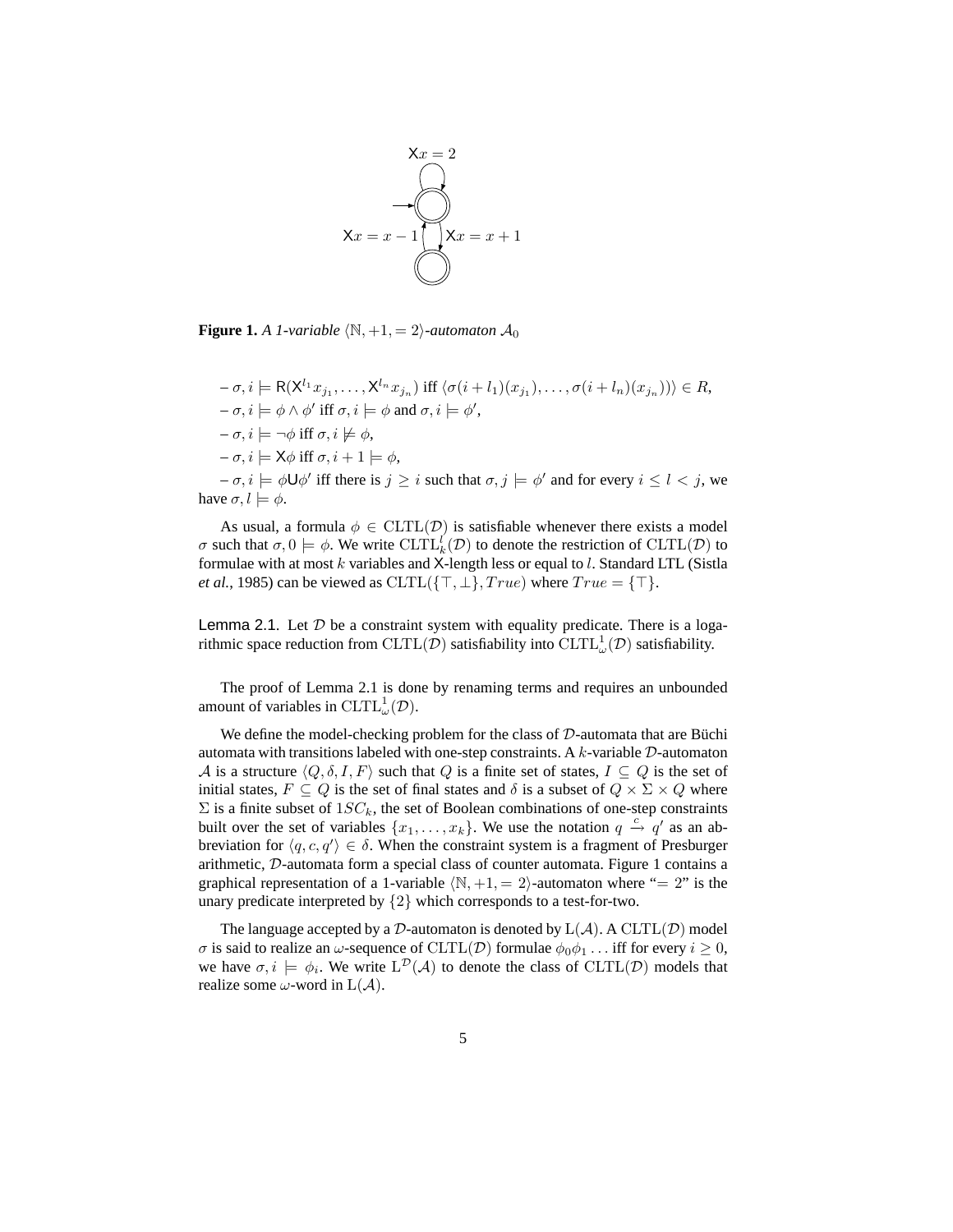**Figure 1.** *A 1-variable $\langle \mathbb{N}, +1, =2\rangle$-automaton $\mathcal{A}_0$*

– $\sigma, i \models \mathsf{R}(\mathsf{X}^{l_1} x_{j_1}, \ldots, \mathsf{X}^{l_n} x_{j_n})$ iff $\langle \sigma(i+l_1)(x_{j_1}), \ldots, \sigma(i+l_n)(x_{j_n})\rangle \in R$,

– $\sigma, i \models \phi \wedge \phi'$ iff $\sigma, i \models \phi$ and $\sigma, i \models \phi'$,

– $\sigma, i \models \neg\phi$ iff $\sigma, i \not\models \phi$,

– $\sigma, i \models \mathsf{X}\phi$ iff $\sigma, i+1 \models \phi$,

– $\sigma, i \models \phi \mathsf{U} \phi'$ iff there is $j \geq i$ such that $\sigma, j \models \phi'$ and for every $i \leq l < j$, we have $\sigma, l \models \phi$.

As usual, a formula $\phi \in \mathrm{CLTL}(\mathcal{D})$ is satisfiable whenever there exists a model $\sigma$ such that $\sigma, 0 \models \phi$. We write $\mathrm{CLTL}^l_k(\mathcal{D})$ to denote the restriction of $\mathrm{CLTL}(\mathcal{D})$ to formulae with at most $k$ variables and X-length less or equal to $l$. Standard LTL (Sistla *et al.*, 1985) can be viewed as $\mathrm{CLTL}(\{\top, \bot\}, True)$ where $True = \{\top\}$.

Lemma 2.1. *Let $\mathcal{D}$ be a constraint system with equality predicate. There is a logarithmic space reduction from $\mathrm{CLTL}(\mathcal{D})$ satisfiability into $\mathrm{CLTL}^1_\omega(\mathcal{D})$ satisfiability.*

The proof of Lemma 2.1 is done by renaming terms and requires an unbounded amount of variables in $\mathrm{CLTL}^1_\omega(\mathcal{D})$.

We define the model-checking problem for the class of $\mathcal{D}$-automata that are Büchi automata with transitions labeled with one-step constraints. A $k$-variable $\mathcal{D}$-automaton $\mathcal{A}$ is a structure $\langle Q, \delta, I, F\rangle$ such that $Q$ is a finite set of states, $I \subseteq Q$ is the set of initial states, $F \subseteq Q$ is the set of final states and $\delta$ is a subset of $Q \times \Sigma \times Q$ where $\Sigma$ is a finite subset of $1SC_k$, the set of Boolean combinations of one-step constraints built over the set of variables $\{x_1, \ldots, x_k\}$. We use the notation $q \xrightarrow{c} q'$ as an abbreviation for $\langle q, c, q'\rangle \in \delta$. When the constraint system is a fragment of Presburger arithmetic, $\mathcal{D}$-automata form a special class of counter automata. Figure 1 contains a graphical representation of a 1-variable $\langle \mathbb{N}, +1, =2\rangle$-automaton where "$=2$" is the unary predicate interpreted by $\{2\}$ which corresponds to a test-for-two.

The language accepted by a $\mathcal{D}$-automaton is denoted by $\mathrm{L}(\mathcal{A})$. A $\mathrm{CLTL}(\mathcal{D})$ model $\sigma$ is said to realize an $\omega$-sequence of $\mathrm{CLTL}(\mathcal{D})$ formulae $\phi_0\phi_1\ldots$ iff for every $i \geq 0$, we have $\sigma, i \models \phi_i$. We write $\mathrm{L}^{\mathcal{D}}(\mathcal{A})$ to denote the class of $\mathrm{CLTL}(\mathcal{D})$ models that realize some $\omega$-word in $\mathrm{L}(\mathcal{A})$.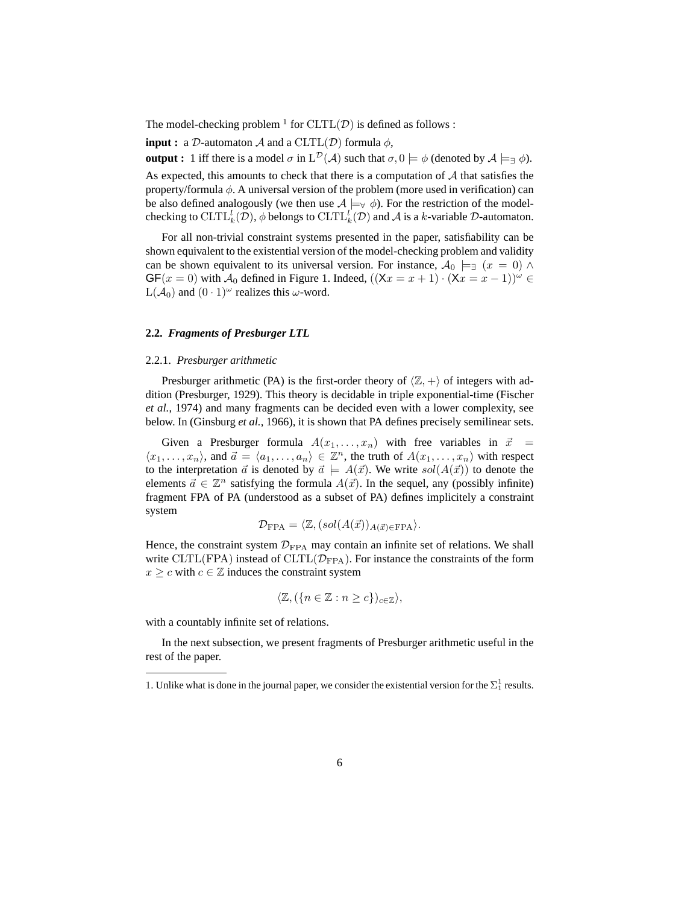The model-checking problem [1] for $\mathrm{CLTL}(\mathcal{D})$ is defined as follows :

**input :** a $\mathcal{D}$-automaton $\mathcal{A}$ and a $\mathrm{CLTL}(\mathcal{D})$ formula $\phi$,

**output :** 1 iff there is a model $\sigma$ in $\mathrm{L}^{\mathcal{D}}(\mathcal{A})$ such that $\sigma, 0 \models \phi$ (denoted by $\mathcal{A} \models_{\exists} \phi$).

As expected, this amounts to check that there is a computation of $\mathcal{A}$ that satisfies the property/formula $\phi$. A universal version of the problem (more used in verification) can be also defined analogously (we then use $\mathcal{A} \models_{\forall} \phi$). For the restriction of the model-checking to $\mathrm{CLTL}^{l}_{k}(\mathcal{D})$, $\phi$ belongs to $\mathrm{CLTL}^{l}_{k}(\mathcal{D})$ and $\mathcal{A}$ is a $k$-variable $\mathcal{D}$-automaton.

For all non-trivial constraint systems presented in the paper, satisfiability can be shown equivalent to the existential version of the model-checking problem and validity can be shown equivalent to its universal version. For instance, $\mathcal{A}_0 \models_{\exists} (x = 0) \wedge \mathsf{GF}(x = 0)$ with $\mathcal{A}_0$ defined in Figure 1. Indeed, $((\mathsf{X}x = x + 1) \cdot (\mathsf{X}x = x - 1))^{\omega} \in \mathrm{L}(\mathcal{A}_0)$ and $(0 \cdot 1)^{\omega}$ realizes this $\omega$-word.

### 2.2. *Fragments of Presburger LTL*

#### 2.2.1. *Presburger arithmetic*

Presburger arithmetic (PA) is the first-order theory of $\langle \mathbb{Z}, + \rangle$ of integers with addition (Presburger, 1929). This theory is decidable in triple exponential-time (Fischer *et al.*, 1974) and many fragments can be decided even with a lower complexity, see below. In (Ginsburg *et al.*, 1966), it is shown that PA defines precisely semilinear sets.

Given a Presburger formula $A(x_1, \ldots, x_n)$ with free variables in $\vec{x} = \langle x_1, \ldots, x_n \rangle$, and $\vec{a} = \langle a_1, \ldots, a_n \rangle \in \mathbb{Z}^n$, the truth of $A(x_1, \ldots, x_n)$ with respect to the interpretation $\vec{a}$ is denoted by $\vec{a} \models A(\vec{x})$. We write $sol(A(\vec{x}))$ to denote the elements $\vec{a} \in \mathbb{Z}^n$ satisfying the formula $A(\vec{x})$. In the sequel, any (possibly infinite) fragment FPA of PA (understood as a subset of PA) defines implicitely a constraint system

$$\mathcal{D}_{\mathrm{FPA}} = \langle \mathbb{Z}, (sol(A(\vec{x}))_{A(\vec{x}) \in \mathrm{FPA}} \rangle.$$

Hence, the constraint system $\mathcal{D}_{\mathrm{FPA}}$ may contain an infinite set of relations. We shall write $\mathrm{CLTL}(\mathrm{FPA})$ instead of $\mathrm{CLTL}(\mathcal{D}_{\mathrm{FPA}})$. For instance the constraints of the form $x \geq c$ with $c \in \mathbb{Z}$ induces the constraint system

$$\langle \mathbb{Z}, (\{n \in \mathbb{Z} : n \geq c\})_{c \in \mathbb{Z}} \rangle,$$

with a countably infinite set of relations.

In the next subsection, we present fragments of Presburger arithmetic useful in the rest of the paper.

---

1. Unlike what is done in the journal paper, we consider the existential version for the $\Sigma^1_1$ results.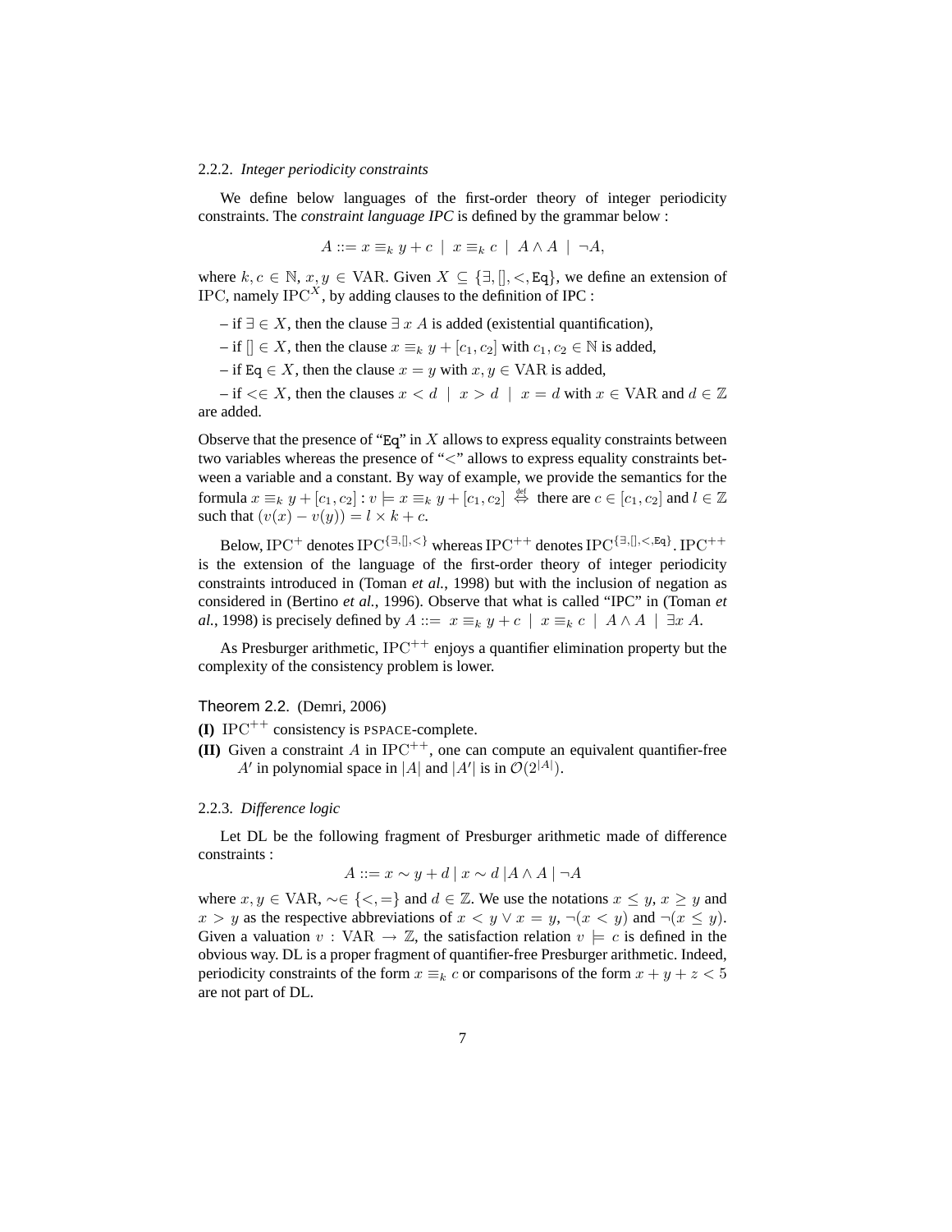#### 2.2.2. *Integer periodicity constraints*

We define below languages of the first-order theory of integer periodicity constraints. The *constraint language IPC* is defined by the grammar below :

$$A ::= x \equiv_k y + c \ \mid \ x \equiv_k c \ \mid \ A \wedge A \ \mid \ \neg A,$$

where $k, c \in \mathbb{N}$, $x, y \in \mathrm{VAR}$. Given $X \subseteq \{\exists, [], <, \mathtt{Eq}\}$, we define an extension of IPC, namely $\mathrm{IPC}^X$, by adding clauses to the definition of IPC :

– if $\exists \in X$, then the clause $\exists\, x\ A$ is added (existential quantification),

– if $[] \in X$, then the clause $x \equiv_k y + [c_1, c_2]$ with $c_1, c_2 \in \mathbb{N}$ is added,

– if $\mathtt{Eq} \in X$, then the clause $x = y$ with $x, y \in \mathrm{VAR}$ is added,

– if $<\in X$, then the clauses $x < d \ \mid \ x > d \ \mid \ x = d$ with $x \in \mathrm{VAR}$ and $d \in \mathbb{Z}$ are added.

Observe that the presence of "Eq" in $X$ allows to express equality constraints between two variables whereas the presence of "$<$" allows to express equality constraints between a variable and a constant. By way of example, we provide the semantics for the formula $x \equiv_k y + [c_1, c_2] : v \models x \equiv_k y + [c_1, c_2] \stackrel{\text{def}}{\Leftrightarrow}$ there are $c \in [c_1, c_2]$ and $l \in \mathbb{Z}$ such that $(v(x) - v(y)) = l \times k + c$.

Below, $\mathrm{IPC}^{+}$ denotes $\mathrm{IPC}^{\{\exists, [], <\}}$ whereas $\mathrm{IPC}^{++}$ denotes $\mathrm{IPC}^{\{\exists, [], <, \mathtt{Eq}\}}$. $\mathrm{IPC}^{++}$ is the extension of the language of the first-order theory of integer periodicity constraints introduced in (Toman *et al.*, 1998) but with the inclusion of negation as considered in (Bertino *et al.*, 1996). Observe that what is called "IPC" in (Toman *et al.*, 1998) is precisely defined by $A ::= \ x \equiv_k y + c \ \mid \ x \equiv_k c \ \mid \ A \wedge A \ \mid \ \exists x\ A$.

As Presburger arithmetic, $\mathrm{IPC}^{++}$ enjoys a quantifier elimination property but the complexity of the consistency problem is lower.

**Theorem 2.2.** (Demri, 2006)

**(I)** $\mathrm{IPC}^{++}$ consistency is PSPACE-complete.

**(II)** Given a constraint $A$ in $\mathrm{IPC}^{++}$, one can compute an equivalent quantifier-free $A'$ in polynomial space in $|A|$ and $|A'|$ is in $\mathcal{O}(2^{|A|})$.

#### 2.2.3. *Difference logic*

Let DL be the following fragment of Presburger arithmetic made of difference constraints :

$$A ::= x \sim y + d \mid x \sim d \mid A \wedge A \mid \neg A$$

where $x, y \in \mathrm{VAR}$, $\sim \in \{<, =\}$ and $d \in \mathbb{Z}$. We use the notations $x \leq y$, $x \geq y$ and $x > y$ as the respective abbreviations of $x < y \vee x = y$, $\neg(x < y)$ and $\neg(x \leq y)$. Given a valuation $v : \mathrm{VAR} \to \mathbb{Z}$, the satisfaction relation $v \models c$ is defined in the obvious way. DL is a proper fragment of quantifier-free Presburger arithmetic. Indeed, periodicity constraints of the form $x \equiv_k c$ or comparisons of the form $x + y + z < 5$ are not part of DL.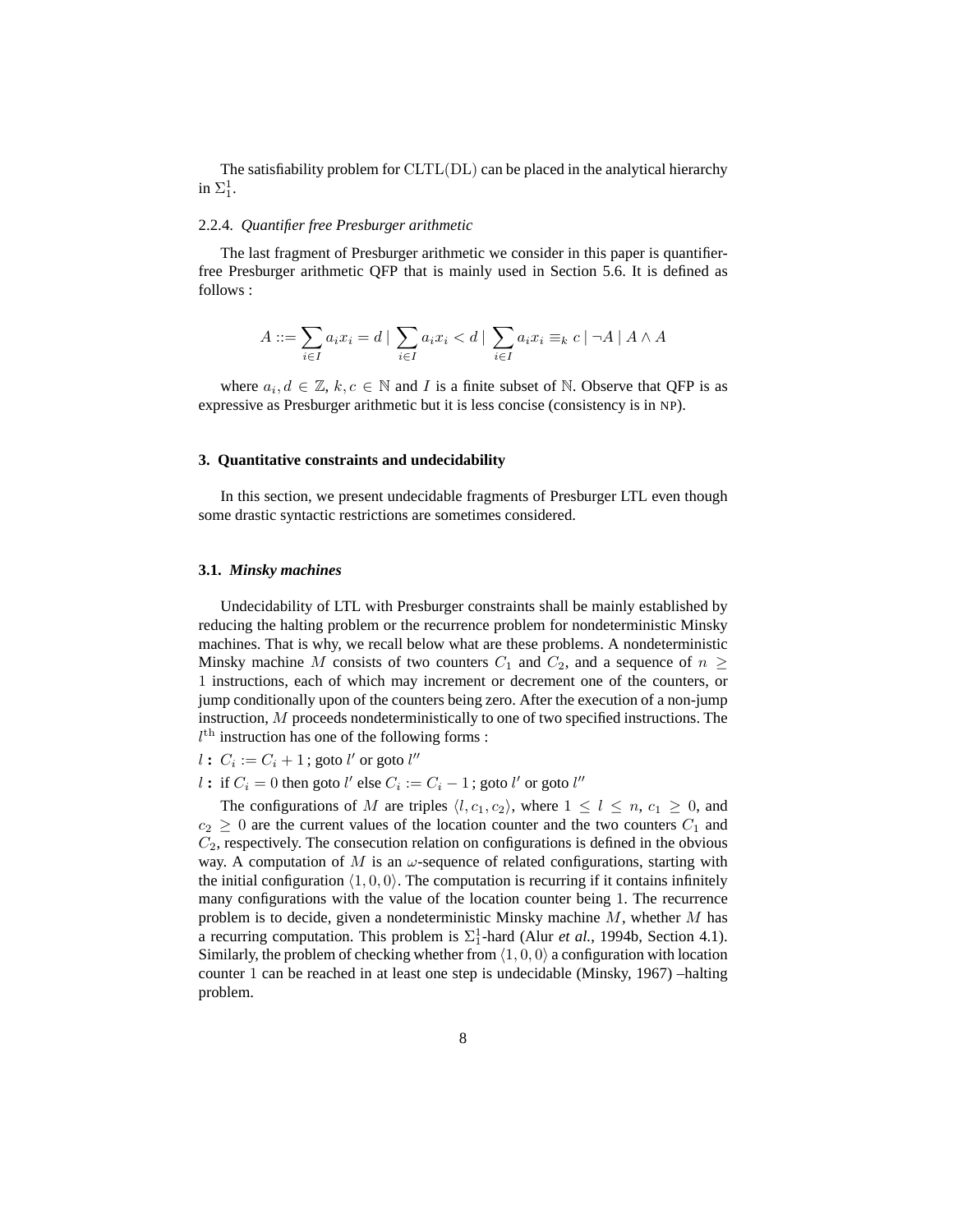The satisfiability problem for $\mathrm{CLTL(DL)}$ can be placed in the analytical hierarchy in $\Sigma^1_1$.

#### 2.2.4. *Quantifier free Presburger arithmetic*

The last fragment of Presburger arithmetic we consider in this paper is quantifier-free Presburger arithmetic QFP that is mainly used in Section 5.6. It is defined as follows :

$$A ::= \sum_{i \in I} a_i x_i = d \mid \sum_{i \in I} a_i x_i < d \mid \sum_{i \in I} a_i x_i \equiv_k c \mid \neg A \mid A \wedge A$$

where $a_i, d \in \mathbb{Z}$, $k, c \in \mathbb{N}$ and $I$ is a finite subset of $\mathbb{N}$. Observe that QFP is as expressive as Presburger arithmetic but it is less concise (consistency is in NP).

## 3. Quantitative constraints and undecidability

In this section, we present undecidable fragments of Presburger LTL even though some drastic syntactic restrictions are sometimes considered.

### 3.1. *Minsky machines*

Undecidability of LTL with Presburger constraints shall be mainly established by reducing the halting problem or the recurrence problem for nondeterministic Minsky machines. That is why, we recall below what are these problems. A nondeterministic Minsky machine $M$ consists of two counters $C_1$ and $C_2$, and a sequence of $n \geq 1$ instructions, each of which may increment or decrement one of the counters, or jump conditionally upon of the counters being zero. After the execution of a non-jump instruction, $M$ proceeds nondeterministically to one of two specified instructions. The $l^{\mathrm{th}}$ instruction has one of the following forms :

$l$ **:** $C_i := C_i + 1$ ; goto $l'$ or goto $l''$

$l$ **:** if $C_i = 0$ then goto $l'$ else $C_i := C_i - 1$ ; goto $l'$ or goto $l''$

The configurations of $M$ are triples $\langle l, c_1, c_2 \rangle$, where $1 \leq l \leq n$, $c_1 \geq 0$, and $c_2 \geq 0$ are the current values of the location counter and the two counters $C_1$ and $C_2$, respectively. The consecution relation on configurations is defined in the obvious way. A computation of $M$ is an $\omega$-sequence of related configurations, starting with the initial configuration $\langle 1, 0, 0 \rangle$. The computation is recurring if it contains infinitely many configurations with the value of the location counter being 1. The recurrence problem is to decide, given a nondeterministic Minsky machine $M$, whether $M$ has a recurring computation. This problem is $\Sigma^1_1$-hard (Alur *et al.*, 1994b, Section 4.1). Similarly, the problem of checking whether from $\langle 1, 0, 0 \rangle$ a configuration with location counter 1 can be reached in at least one step is undecidable (Minsky, 1967) –halting problem.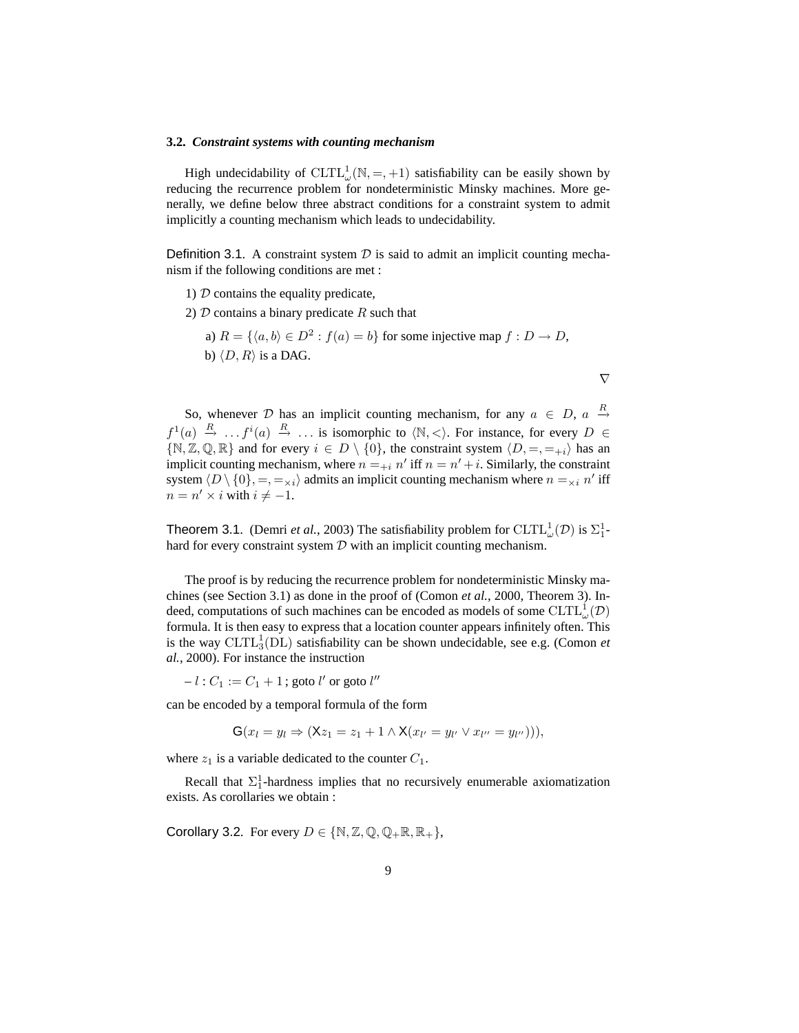### 3.2. *Constraint systems with counting mechanism*

High undecidability of $\mathrm{CLTL}^1_\omega(\mathbb{N}, =, +1)$ satisfiability can be easily shown by reducing the recurrence problem for nondeterministic Minsky machines. More generally, we define below three abstract conditions for a constraint system to admit implicitly a counting mechanism which leads to undecidability.

Definition 3.1. A constraint system $\mathcal{D}$ is said to admit an implicit counting mechanism if the following conditions are met :

1) $\mathcal{D}$ contains the equality predicate,

2) $\mathcal{D}$ contains a binary predicate $R$ such that

   a) $R = \{\langle a, b\rangle \in D^2 : f(a) = b\}$ for some injective map $f : D \to D$,

   b) $\langle D, R\rangle$ is a DAG.

$\nabla$

So, whenever $\mathcal{D}$ has an implicit counting mechanism, for any $a \in D$, $a \xrightarrow{R} f^1(a) \xrightarrow{R} \dots f^i(a) \xrightarrow{R} \dots$ is isomorphic to $\langle \mathbb{N}, <\rangle$. For instance, for every $D \in \{\mathbb{N}, \mathbb{Z}, \mathbb{Q}, \mathbb{R}\}$ and for every $i \in D \setminus \{0\}$, the constraint system $\langle D, =, =_{+i}\rangle$ has an implicit counting mechanism, where $n =_{+i} n'$ iff $n = n' + i$. Similarly, the constraint system $\langle D \setminus \{0\}, =, =_{\times i}\rangle$ admits an implicit counting mechanism where $n =_{\times i} n'$ iff $n = n' \times i$ with $i \neq -1$.

Theorem 3.1. (Demri *et al.*, 2003) The satisfiability problem for $\mathrm{CLTL}^1_\omega(\mathcal{D})$ is $\Sigma^1_1$-hard for every constraint system $\mathcal{D}$ with an implicit counting mechanism.

The proof is by reducing the recurrence problem for nondeterministic Minsky machines (see Section 3.1) as done in the proof of (Comon *et al.*, 2000, Theorem 3). Indeed, computations of such machines can be encoded as models of some $\mathrm{CLTL}^1_\omega(\mathcal{D})$ formula. It is then easy to express that a location counter appears infinitely often. This is the way $\mathrm{CLTL}^1_3(\mathrm{DL})$ satisfiability can be shown undecidable, see e.g. (Comon *et al.*, 2000). For instance the instruction

– $l : C_1 := C_1 + 1$ ; goto $l'$ or goto $l''$

can be encoded by a temporal formula of the form

$$\mathsf{G}(x_l = y_l \Rightarrow (\mathsf{X}z_1 = z_1 + 1 \wedge \mathsf{X}(x_{l'} = y_{l'} \vee x_{l''} = y_{l''}))),$$

where $z_1$ is a variable dedicated to the counter $C_1$.

Recall that $\Sigma^1_1$-hardness implies that no recursively enumerable axiomatization exists. As corollaries we obtain :

Corollary 3.2. For every $D \in \{\mathbb{N}, \mathbb{Z}, \mathbb{Q}, \mathbb{Q}_+\mathbb{R}, \mathbb{R}_+\}$,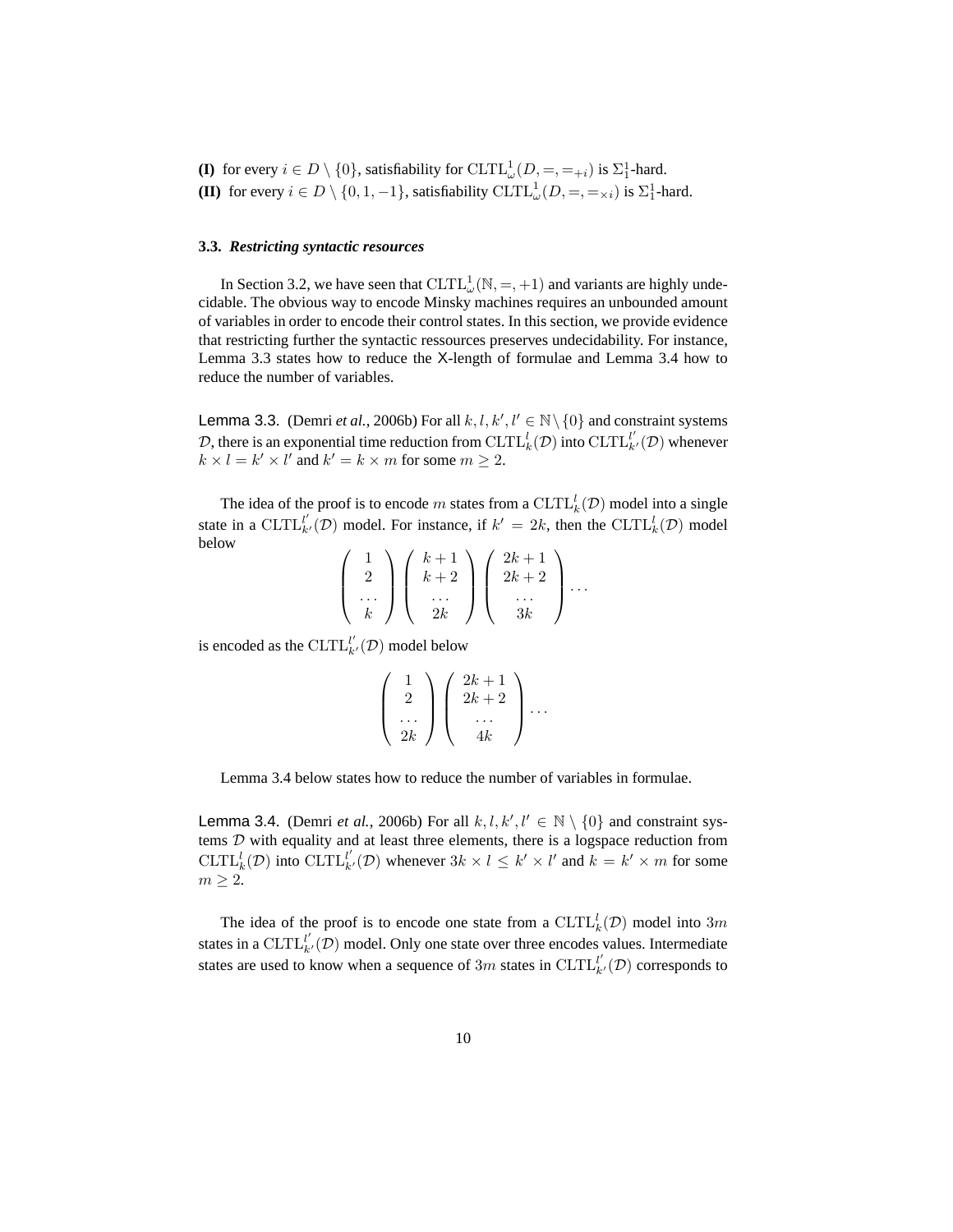**(I)** for every $i \in D \setminus \{0\}$, satisfiability for $\mathrm{CLTL}^1_\omega(D, =, =_{+i})$ is $\Sigma^1_1$-hard.

**(II)** for every $i \in D \setminus \{0, 1, -1\}$, satisfiability $\mathrm{CLTL}^1_\omega(D, =, =_{\times i})$ is $\Sigma^1_1$-hard.

### 3.3. *Restricting syntactic resources*

In Section 3.2, we have seen that $\mathrm{CLTL}^1_\omega(\mathbb{N}, =, +1)$ and variants are highly undecidable. The obvious way to encode Minsky machines requires an unbounded amount of variables in order to encode their control states. In this section, we provide evidence that restricting further the syntactic ressources preserves undecidability. For instance, Lemma 3.3 states how to reduce the X-length of formulae and Lemma 3.4 how to reduce the number of variables.

**Lemma 3.3.** (Demri *et al.*, 2006b) For all $k, l, k', l' \in \mathbb{N} \setminus \{0\}$ and constraint systems $\mathcal{D}$, there is an exponential time reduction from $\mathrm{CLTL}^l_k(\mathcal{D})$ into $\mathrm{CLTL}^{l'}_{k'}(\mathcal{D})$ whenever $k \times l = k' \times l'$ and $k' = k \times m$ for some $m \geq 2$.

The idea of the proof is to encode $m$ states from a $\mathrm{CLTL}^l_k(\mathcal{D})$ model into a single state in a $\mathrm{CLTL}^{l'}_{k'}(\mathcal{D})$ model. For instance, if $k' = 2k$, then the $\mathrm{CLTL}^l_k(\mathcal{D})$ model below

$$\begin{pmatrix} 1 \\ 2 \\ \ldots \\ k \end{pmatrix} \begin{pmatrix} k+1 \\ k+2 \\ \ldots \\ 2k \end{pmatrix} \begin{pmatrix} 2k+1 \\ 2k+2 \\ \ldots \\ 3k \end{pmatrix} \ldots$$

is encoded as the $\mathrm{CLTL}^{l'}_{k'}(\mathcal{D})$ model below

$$\begin{pmatrix} 1 \\ 2 \\ \ldots \\ 2k \end{pmatrix} \begin{pmatrix} 2k+1 \\ 2k+2 \\ \ldots \\ 4k \end{pmatrix} \ldots$$

Lemma 3.4 below states how to reduce the number of variables in formulae.

**Lemma 3.4.** (Demri *et al.*, 2006b) For all $k, l, k', l' \in \mathbb{N} \setminus \{0\}$ and constraint systems $\mathcal{D}$ with equality and at least three elements, there is a logspace reduction from $\mathrm{CLTL}^l_k(\mathcal{D})$ into $\mathrm{CLTL}^{l'}_{k'}(\mathcal{D})$ whenever $3k \times l \leq k' \times l'$ and $k = k' \times m$ for some $m \geq 2$.

The idea of the proof is to encode one state from a $\mathrm{CLTL}^l_k(\mathcal{D})$ model into $3m$ states in a $\mathrm{CLTL}^{l'}_{k'}(\mathcal{D})$ model. Only one state over three encodes values. Intermediate states are used to know when a sequence of $3m$ states in $\mathrm{CLTL}^{l'}_{k'}(\mathcal{D})$ corresponds to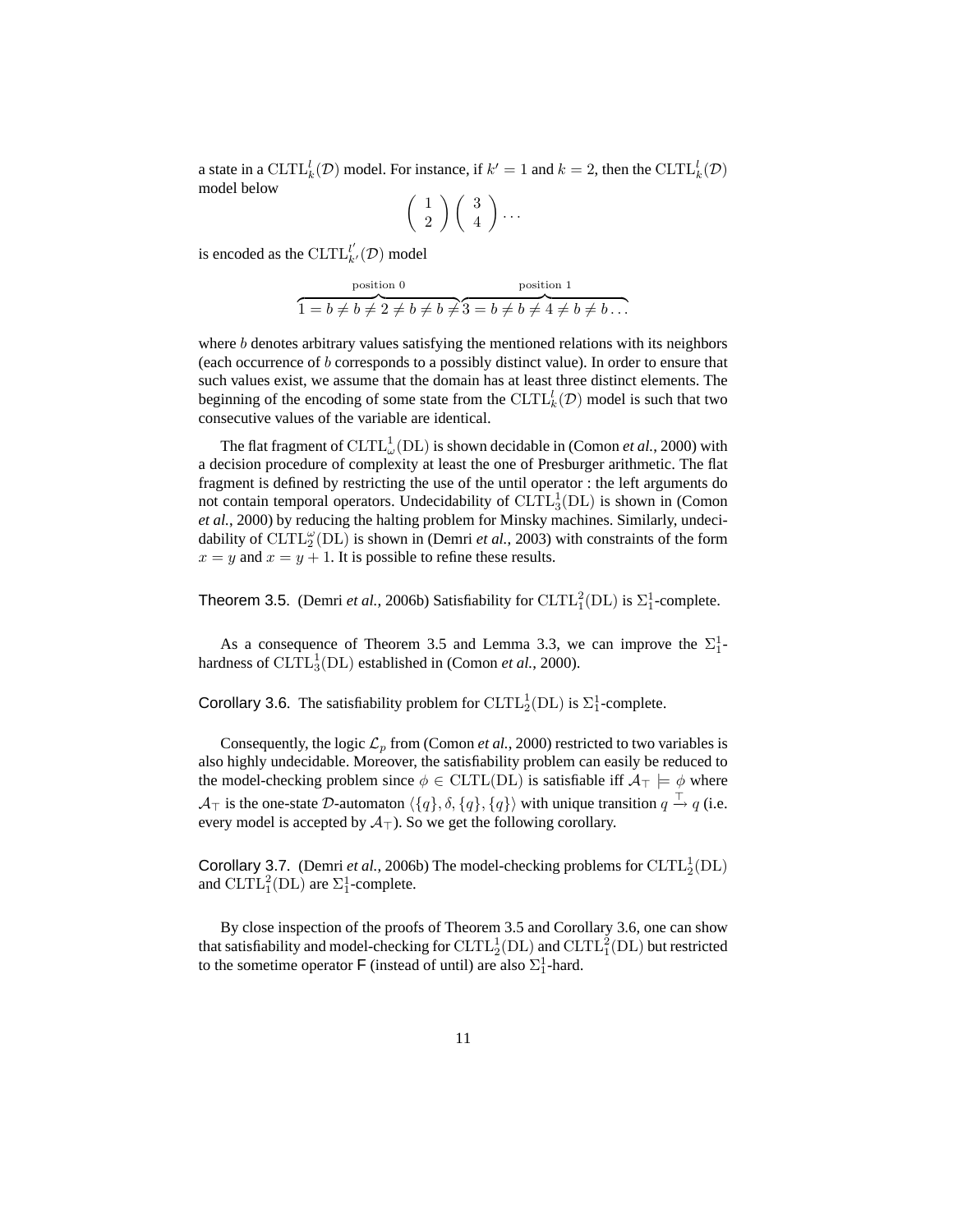a state in a $\mathrm{CLTL}^{l}_{k}(\mathcal{D})$ model. For instance, if $k' = 1$ and $k = 2$, then the $\mathrm{CLTL}^{l}_{k}(\mathcal{D})$ model below

$$\left(\begin{array}{c} 1 \\ 2 \end{array}\right)\left(\begin{array}{c} 3 \\ 4 \end{array}\right)\ldots$$

is encoded as the $\mathrm{CLTL}^{l'}_{k'}(\mathcal{D})$ model

$$\overbrace{1 = b \neq b \neq 2 \neq b \neq b \neq}^{\text{position } 0}\overbrace{3 = b \neq b \neq 4 \neq b \neq b \ldots}^{\text{position } 1}$$

where $b$ denotes arbitrary values satisfying the mentioned relations with its neighbors (each occurrence of $b$ corresponds to a possibly distinct value). In order to ensure that such values exist, we assume that the domain has at least three distinct elements. The beginning of the encoding of some state from the $\mathrm{CLTL}^{l}_{k}(\mathcal{D})$ model is such that two consecutive values of the variable are identical.

The flat fragment of $\mathrm{CLTL}^{1}_{\omega}(\mathrm{DL})$ is shown decidable in (Comon *et al.*, 2000) with a decision procedure of complexity at least the one of Presburger arithmetic. The flat fragment is defined by restricting the use of the until operator : the left arguments do not contain temporal operators. Undecidability of $\mathrm{CLTL}^{1}_{3}(\mathrm{DL})$ is shown in (Comon *et al.*, 2000) by reducing the halting problem for Minsky machines. Similarly, undecidability of $\mathrm{CLTL}^{\omega}_{2}(\mathrm{DL})$ is shown in (Demri *et al.*, 2003) with constraints of the form $x = y$ and $x = y + 1$. It is possible to refine these results.

Theorem 3.5. (Demri *et al.*, 2006b) Satisfiability for $\mathrm{CLTL}^{2}_{1}(\mathrm{DL})$ is $\Sigma^1_1$-complete.

As a consequence of Theorem 3.5 and Lemma 3.3, we can improve the $\Sigma^1_1$-hardness of $\mathrm{CLTL}^{1}_{3}(\mathrm{DL})$ established in (Comon *et al.*, 2000).

Corollary 3.6. The satisfiability problem for $\mathrm{CLTL}^{1}_{2}(\mathrm{DL})$ is $\Sigma^1_1$-complete.

Consequently, the logic $\mathcal{L}_p$ from (Comon *et al.*, 2000) restricted to two variables is also highly undecidable. Moreover, the satisfiability problem can easily be reduced to the model-checking problem since $\phi \in \mathrm{CLTL}(\mathrm{DL})$ is satisfiable iff $\mathcal{A}_\top \models \phi$ where $\mathcal{A}_\top$ is the one-state $\mathcal{D}$-automaton $\langle \{q\}, \delta, \{q\}, \{q\} \rangle$ with unique transition $q \xrightarrow{\top} q$ (i.e. every model is accepted by $\mathcal{A}_\top$). So we get the following corollary.

Corollary 3.7. (Demri *et al.*, 2006b) The model-checking problems for $\mathrm{CLTL}^{1}_{2}(\mathrm{DL})$ and $\mathrm{CLTL}^{2}_{1}(\mathrm{DL})$ are $\Sigma^1_1$-complete.

By close inspection of the proofs of Theorem 3.5 and Corollary 3.6, one can show that satisfiability and model-checking for $\mathrm{CLTL}^{1}_{2}(\mathrm{DL})$ and $\mathrm{CLTL}^{2}_{1}(\mathrm{DL})$ but restricted to the sometime operator $\mathsf{F}$ (instead of until) are also $\Sigma^1_1$-hard.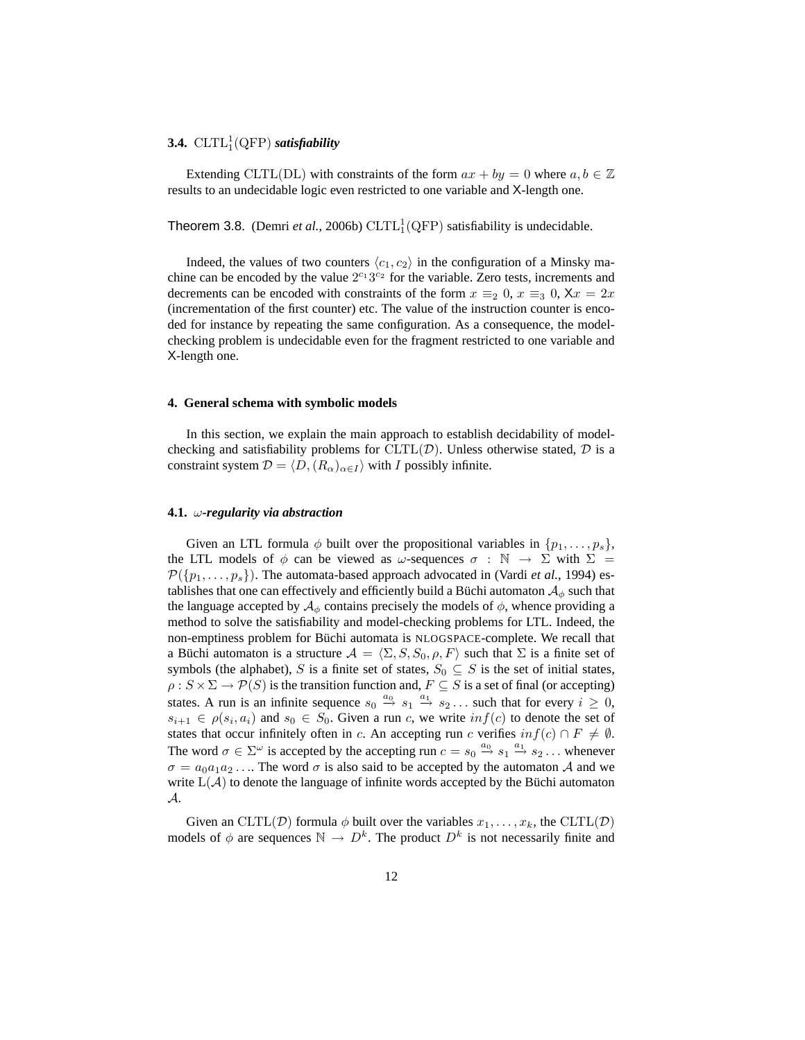### 3.4. $\mathrm{CLTL}^1_1(\mathrm{QFP})$ *satisfiability*

Extending $\mathrm{CLTL}(\mathrm{DL})$ with constraints of the form $ax + by = 0$ where $a, b \in \mathbb{Z}$ results to an undecidable logic even restricted to one variable and X-length one.

Theorem 3.8. (Demri *et al.*, 2006b) $\mathrm{CLTL}^1_1(\mathrm{QFP})$ satisfiability is undecidable.

Indeed, the values of two counters $\langle c_1, c_2 \rangle$ in the configuration of a Minsky machine can be encoded by the value $2^{c_1}3^{c_2}$ for the variable. Zero tests, increments and decrements can be encoded with constraints of the form $x \equiv_2 0$, $x \equiv_3 0$, $\mathsf{X}x = 2x$ (incrementation of the first counter) etc. The value of the instruction counter is encoded for instance by repeating the same configuration. As a consequence, the model-checking problem is undecidable even for the fragment restricted to one variable and X-length one.

## 4. General schema with symbolic models

In this section, we explain the main approach to establish decidability of model-checking and satisfiability problems for $\mathrm{CLTL}(\mathcal{D})$. Unless otherwise stated, $\mathcal{D}$ is a constraint system $\mathcal{D} = \langle D, (R_\alpha)_{\alpha \in I} \rangle$ with $I$ possibly infinite.

### 4.1. $\omega$*-regularity via abstraction*

Given an LTL formula $\phi$ built over the propositional variables in $\{p_1, \ldots, p_s\}$, the LTL models of $\phi$ can be viewed as $\omega$-sequences $\sigma : \mathbb{N} \rightarrow \Sigma$ with $\Sigma = \mathcal{P}(\{p_1, \ldots, p_s\})$. The automata-based approach advocated in (Vardi *et al.*, 1994) establishes that one can effectively and efficiently build a Büchi automaton $\mathcal{A}_\phi$ such that the language accepted by $\mathcal{A}_\phi$ contains precisely the models of $\phi$, whence providing a method to solve the satisfiability and model-checking problems for LTL. Indeed, the non-emptiness problem for Büchi automata is NLOGSPACE-complete. We recall that a Büchi automaton is a structure $\mathcal{A} = \langle \Sigma, S, S_0, \rho, F \rangle$ such that $\Sigma$ is a finite set of symbols (the alphabet), $S$ is a finite set of states, $S_0 \subseteq S$ is the set of initial states, $\rho : S \times \Sigma \rightarrow \mathcal{P}(S)$ is the transition function and, $F \subseteq S$ is a set of final (or accepting) states. A run is an infinite sequence $s_0 \xrightarrow{a_0} s_1 \xrightarrow{a_1} s_2 \ldots$ such that for every $i \geq 0$, $s_{i+1} \in \rho(s_i, a_i)$ and $s_0 \in S_0$. Given a run $c$, we write $inf(c)$ to denote the set of states that occur infinitely often in $c$. An accepting run $c$ verifies $inf(c) \cap F \neq \emptyset$. The word $\sigma \in \Sigma^\omega$ is accepted by the accepting run $c = s_0 \xrightarrow{a_0} s_1 \xrightarrow{a_1} s_2 \ldots$ whenever $\sigma = a_0 a_1 a_2 \ldots$. The word $\sigma$ is also said to be accepted by the automaton $\mathcal{A}$ and we write $\mathrm{L}(\mathcal{A})$ to denote the language of infinite words accepted by the Büchi automaton $\mathcal{A}$.

Given an $\mathrm{CLTL}(\mathcal{D})$ formula $\phi$ built over the variables $x_1, \ldots, x_k$, the $\mathrm{CLTL}(\mathcal{D})$ models of $\phi$ are sequences $\mathbb{N} \rightarrow D^k$. The product $D^k$ is not necessarily finite and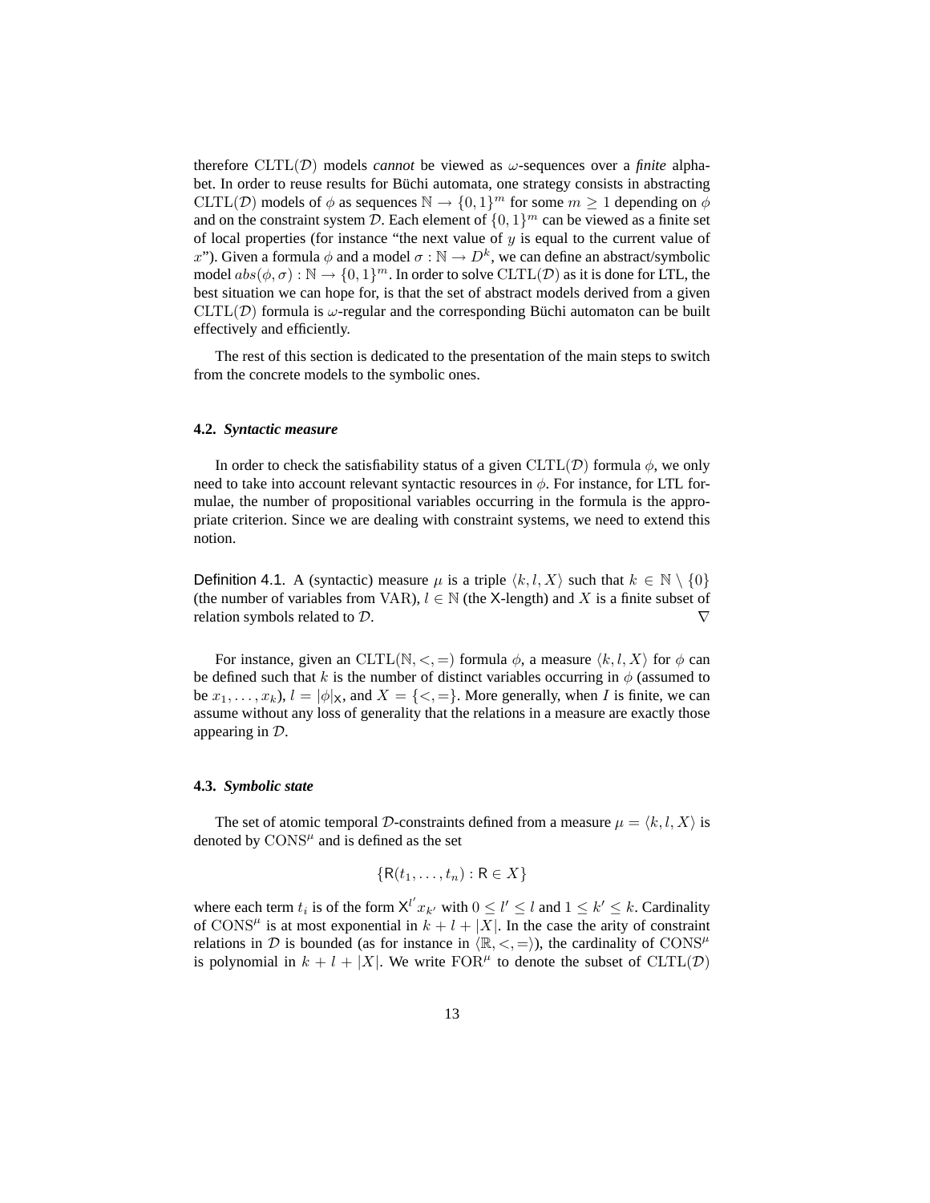therefore $\mathrm{CLTL}(\mathcal{D})$ models *cannot* be viewed as $\omega$-sequences over a *finite* alphabet. In order to reuse results for Büchi automata, one strategy consists in abstracting $\mathrm{CLTL}(\mathcal{D})$ models of $\phi$ as sequences $\mathbb{N} \rightarrow \{0,1\}^m$ for some $m \geq 1$ depending on $\phi$ and on the constraint system $\mathcal{D}$. Each element of $\{0,1\}^m$ can be viewed as a finite set of local properties (for instance "the next value of $y$ is equal to the current value of $x$"). Given a formula $\phi$ and a model $\sigma : \mathbb{N} \rightarrow D^k$, we can define an abstract/symbolic model $abs(\phi, \sigma) : \mathbb{N} \rightarrow \{0,1\}^m$. In order to solve $\mathrm{CLTL}(\mathcal{D})$ as it is done for LTL, the best situation we can hope for, is that the set of abstract models derived from a given $\mathrm{CLTL}(\mathcal{D})$ formula is $\omega$-regular and the corresponding Büchi automaton can be built effectively and efficiently.

The rest of this section is dedicated to the presentation of the main steps to switch from the concrete models to the symbolic ones.

### 4.2. *Syntactic measure*

In order to check the satisfiability status of a given $\mathrm{CLTL}(\mathcal{D})$ formula $\phi$, we only need to take into account relevant syntactic resources in $\phi$. For instance, for LTL formulae, the number of propositional variables occurring in the formula is the appropriate criterion. Since we are dealing with constraint systems, we need to extend this notion.

Definition 4.1. A (syntactic) measure $\mu$ is a triple $\langle k, l, X \rangle$ such that $k \in \mathbb{N} \setminus \{0\}$ (the number of variables from $\mathrm{VAR}$), $l \in \mathbb{N}$ (the $\mathsf{X}$-length) and $X$ is a finite subset of relation symbols related to $\mathcal{D}$. $\nabla$

For instance, given an $\mathrm{CLTL}(\mathbb{N}, <, =)$ formula $\phi$, a measure $\langle k, l, X \rangle$ for $\phi$ can be defined such that $k$ is the number of distinct variables occurring in $\phi$ (assumed to be $x_1, \ldots, x_k$), $l = |\phi|_{\mathsf{X}}$, and $X = \{<, =\}$. More generally, when $I$ is finite, we can assume without any loss of generality that the relations in a measure are exactly those appearing in $\mathcal{D}$.

### 4.3. *Symbolic state*

The set of atomic temporal $\mathcal{D}$-constraints defined from a measure $\mu = \langle k, l, X \rangle$ is denoted by $\mathrm{CONS}^{\mu}$ and is defined as the set

$$\{\mathsf{R}(t_1, \ldots, t_n) : \mathsf{R} \in X\}$$

where each term $t_i$ is of the form $\mathsf{X}^{l'} x_{k'}$ with $0 \leq l' \leq l$ and $1 \leq k' \leq k$. Cardinality of $\mathrm{CONS}^{\mu}$ is at most exponential in $k + l + |X|$. In the case the arity of constraint relations in $\mathcal{D}$ is bounded (as for instance in $\langle \mathbb{R}, <, = \rangle$), the cardinality of $\mathrm{CONS}^{\mu}$ is polynomial in $k + l + |X|$. We write $\mathrm{FOR}^{\mu}$ to denote the subset of $\mathrm{CLTL}(\mathcal{D})$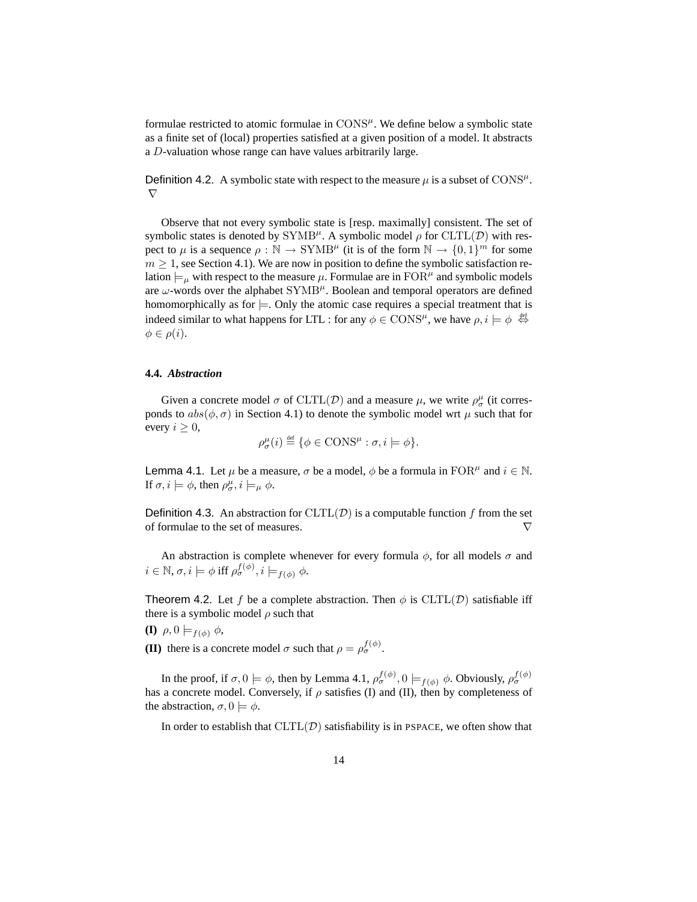formulae restricted to atomic formulae in $\mathrm{CONS}^{\mu}$. We define below a symbolic state as a finite set of (local) properties satisfied at a given position of a model. It abstracts a $D$-valuation whose range can have values arbitrarily large.

Definition 4.2. A symbolic state with respect to the measure $\mu$ is a subset of $\mathrm{CONS}^{\mu}$. $\nabla$

Observe that not every symbolic state is [resp. maximally] consistent. The set of symbolic states is denoted by $\mathrm{SYMB}^{\mu}$. A symbolic model $\rho$ for $\mathrm{CLTL}(\mathcal{D})$ with respect to $\mu$ is a sequence $\rho : \mathbb{N} \rightarrow \mathrm{SYMB}^{\mu}$ (it is of the form $\mathbb{N} \rightarrow \{0,1\}^m$ for some $m \geq 1$, see Section 4.1). We are now in position to define the symbolic satisfaction relation $\models_{\mu}$ with respect to the measure $\mu$. Formulae are in $\mathrm{FOR}^{\mu}$ and symbolic models are $\omega$-words over the alphabet $\mathrm{SYMB}^{\mu}$. Boolean and temporal operators are defined homomorphically as for $\models$. Only the atomic case requires a special treatment that is indeed similar to what happens for LTL : for any $\phi \in \mathrm{CONS}^{\mu}$, we have $\rho, i \models \phi \overset{\text{def}}{\Leftrightarrow} \phi \in \rho(i)$.

#### 4.4. *Abstraction*

Given a concrete model $\sigma$ of $\mathrm{CLTL}(\mathcal{D})$ and a measure $\mu$, we write $\rho^{\mu}_{\sigma}$ (it corresponds to $abs(\phi, \sigma)$ in Section 4.1) to denote the symbolic model wrt $\mu$ such that for every $i \geq 0$,

$$\rho^{\mu}_{\sigma}(i) \overset{\text{def}}{=} \{\phi \in \mathrm{CONS}^{\mu} : \sigma, i \models \phi\}.$$

Lemma 4.1. Let $\mu$ be a measure, $\sigma$ be a model, $\phi$ be a formula in $\mathrm{FOR}^{\mu}$ and $i \in \mathbb{N}$. If $\sigma, i \models \phi$, then $\rho^{\mu}_{\sigma}, i \models_{\mu} \phi$.

Definition 4.3. An abstraction for $\mathrm{CLTL}(\mathcal{D})$ is a computable function $f$ from the set of formulae to the set of measures. $\nabla$

An abstraction is complete whenever for every formula $\phi$, for all models $\sigma$ and $i \in \mathbb{N}$, $\sigma, i \models \phi$ iff $\rho^{f(\phi)}_{\sigma}, i \models_{f(\phi)} \phi$.

Theorem 4.2. Let $f$ be a complete abstraction. Then $\phi$ is $\mathrm{CLTL}(\mathcal{D})$ satisfiable iff there is a symbolic model $\rho$ such that

**(I)** $\rho, 0 \models_{f(\phi)} \phi$,

**(II)** there is a concrete model $\sigma$ such that $\rho = \rho^{f(\phi)}_{\sigma}$.

In the proof, if $\sigma, 0 \models \phi$, then by Lemma 4.1, $\rho^{f(\phi)}_{\sigma}, 0 \models_{f(\phi)} \phi$. Obviously, $\rho^{f(\phi)}_{\sigma}$ has a concrete model. Conversely, if $\rho$ satisfies (I) and (II), then by completeness of the abstraction, $\sigma, 0 \models \phi$.

In order to establish that $\mathrm{CLTL}(\mathcal{D})$ satisfiability is in PSPACE, we often show that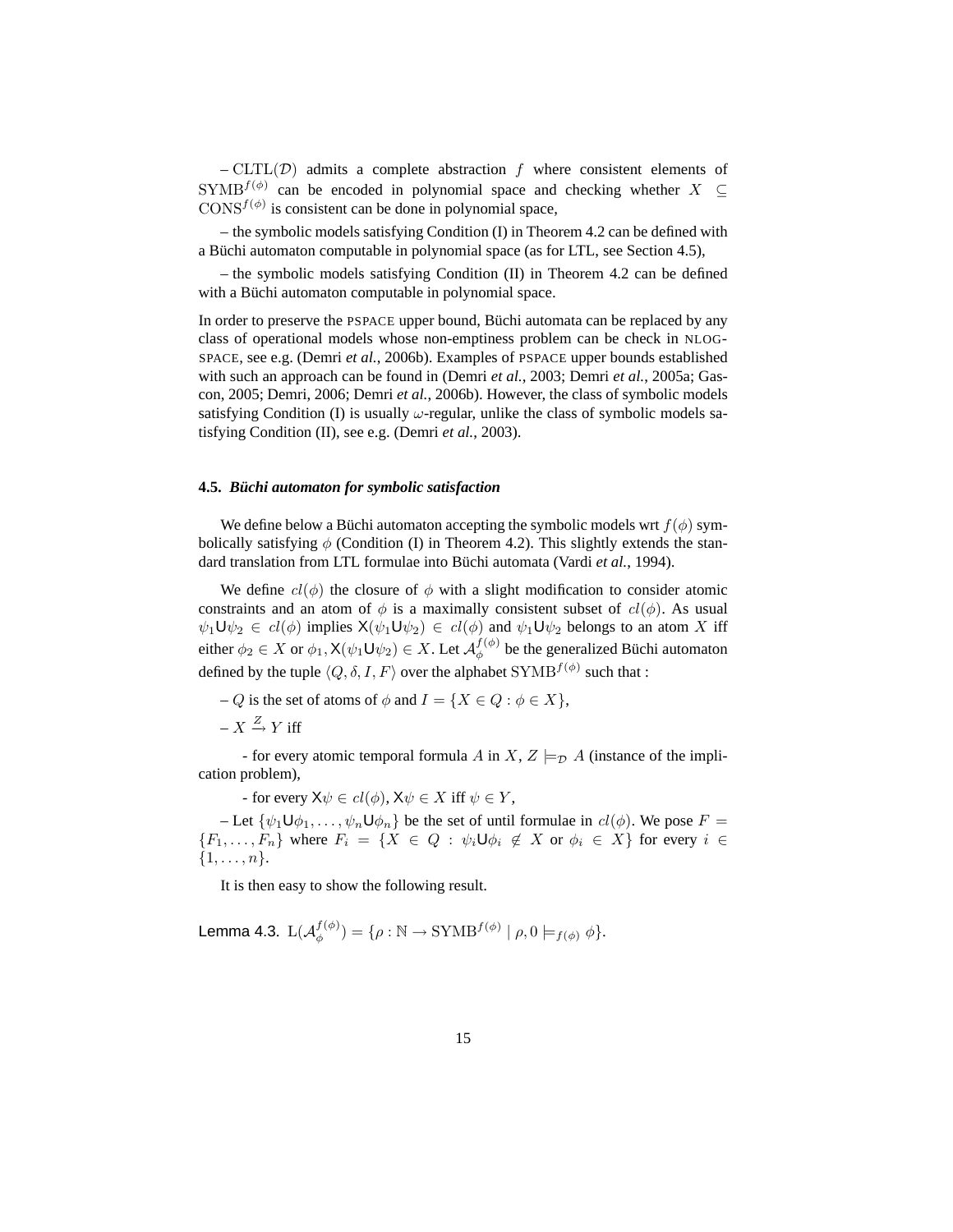– $\mathrm{CLTL}(\mathcal{D})$ admits a complete abstraction $f$ where consistent elements of $\mathrm{SYMB}^{f(\phi)}$ can be encoded in polynomial space and checking whether $X \subseteq \mathrm{CONS}^{f(\phi)}$ is consistent can be done in polynomial space,

– the symbolic models satisfying Condition (I) in Theorem 4.2 can be defined with a Büchi automaton computable in polynomial space (as for LTL, see Section 4.5),

– the symbolic models satisfying Condition (II) in Theorem 4.2 can be defined with a Büchi automaton computable in polynomial space.

In order to preserve the PSPACE upper bound, Büchi automata can be replaced by any class of operational models whose non-emptiness problem can be check in NLOGSPACE, see e.g. (Demri *et al.*, 2006b). Examples of PSPACE upper bounds established with such an approach can be found in (Demri *et al.*, 2003; Demri *et al.*, 2005a; Gascon, 2005; Demri, 2006; Demri *et al.*, 2006b). However, the class of symbolic models satisfying Condition (I) is usually $\omega$-regular, unlike the class of symbolic models satisfying Condition (II), see e.g. (Demri *et al.*, 2003).

### 4.5. *Büchi automaton for symbolic satisfaction*

We define below a Büchi automaton accepting the symbolic models wrt $f(\phi)$ symbolically satisfying $\phi$ (Condition (I) in Theorem 4.2). This slightly extends the standard translation from LTL formulae into Büchi automata (Vardi *et al.*, 1994).

We define $cl(\phi)$ the closure of $\phi$ with a slight modification to consider atomic constraints and an atom of $\phi$ is a maximally consistent subset of $cl(\phi)$. As usual $\psi_1 \mathsf{U} \psi_2 \in cl(\phi)$ implies $\mathsf{X}(\psi_1 \mathsf{U} \psi_2) \in cl(\phi)$ and $\psi_1 \mathsf{U} \psi_2$ belongs to an atom $X$ iff either $\phi_2 \in X$ or $\phi_1, \mathsf{X}(\psi_1 \mathsf{U} \psi_2) \in X$. Let $\mathcal{A}_\phi^{f(\phi)}$ be the generalized Büchi automaton defined by the tuple $\langle Q, \delta, I, F \rangle$ over the alphabet $\mathrm{SYMB}^{f(\phi)}$ such that :

– $Q$ is the set of atoms of $\phi$ and $I = \{X \in Q : \phi \in X\}$,

– $X \xrightarrow{Z} Y$ iff

- for every atomic temporal formula $A$ in $X$, $Z \models_{\mathcal{D}} A$ (instance of the implication problem),

- for every $\mathsf{X}\psi \in cl(\phi)$, $\mathsf{X}\psi \in X$ iff $\psi \in Y$,

– Let $\{\psi_1 \mathsf{U} \phi_1, \ldots, \psi_n \mathsf{U} \phi_n\}$ be the set of until formulae in $cl(\phi)$. We pose $F = \{F_1, \ldots, F_n\}$ where $F_i = \{X \in Q : \psi_i \mathsf{U} \phi_i \notin X \text{ or } \phi_i \in X\}$ for every $i \in \{1, \ldots, n\}$.

It is then easy to show the following result.

Lemma 4.3. $\mathrm{L}(\mathcal{A}_\phi^{f(\phi)}) = \{\rho : \mathbb{N} \to \mathrm{SYMB}^{f(\phi)} \mid \rho, 0 \models_{f(\phi)} \phi\}$.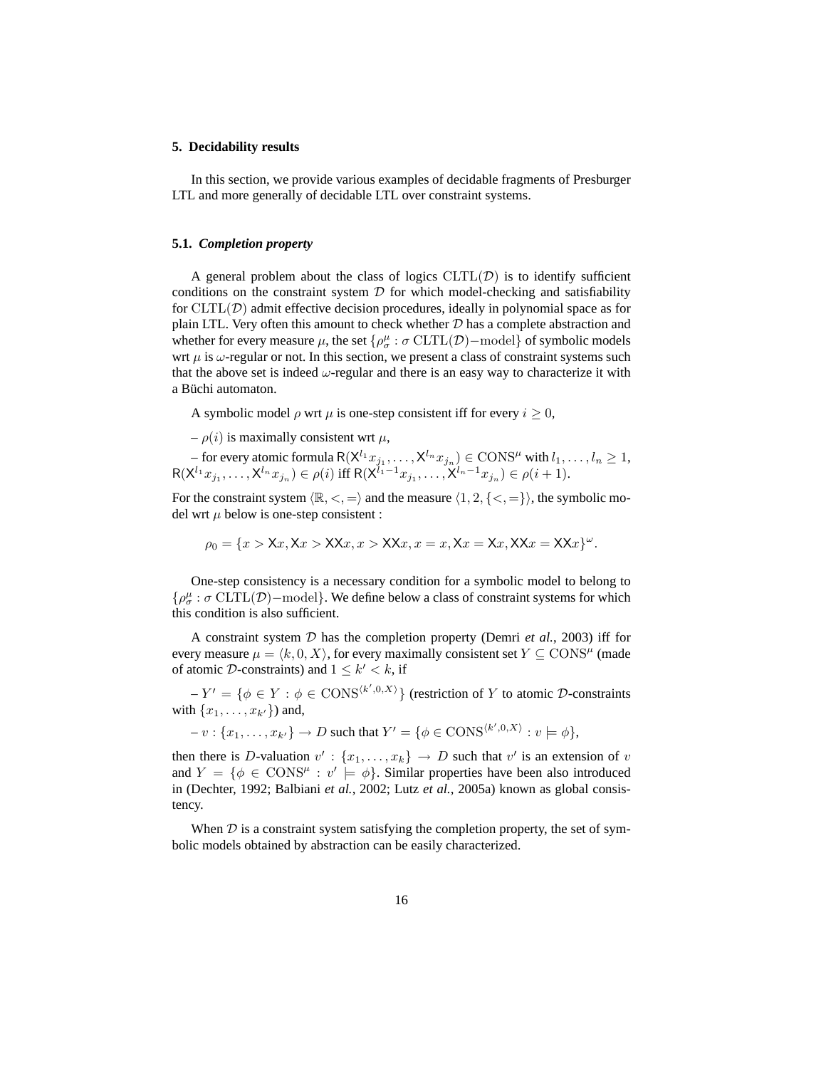## 5. Decidability results

In this section, we provide various examples of decidable fragments of Presburger LTL and more generally of decidable LTL over constraint systems.

### 5.1. *Completion property*

A general problem about the class of logics $\mathrm{CLTL}(\mathcal{D})$ is to identify sufficient conditions on the constraint system $\mathcal{D}$ for which model-checking and satisfiability for $\mathrm{CLTL}(\mathcal{D})$ admit effective decision procedures, ideally in polynomial space as for plain LTL. Very often this amount to check whether $\mathcal{D}$ has a complete abstraction and whether for every measure $\mu$, the set $\{\rho^{\mu}_{\sigma} : \sigma \ \mathrm{CLTL}(\mathcal{D})\mathrm{-model}\}$ of symbolic models wrt $\mu$ is $\omega$-regular or not. In this section, we present a class of constraint systems such that the above set is indeed $\omega$-regular and there is an easy way to characterize it with a Büchi automaton.

A symbolic model $\rho$ wrt $\mu$ is one-step consistent iff for every $i \geq 0$,

– $\rho(i)$ is maximally consistent wrt $\mu$,

– for every atomic formula $\mathsf{R}(\mathsf{X}^{l_1}x_{j_1}, \ldots, \mathsf{X}^{l_n}x_{j_n}) \in \mathrm{CONS}^{\mu}$ with $l_1, \ldots, l_n \geq 1$, $\mathsf{R}(\mathsf{X}^{l_1}x_{j_1}, \ldots, \mathsf{X}^{l_n}x_{j_n}) \in \rho(i)$ iff $\mathsf{R}(\mathsf{X}^{l_1-1}x_{j_1}, \ldots, \mathsf{X}^{l_n-1}x_{j_n}) \in \rho(i+1)$.

For the constraint system $\langle \mathbb{R}, <, = \rangle$ and the measure $\langle 1, 2, \{<, =\} \rangle$, the symbolic model wrt $\mu$ below is one-step consistent :

$$\rho_0 = \{x > \mathsf{X}x, \mathsf{X}x > \mathsf{X}\mathsf{X}x, x > \mathsf{X}\mathsf{X}x, x = x, \mathsf{X}x = \mathsf{X}x, \mathsf{X}\mathsf{X}x = \mathsf{X}\mathsf{X}x\}^{\omega}.$$

One-step consistency is a necessary condition for a symbolic model to belong to $\{\rho^{\mu}_{\sigma} : \sigma \ \mathrm{CLTL}(\mathcal{D})\mathrm{-model}\}$. We define below a class of constraint systems for which this condition is also sufficient.

A constraint system $\mathcal{D}$ has the completion property (Demri *et al.*, 2003) iff for every measure $\mu = \langle k, 0, X \rangle$, for every maximally consistent set $Y \subseteq \mathrm{CONS}^{\mu}$ (made of atomic $\mathcal{D}$-constraints) and $1 \leq k' < k$, if

– $Y' = \{\phi \in Y : \phi \in \mathrm{CONS}^{\langle k', 0, X \rangle}\}$ (restriction of $Y$ to atomic $\mathcal{D}$-constraints with $\{x_1, \ldots, x_{k'}\}$) and,

– $v : \{x_1, \ldots, x_{k'}\} \to D$ such that $Y' = \{\phi \in \mathrm{CONS}^{\langle k', 0, X \rangle} : v \models \phi\}$,

then there is $D$-valuation $v' : \{x_1, \ldots, x_k\} \to D$ such that $v'$ is an extension of $v$ and $Y = \{\phi \in \mathrm{CONS}^{\mu} : v' \models \phi\}$. Similar properties have been also introduced in (Dechter, 1992; Balbiani *et al.*, 2002; Lutz *et al.*, 2005a) known as global consistency.

When $\mathcal{D}$ is a constraint system satisfying the completion property, the set of symbolic models obtained by abstraction can be easily characterized.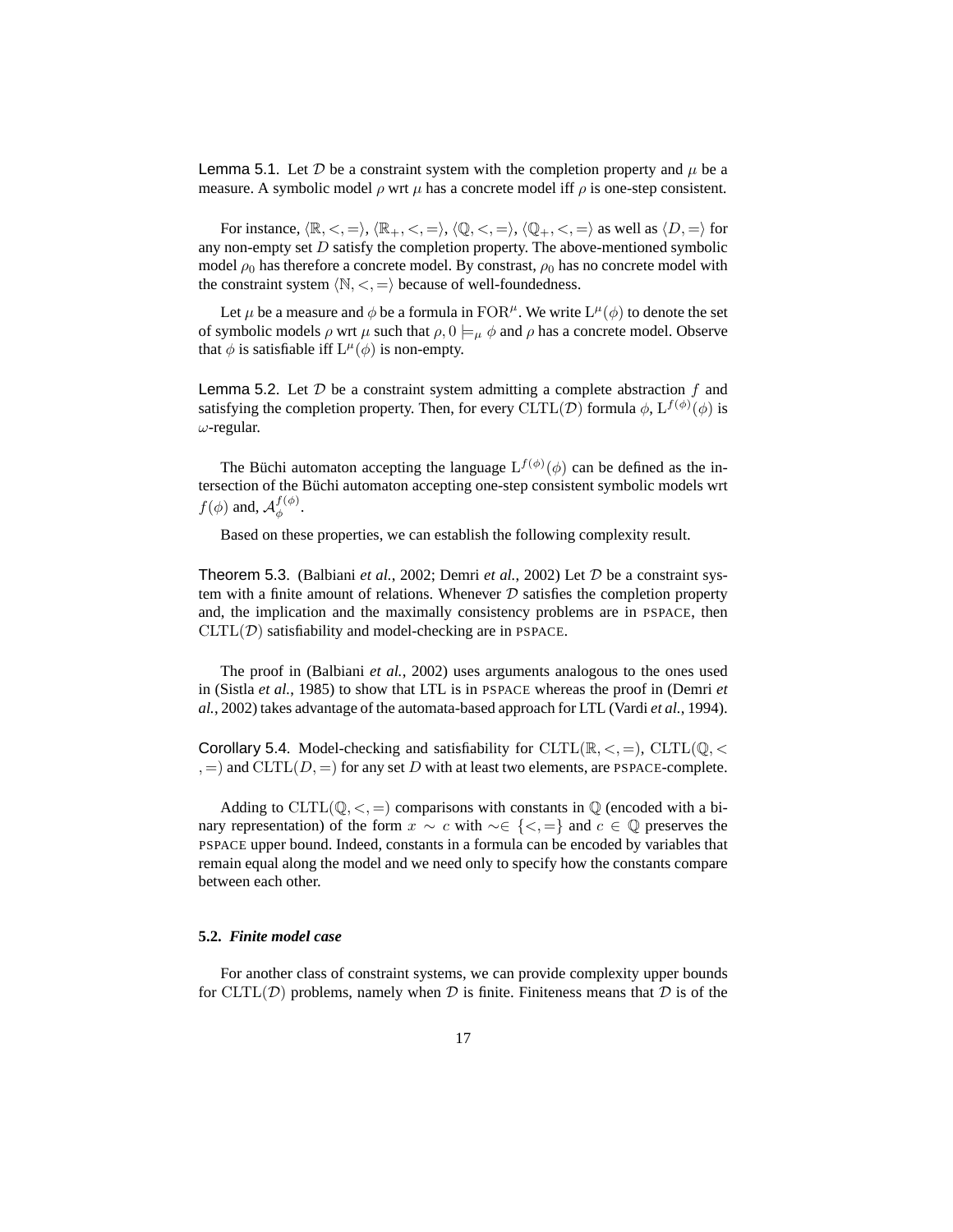**Lemma 5.1.** Let $\mathcal{D}$ be a constraint system with the completion property and $\mu$ be a measure. A symbolic model $\rho$ wrt $\mu$ has a concrete model iff $\rho$ is one-step consistent.

For instance, $\langle \mathbb{R}, <, = \rangle$, $\langle \mathbb{R}_+, <, = \rangle$, $\langle \mathbb{Q}, <, = \rangle$, $\langle \mathbb{Q}_+, <, = \rangle$ as well as $\langle D, = \rangle$ for any non-empty set $D$ satisfy the completion property. The above-mentioned symbolic model $\rho_0$ has therefore a concrete model. By constrast, $\rho_0$ has no concrete model with the constraint system $\langle \mathbb{N}, <, = \rangle$ because of well-foundedness.

Let $\mu$ be a measure and $\phi$ be a formula in $\mathrm{FOR}^\mu$. We write $\mathrm{L}^\mu(\phi)$ to denote the set of symbolic models $\rho$ wrt $\mu$ such that $\rho, 0 \models_\mu \phi$ and $\rho$ has a concrete model. Observe that $\phi$ is satisfiable iff $\mathrm{L}^\mu(\phi)$ is non-empty.

**Lemma 5.2.** Let $\mathcal{D}$ be a constraint system admitting a complete abstraction $f$ and satisfying the completion property. Then, for every $\mathrm{CLTL}(\mathcal{D})$ formula $\phi$, $\mathrm{L}^{f(\phi)}(\phi)$ is $\omega$-regular.

The Büchi automaton accepting the language $\mathrm{L}^{f(\phi)}(\phi)$ can be defined as the intersection of the Büchi automaton accepting one-step consistent symbolic models wrt $f(\phi)$ and, $\mathcal{A}_\phi^{f(\phi)}$.

Based on these properties, we can establish the following complexity result.

**Theorem 5.3.** (Balbiani *et al.*, 2002; Demri *et al.*, 2002) Let $\mathcal{D}$ be a constraint system with a finite amount of relations. Whenever $\mathcal{D}$ satisfies the completion property and, the implication and the maximally consistency problems are in PSPACE, then $\mathrm{CLTL}(\mathcal{D})$ satisfiability and model-checking are in PSPACE.

The proof in (Balbiani *et al.*, 2002) uses arguments analogous to the ones used in (Sistla *et al.*, 1985) to show that LTL is in PSPACE whereas the proof in (Demri *et al.*, 2002) takes advantage of the automata-based approach for LTL (Vardi *et al.*, 1994).

**Corollary 5.4.** Model-checking and satisfiability for $\mathrm{CLTL}(\mathbb{R}, <, =)$, $\mathrm{CLTL}(\mathbb{Q}, <, =)$ and $\mathrm{CLTL}(D, =)$ for any set $D$ with at least two elements, are PSPACE-complete.

Adding to $\mathrm{CLTL}(\mathbb{Q}, <, =)$ comparisons with constants in $\mathbb{Q}$ (encoded with a binary representation) of the form $x \sim c$ with $\sim \in \{<, =\}$ and $c \in \mathbb{Q}$ preserves the PSPACE upper bound. Indeed, constants in a formula can be encoded by variables that remain equal along the model and we need only to specify how the constants compare between each other.

### 5.2. *Finite model case*

For another class of constraint systems, we can provide complexity upper bounds for $\mathrm{CLTL}(\mathcal{D})$ problems, namely when $\mathcal{D}$ is finite. Finiteness means that $\mathcal{D}$ is of the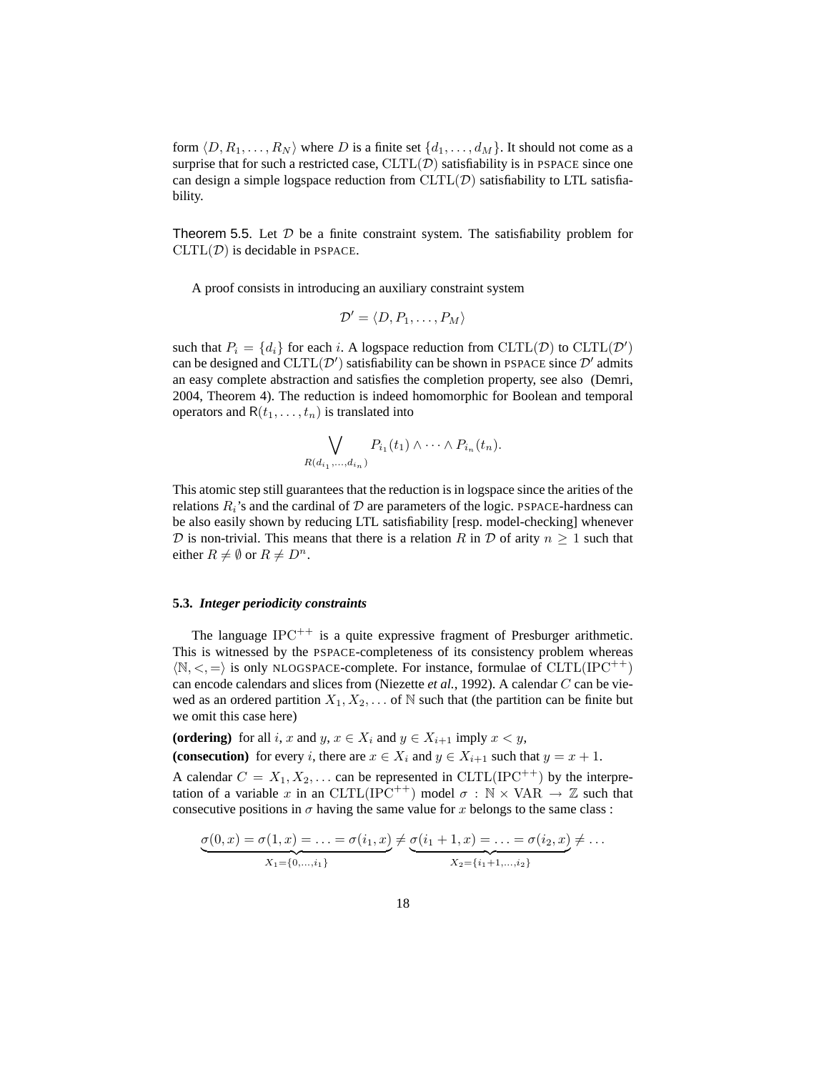form $\langle D, R_1, \ldots, R_N \rangle$ where $D$ is a finite set $\{d_1, \ldots, d_M\}$. It should not come as a surprise that for such a restricted case, $\mathrm{CLTL}(\mathcal{D})$ satisfiability is in PSPACE since one can design a simple logspace reduction from $\mathrm{CLTL}(\mathcal{D})$ satisfiability to LTL satisfiability.

Theorem 5.5. Let $\mathcal{D}$ be a finite constraint system. The satisfiability problem for $\mathrm{CLTL}(\mathcal{D})$ is decidable in PSPACE.

A proof consists in introducing an auxiliary constraint system

$$\mathcal{D}' = \langle D, P_1, \ldots, P_M \rangle$$

such that $P_i = \{d_i\}$ for each $i$. A logspace reduction from $\mathrm{CLTL}(\mathcal{D})$ to $\mathrm{CLTL}(\mathcal{D}')$ can be designed and $\mathrm{CLTL}(\mathcal{D}')$ satisfiability can be shown in PSPACE since $\mathcal{D}'$ admits an easy complete abstraction and satisfies the completion property, see also (Demri, 2004, Theorem 4). The reduction is indeed homomorphic for Boolean and temporal operators and $\mathsf{R}(t_1, \ldots, t_n)$ is translated into

$$\bigvee_{R(d_{i_1}, \ldots, d_{i_n})} P_{i_1}(t_1) \wedge \cdots \wedge P_{i_n}(t_n).$$

This atomic step still guarantees that the reduction is in logspace since the arities of the relations $R_i$'s and the cardinal of $\mathcal{D}$ are parameters of the logic. PSPACE-hardness can be also easily shown by reducing LTL satisfiability [resp. model-checking] whenever $\mathcal{D}$ is non-trivial. This means that there is a relation $R$ in $\mathcal{D}$ of arity $n \geq 1$ such that either $R \neq \emptyset$ or $R \neq D^n$.

### 5.3. *Integer periodicity constraints*

The language $\mathrm{IPC}^{++}$ is a quite expressive fragment of Presburger arithmetic. This is witnessed by the PSPACE-completeness of its consistency problem whereas $\langle \mathbb{N}, <, = \rangle$ is only NLOGSPACE-complete. For instance, formulae of $\mathrm{CLTL}(\mathrm{IPC}^{++})$ can encode calendars and slices from (Niezette *et al.*, 1992). A calendar $C$ can be viewed as an ordered partition $X_1, X_2, \ldots$ of $\mathbb{N}$ such that (the partition can be finite but we omit this case here)

**(ordering)** for all $i$, $x$ and $y$, $x \in X_i$ and $y \in X_{i+1}$ imply $x < y$,

**(consecution)** for every $i$, there are $x \in X_i$ and $y \in X_{i+1}$ such that $y = x + 1$.

A calendar $C = X_1, X_2, \ldots$ can be represented in $\mathrm{CLTL}(\mathrm{IPC}^{++})$ by the interpretation of a variable $x$ in an $\mathrm{CLTL}(\mathrm{IPC}^{++})$ model $\sigma : \mathbb{N} \times \mathrm{VAR} \rightarrow \mathbb{Z}$ such that consecutive positions in $\sigma$ having the same value for $x$ belongs to the same class :

$$\underbrace{\sigma(0, x) = \sigma(1, x) = \ldots = \sigma(i_1, x)}_{X_1 = \{0, \ldots, i_1\}} \neq \underbrace{\sigma(i_1 + 1, x) = \ldots = \sigma(i_2, x)}_{X_2 = \{i_1 + 1, \ldots, i_2\}} \neq \ldots$$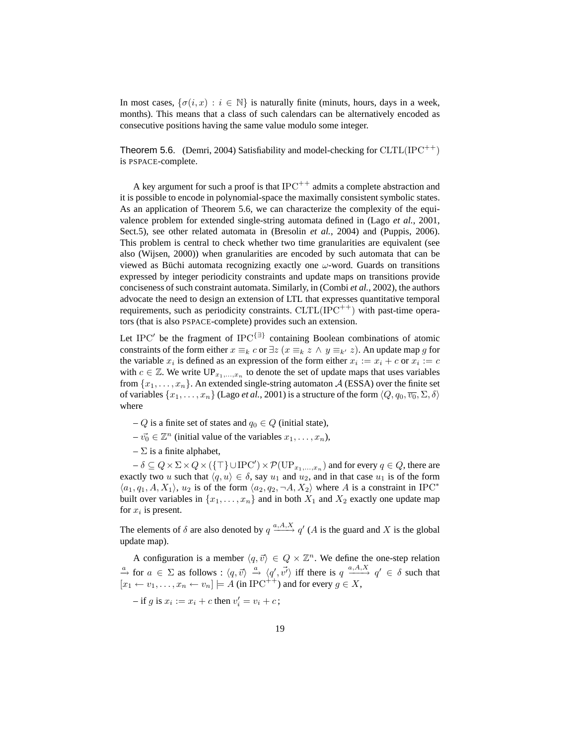In most cases, $\{\sigma(i, x) : i \in \mathbb{N}\}$ is naturally finite (minuts, hours, days in a week, months). This means that a class of such calendars can be alternatively encoded as consecutive positions having the same value modulo some integer.

**Theorem 5.6.** (Demri, 2004) Satisfiability and model-checking for $\mathrm{CLTL}(\mathrm{IPC}^{++})$ is PSPACE-complete.

A key argument for such a proof is that $\mathrm{IPC}^{++}$ admits a complete abstraction and it is possible to encode in polynomial-space the maximally consistent symbolic states. As an application of Theorem 5.6, we can characterize the complexity of the equivalence problem for extended single-string automata defined in (Lago *et al.*, 2001, Sect.5), see other related automata in (Bresolin *et al.*, 2004) and (Puppis, 2006). This problem is central to check whether two time granularities are equivalent (see also (Wijsen, 2000)) when granularities are encoded by such automata that can be viewed as Büchi automata recognizing exactly one $\omega$-word. Guards on transitions expressed by integer periodicity constraints and update maps on transitions provide conciseness of such constraint automata. Similarly, in (Combi *et al.*, 2002), the authors advocate the need to design an extension of LTL that expresses quantitative temporal requirements, such as periodicity constraints. $\mathrm{CLTL}(\mathrm{IPC}^{++})$ with past-time operators (that is also PSPACE-complete) provides such an extension.

Let $\mathrm{IPC}'$ be the fragment of $\mathrm{IPC}^{\{\exists\}}$ containing Boolean combinations of atomic constraints of the form either $x \equiv_k c$ or $\exists z\ (x \equiv_k z \wedge y \equiv_{k'} z)$. An update map $g$ for the variable $x_i$ is defined as an expression of the form either $x_i := x_i + c$ or $x_i := c$ with $c \in \mathbb{Z}$. We write $\mathrm{UP}_{x_1,\ldots,x_n}$ to denote the set of update maps that uses variables from $\{x_1, \ldots, x_n\}$. An extended single-string automaton $\mathcal{A}$ (ESSA) over the finite set of variables $\{x_1, \ldots, x_n\}$ (Lago *et al.*, 2001) is a structure of the form $\langle Q, q_0, \overline{v_0}, \Sigma, \delta\rangle$ where

– $Q$ is a finite set of states and $q_0 \in Q$ (initial state),

– $\vec{v_0} \in \mathbb{Z}^n$ (initial value of the variables $x_1, \ldots, x_n$),

– $\Sigma$ is a finite alphabet,

– $\delta \subseteq Q \times \Sigma \times Q \times (\{\top\} \cup \mathrm{IPC}') \times \mathcal{P}(\mathrm{UP}_{x_1,\ldots,x_n})$ and for every $q \in Q$, there are exactly two $u$ such that $\langle q, u\rangle \in \delta$, say $u_1$ and $u_2$, and in that case $u_1$ is of the form $\langle a_1, q_1, A, X_1\rangle$, $u_2$ is of the form $\langle a_2, q_2, \neg A, X_2\rangle$ where $A$ is a constraint in $\mathrm{IPC}^*$ built over variables in $\{x_1, \ldots, x_n\}$ and in both $X_1$ and $X_2$ exactly one update map for $x_i$ is present.

The elements of $\delta$ are also denoted by $q \xrightarrow{a,A,X} q'$ ($A$ is the guard and $X$ is the global update map).

A configuration is a member $\langle q, \vec{v}\rangle \in Q \times \mathbb{Z}^n$. We define the one-step relation $\xrightarrow{a}$ for $a \in \Sigma$ as follows : $\langle q, \vec{v}\rangle \xrightarrow{a} \langle q', \vec{v'}\rangle$ iff there is $q \xrightarrow{a,A,X} q' \in \delta$ such that $[x_1 \leftarrow v_1, \ldots, x_n \leftarrow v_n] \models A$ (in $\mathrm{IPC}^{++}$) and for every $g \in X$,

– if $g$ is $x_i := x_i + c$ then $v'_i = v_i + c$;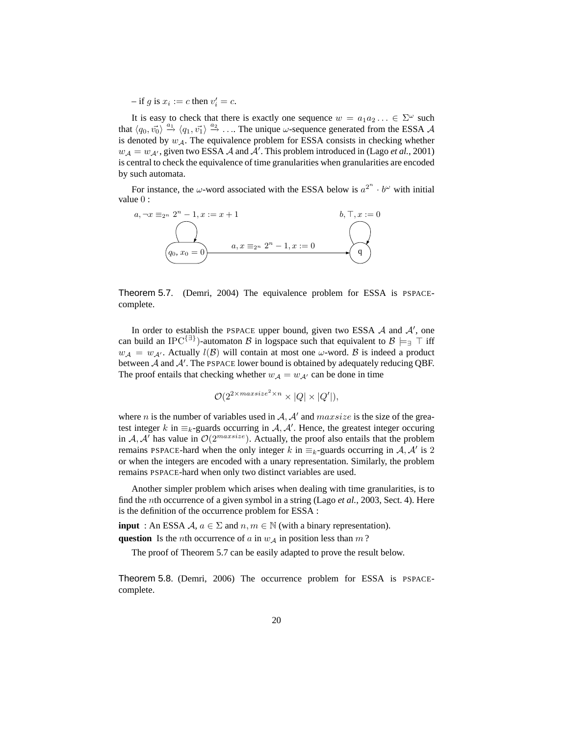– if $g$ is $x_i := c$ then $v'_i = c$.

It is easy to check that there is exactly one sequence $w = a_1 a_2 \ldots \in \Sigma^\omega$ such that $\langle q_0, \vec{v_0}\rangle \xrightarrow{a_1} \langle q_1, \vec{v_1}\rangle \xrightarrow{a_2} \ldots$. The unique $\omega$-sequence generated from the ESSA $\mathcal{A}$ is denoted by $w_{\mathcal{A}}$. The equivalence problem for ESSA consists in checking whether $w_{\mathcal{A}} = w_{\mathcal{A}'}$, given two ESSA $\mathcal{A}$ and $\mathcal{A}'$. This problem introduced in (Lago *et al.*, 2001) is central to check the equivalence of time granularities when granularities are encoded by such automata.

For instance, the $\omega$-word associated with the ESSA below is $a^{2^n} \cdot b^\omega$ with initial value $0$ :

$a, \neg x \equiv_{2^n} 2^n - 1, x := x + 1$ (loop on $q_0, x_0 = 0$)

$a, x \equiv_{2^n} 2^n - 1, x := 0$ (from $q_0$ to q)

$b, \top, x := 0$ (loop on q)

Theorem 5.7. (Demri, 2004) The equivalence problem for ESSA is PSPACE-complete.

In order to establish the PSPACE upper bound, given two ESSA $\mathcal{A}$ and $\mathcal{A}'$, one can build an $\mathrm{IPC}^{\{\exists\}}$)-automaton $\mathcal{B}$ in logspace such that equivalent to $\mathcal{B} \models_\exists \top$ iff $w_{\mathcal{A}} = w_{\mathcal{A}'}$. Actually $l(\mathcal{B})$ will contain at most one $\omega$-word. $\mathcal{B}$ is indeed a product between $\mathcal{A}$ and $\mathcal{A}'$. The PSPACE lower bound is obtained by adequately reducing QBF. The proof entails that checking whether $w_{\mathcal{A}} = w_{\mathcal{A}'}$ can be done in time

$$\mathcal{O}(2^{2 \times maxsize^2 \times n} \times |Q| \times |Q'|),$$

where $n$ is the number of variables used in $\mathcal{A}, \mathcal{A}'$ and $maxsize$ is the size of the greatest integer $k$ in $\equiv_k$-guards occurring in $\mathcal{A}, \mathcal{A}'$. Hence, the greatest integer occuring in $\mathcal{A}, \mathcal{A}'$ has value in $\mathcal{O}(2^{maxsize})$. Actually, the proof also entails that the problem remains PSPACE-hard when the only integer $k$ in $\equiv_k$-guards occurring in $\mathcal{A}, \mathcal{A}'$ is $2$ or when the integers are encoded with a unary representation. Similarly, the problem remains PSPACE-hard when only two distinct variables are used.

Another simpler problem which arises when dealing with time granularities, is to find the $n$th occurrence of a given symbol in a string (Lago *et al.*, 2003, Sect. 4). Here is the definition of the occurrence problem for ESSA :

**input** : An ESSA $\mathcal{A}$, $a \in \Sigma$ and $n, m \in \mathbb{N}$ (with a binary representation).

**question** Is the $n$th occurrence of $a$ in $w_{\mathcal{A}}$ in position less than $m$ ?

The proof of Theorem 5.7 can be easily adapted to prove the result below.

Theorem 5.8. (Demri, 2006) The occurrence problem for ESSA is PSPACE-complete.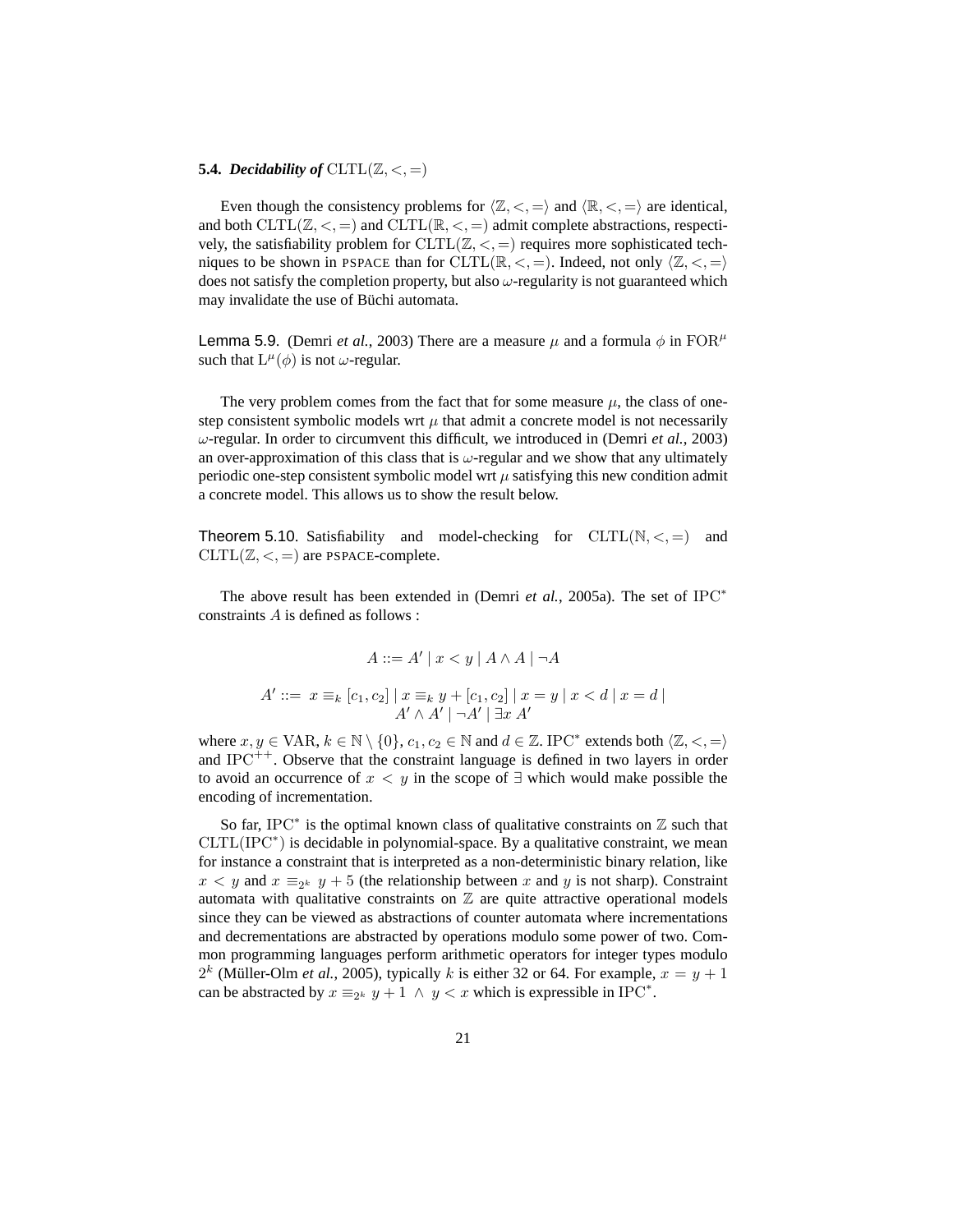### 5.4. *Decidability of* $\mathrm{CLTL}(\mathbb{Z}, <, =)$

Even though the consistency problems for $\langle \mathbb{Z}, <, = \rangle$ and $\langle \mathbb{R}, <, = \rangle$ are identical, and both $\mathrm{CLTL}(\mathbb{Z}, <, =)$ and $\mathrm{CLTL}(\mathbb{R}, <, =)$ admit complete abstractions, respectively, the satisfiability problem for $\mathrm{CLTL}(\mathbb{Z}, <, =)$ requires more sophisticated techniques to be shown in PSPACE than for $\mathrm{CLTL}(\mathbb{R}, <, =)$. Indeed, not only $\langle \mathbb{Z}, <, = \rangle$ does not satisfy the completion property, but also $\omega$-regularity is not guaranteed which may invalidate the use of Büchi automata.

Lemma 5.9. (Demri *et al.*, 2003) There are a measure $\mu$ and a formula $\phi$ in $\mathrm{FOR}^{\mu}$ such that $\mathrm{L}^{\mu}(\phi)$ is not $\omega$-regular.

The very problem comes from the fact that for some measure $\mu$, the class of one-step consistent symbolic models wrt $\mu$ that admit a concrete model is not necessarily $\omega$-regular. In order to circumvent this difficult, we introduced in (Demri *et al.*, 2003) an over-approximation of this class that is $\omega$-regular and we show that any ultimately periodic one-step consistent symbolic model wrt $\mu$ satisfying this new condition admit a concrete model. This allows us to show the result below.

Theorem 5.10. Satisfiability and model-checking for $\mathrm{CLTL}(\mathbb{N}, <, =)$ and $\mathrm{CLTL}(\mathbb{Z}, <, =)$ are PSPACE-complete.

The above result has been extended in (Demri *et al.*, 2005a). The set of $\mathrm{IPC}^{*}$ constraints $A$ is defined as follows :

$$A ::= A' \mid x < y \mid A \wedge A \mid \neg A$$

$$A' ::= \; x \equiv_k [c_1, c_2] \mid x \equiv_k y + [c_1, c_2] \mid x = y \mid x < d \mid x = d \mid A' \wedge A' \mid \neg A' \mid \exists x \; A'$$

where $x, y \in \mathrm{VAR}$, $k \in \mathbb{N} \setminus \{0\}$, $c_1, c_2 \in \mathbb{N}$ and $d \in \mathbb{Z}$. $\mathrm{IPC}^{*}$ extends both $\langle \mathbb{Z}, <, = \rangle$ and $\mathrm{IPC}^{++}$. Observe that the constraint language is defined in two layers in order to avoid an occurrence of $x < y$ in the scope of $\exists$ which would make possible the encoding of incrementation.

So far, $\mathrm{IPC}^{*}$ is the optimal known class of qualitative constraints on $\mathbb{Z}$ such that $\mathrm{CLTL}(\mathrm{IPC}^{*})$ is decidable in polynomial-space. By a qualitative constraint, we mean for instance a constraint that is interpreted as a non-deterministic binary relation, like $x < y$ and $x \equiv_{2^k} y + 5$ (the relationship between $x$ and $y$ is not sharp). Constraint automata with qualitative constraints on $\mathbb{Z}$ are quite attractive operational models since they can be viewed as abstractions of counter automata where incrementations and decrementations are abstracted by operations modulo some power of two. Common programming languages perform arithmetic operators for integer types modulo $2^k$ (Müller-Olm *et al.*, 2005), typically $k$ is either 32 or 64. For example, $x = y + 1$ can be abstracted by $x \equiv_{2^k} y + 1 \; \wedge \; y < x$ which is expressible in $\mathrm{IPC}^{*}$.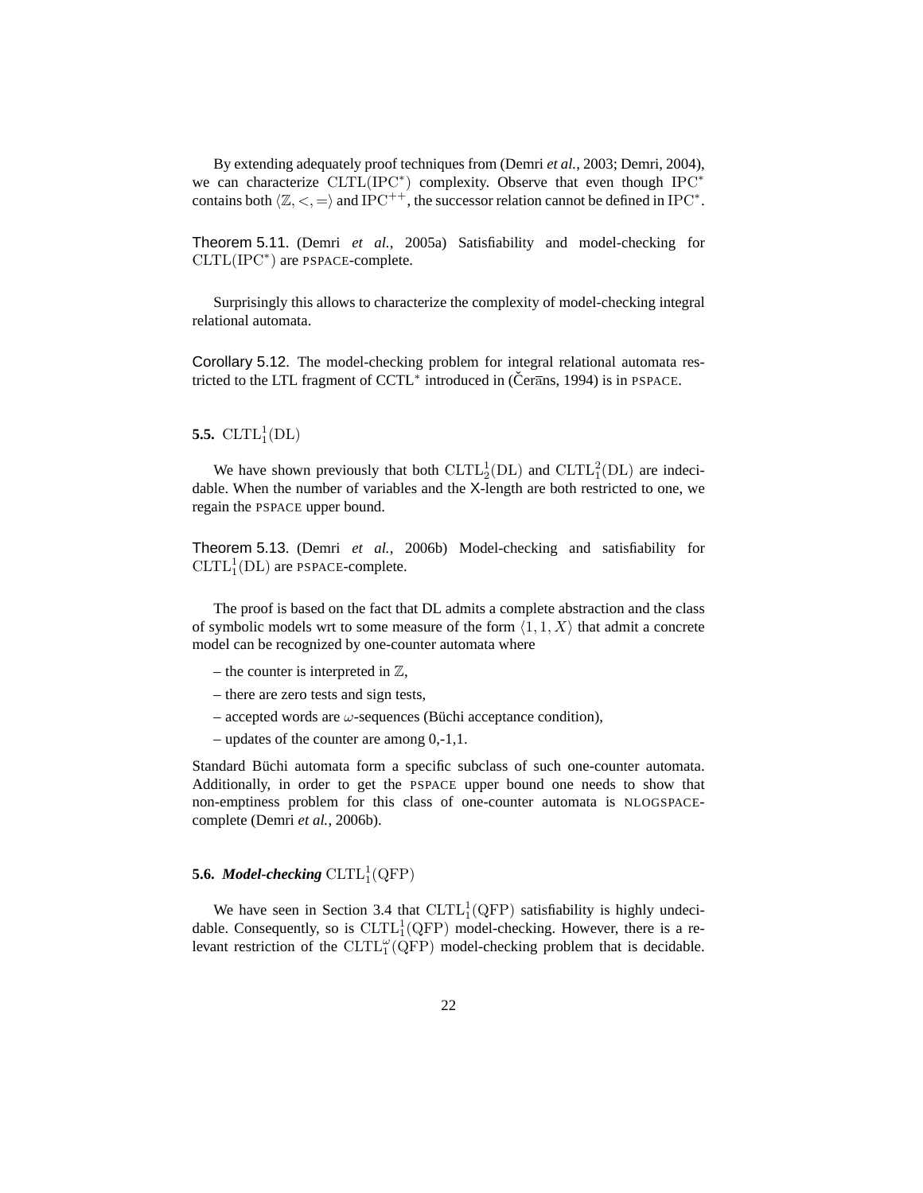By extending adequately proof techniques from (Demri *et al.*, 2003; Demri, 2004), we can characterize $\mathrm{CLTL}(\mathrm{IPC}^*)$ complexity. Observe that even though $\mathrm{IPC}^*$ contains both $\langle \mathbb{Z}, <, = \rangle$ and $\mathrm{IPC}^{++}$, the successor relation cannot be defined in $\mathrm{IPC}^*$.

Theorem 5.11. (Demri *et al.*, 2005a) Satisfiability and model-checking for $\mathrm{CLTL}(\mathrm{IPC}^*)$ are PSPACE-complete.

Surprisingly this allows to characterize the complexity of model-checking integral relational automata.

Corollary 5.12. The model-checking problem for integral relational automata restricted to the LTL fragment of CCTL* introduced in (Čerāns, 1994) is in PSPACE.

### 5.5. $\mathrm{CLTL}^1_1(\mathrm{DL})$

We have shown previously that both $\mathrm{CLTL}^1_2(\mathrm{DL})$ and $\mathrm{CLTL}^2_1(\mathrm{DL})$ are indecidable. When the number of variables and the X-length are both restricted to one, we regain the PSPACE upper bound.

Theorem 5.13. (Demri *et al.*, 2006b) Model-checking and satisfiability for $\mathrm{CLTL}^1_1(\mathrm{DL})$ are PSPACE-complete.

The proof is based on the fact that DL admits a complete abstraction and the class of symbolic models wrt to some measure of the form $\langle 1, 1, X \rangle$ that admit a concrete model can be recognized by one-counter automata where

– the counter is interpreted in $\mathbb{Z}$,

– there are zero tests and sign tests,

– accepted words are $\omega$-sequences (Büchi acceptance condition),

– updates of the counter are among 0,-1,1.

Standard Büchi automata form a specific subclass of such one-counter automata. Additionally, in order to get the PSPACE upper bound one needs to show that non-emptiness problem for this class of one-counter automata is NLOGSPACE-complete (Demri *et al.*, 2006b).

### 5.6. *Model-checking* $\mathrm{CLTL}^1_1(\mathrm{QFP})$

We have seen in Section 3.4 that $\mathrm{CLTL}^1_1(\mathrm{QFP})$ satisfiability is highly undecidable. Consequently, so is $\mathrm{CLTL}^1_1(\mathrm{QFP})$ model-checking. However, there is a relevant restriction of the $\mathrm{CLTL}^{\omega}_1(\mathrm{QFP})$ model-checking problem that is decidable.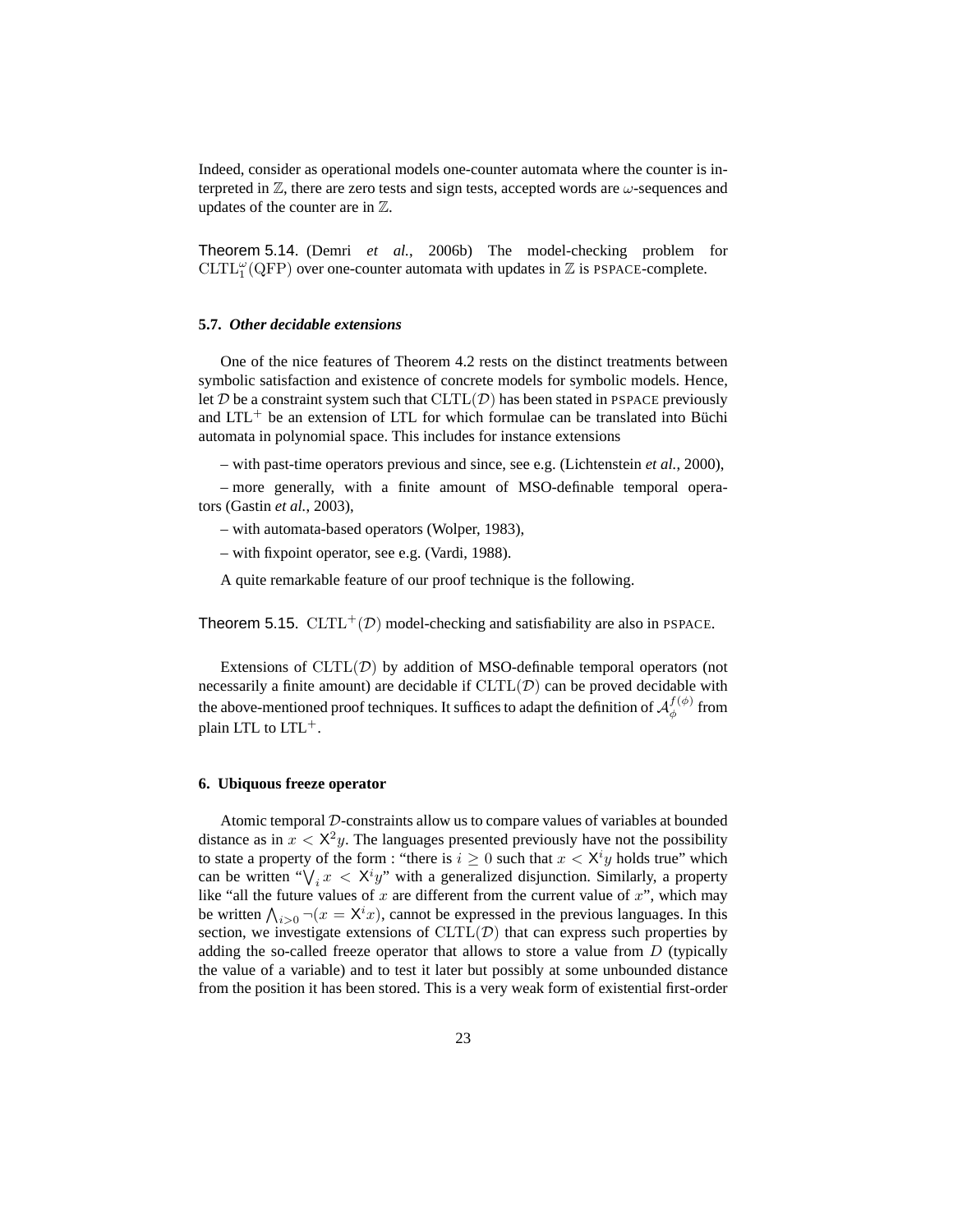Indeed, consider as operational models one-counter automata where the counter is interpreted in $\mathbb{Z}$, there are zero tests and sign tests, accepted words are $\omega$-sequences and updates of the counter are in $\mathbb{Z}$.

Theorem 5.14. (Demri *et al.*, 2006b) The model-checking problem for $\mathrm{CLTL}_1^{\omega}(\mathrm{QFP})$ over one-counter automata with updates in $\mathbb{Z}$ is PSPACE-complete.

### 5.7. *Other decidable extensions*

One of the nice features of Theorem 4.2 rests on the distinct treatments between symbolic satisfaction and existence of concrete models for symbolic models. Hence, let $\mathcal{D}$ be a constraint system such that $\mathrm{CLTL}(\mathcal{D})$ has been stated in PSPACE previously and $\mathrm{LTL}^+$ be an extension of LTL for which formulae can be translated into Büchi automata in polynomial space. This includes for instance extensions

– with past-time operators previous and since, see e.g. (Lichtenstein *et al.*, 2000),

– more generally, with a finite amount of MSO-definable temporal operators (Gastin *et al.*, 2003),

– with automata-based operators (Wolper, 1983),

– with fixpoint operator, see e.g. (Vardi, 1988).

A quite remarkable feature of our proof technique is the following.

Theorem 5.15. $\mathrm{CLTL}^+(\mathcal{D})$ model-checking and satisfiability are also in PSPACE.

Extensions of $\mathrm{CLTL}(\mathcal{D})$ by addition of MSO-definable temporal operators (not necessarily a finite amount) are decidable if $\mathrm{CLTL}(\mathcal{D})$ can be proved decidable with the above-mentioned proof techniques. It suffices to adapt the definition of $\mathcal{A}_{\phi}^{f(\phi)}$ from plain LTL to $\mathrm{LTL}^+$.

## 6. Ubiquous freeze operator

Atomic temporal $\mathcal{D}$-constraints allow us to compare values of variables at bounded distance as in $x < \mathsf{X}^2 y$. The languages presented previously have not the possibility to state a property of the form : "there is $i \geq 0$ such that $x < \mathsf{X}^i y$ holds true" which can be written "$\bigvee_i x < \mathsf{X}^i y$" with a generalized disjunction. Similarly, a property like "all the future values of $x$ are different from the current value of $x$", which may be written $\bigwedge_{i>0} \neg(x = \mathsf{X}^i x)$, cannot be expressed in the previous languages. In this section, we investigate extensions of $\mathrm{CLTL}(\mathcal{D})$ that can express such properties by adding the so-called freeze operator that allows to store a value from $D$ (typically the value of a variable) and to test it later but possibly at some unbounded distance from the position it has been stored. This is a very weak form of existential first-order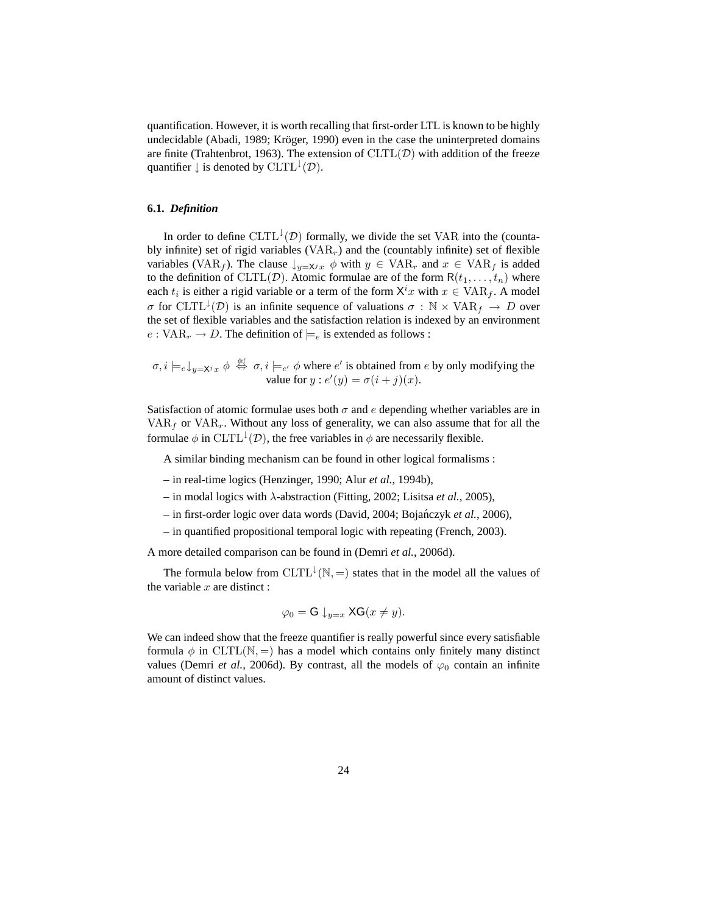quantification. However, it is worth recalling that first-order LTL is known to be highly undecidable (Abadi, 1989; Kröger, 1990) even in the case the uninterpreted domains are finite (Trahtenbrot, 1963). The extension of $\mathrm{CLTL}(\mathcal{D})$ with addition of the freeze quantifier $\downarrow$ is denoted by $\mathrm{CLTL}^{\downarrow}(\mathcal{D})$.

### 6.1. *Definition*

In order to define $\mathrm{CLTL}^{\downarrow}(\mathcal{D})$ formally, we divide the set $\mathrm{VAR}$ into the (countably infinite) set of rigid variables ($\mathrm{VAR}_r$) and the (countably infinite) set of flexible variables ($\mathrm{VAR}_f$). The clause $\downarrow_{y=\mathsf{X}^j x}\ \phi$ with $y \in \mathrm{VAR}_r$ and $x \in \mathrm{VAR}_f$ is added to the definition of $\mathrm{CLTL}(\mathcal{D})$. Atomic formulae are of the form $\mathsf{R}(t_1, \ldots, t_n)$ where each $t_i$ is either a rigid variable or a term of the form $\mathsf{X}^i x$ with $x \in \mathrm{VAR}_f$. A model $\sigma$ for $\mathrm{CLTL}^{\downarrow}(\mathcal{D})$ is an infinite sequence of valuations $\sigma : \mathbb{N} \times \mathrm{VAR}_f \rightarrow D$ over the set of flexible variables and the satisfaction relation is indexed by an environment $e : \mathrm{VAR}_r \rightarrow D$. The definition of $\models_e$ is extended as follows :

$$\sigma, i \models_e \downarrow_{y=\mathsf{X}^j x}\ \phi \ \stackrel{\text{def}}{\Leftrightarrow}\ \sigma, i \models_{e'} \phi \text{ where } e' \text{ is obtained from } e \text{ by only modifying the value for } y : e'(y) = \sigma(i+j)(x).$$

Satisfaction of atomic formulae uses both $\sigma$ and $e$ depending whether variables are in $\mathrm{VAR}_f$ or $\mathrm{VAR}_r$. Without any loss of generality, we can also assume that for all the formulae $\phi$ in $\mathrm{CLTL}^{\downarrow}(\mathcal{D})$, the free variables in $\phi$ are necessarily flexible.

A similar binding mechanism can be found in other logical formalisms :

– in real-time logics (Henzinger, 1990; Alur *et al.*, 1994b),

– in modal logics with $\lambda$-abstraction (Fitting, 2002; Lisitsa *et al.*, 2005),

– in first-order logic over data words (David, 2004; Bojańczyk *et al.*, 2006),

– in quantified propositional temporal logic with repeating (French, 2003).

A more detailed comparison can be found in (Demri *et al.*, 2006d).

The formula below from $\mathrm{CLTL}^{\downarrow}(\mathbb{N}, =)$ states that in the model all the values of the variable $x$ are distinct :

$$\varphi_0 = \mathsf{G} \downarrow_{y=x} \mathsf{XG}(x \neq y).$$

We can indeed show that the freeze quantifier is really powerful since every satisfiable formula $\phi$ in $\mathrm{CLTL}(\mathbb{N}, =)$ has a model which contains only finitely many distinct values (Demri *et al.*, 2006d). By contrast, all the models of $\varphi_0$ contain an infinite amount of distinct values.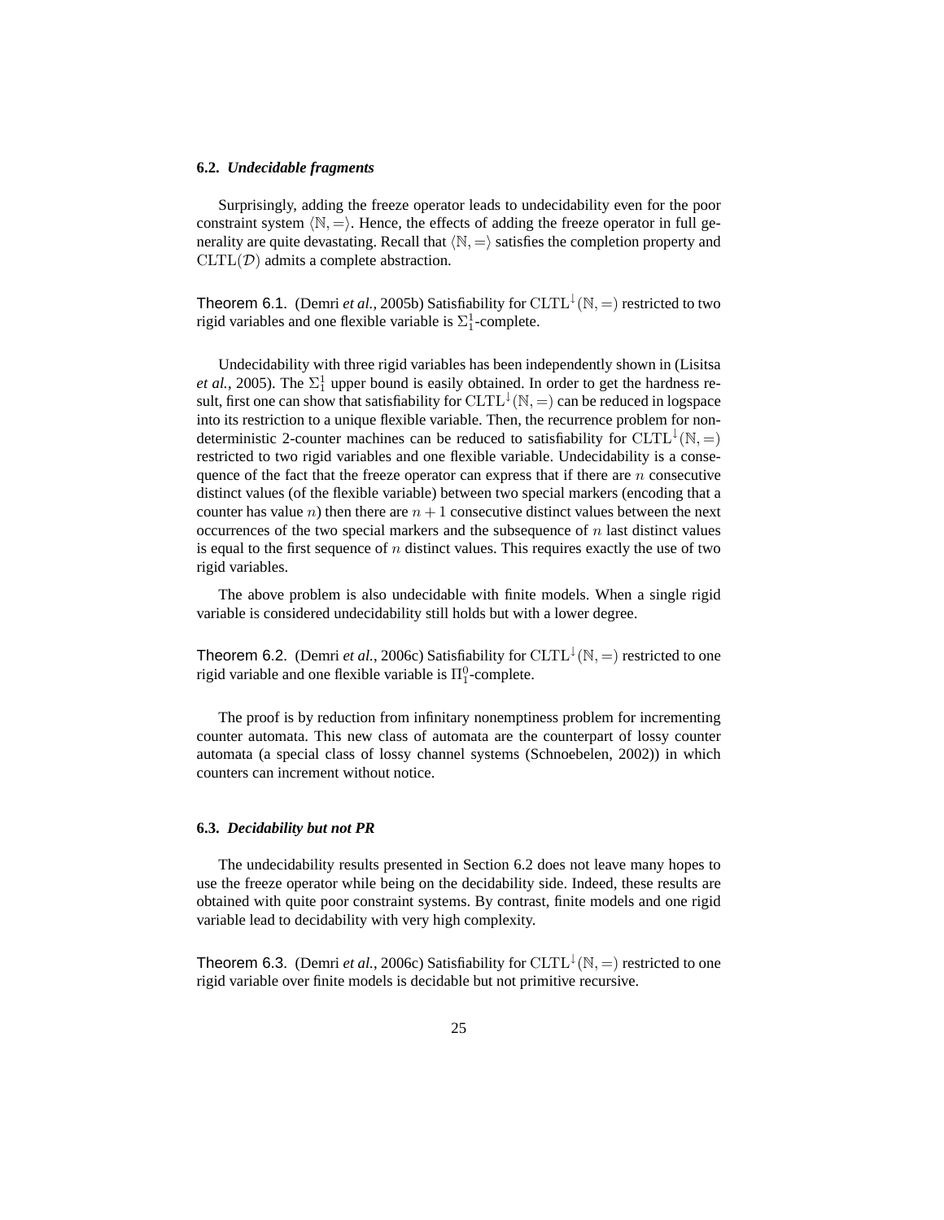### 6.2. *Undecidable fragments*

Surprisingly, adding the freeze operator leads to undecidability even for the poor constraint system $\langle \mathbb{N}, = \rangle$. Hence, the effects of adding the freeze operator in full generality are quite devastating. Recall that $\langle \mathbb{N}, = \rangle$ satisfies the completion property and $\mathrm{CLTL}(\mathcal{D})$ admits a complete abstraction.

Theorem 6.1. (Demri *et al.*, 2005b) Satisfiability for $\mathrm{CLTL}^{\downarrow}(\mathbb{N}, =)$ restricted to two rigid variables and one flexible variable is $\Sigma^1_1$-complete.

Undecidability with three rigid variables has been independently shown in (Lisitsa *et al.*, 2005). The $\Sigma^1_1$ upper bound is easily obtained. In order to get the hardness result, first one can show that satisfiability for $\mathrm{CLTL}^{\downarrow}(\mathbb{N}, =)$ can be reduced in logspace into its restriction to a unique flexible variable. Then, the recurrence problem for nondeterministic 2-counter machines can be reduced to satisfiability for $\mathrm{CLTL}^{\downarrow}(\mathbb{N}, =)$ restricted to two rigid variables and one flexible variable. Undecidability is a consequence of the fact that the freeze operator can express that if there are $n$ consecutive distinct values (of the flexible variable) between two special markers (encoding that a counter has value $n$) then there are $n+1$ consecutive distinct values between the next occurrences of the two special markers and the subsequence of $n$ last distinct values is equal to the first sequence of $n$ distinct values. This requires exactly the use of two rigid variables.

The above problem is also undecidable with finite models. When a single rigid variable is considered undecidability still holds but with a lower degree.

Theorem 6.2. (Demri *et al.*, 2006c) Satisfiability for $\mathrm{CLTL}^{\downarrow}(\mathbb{N}, =)$ restricted to one rigid variable and one flexible variable is $\Pi^0_1$-complete.

The proof is by reduction from infinitary nonemptiness problem for incrementing counter automata. This new class of automata are the counterpart of lossy counter automata (a special class of lossy channel systems (Schnoebelen, 2002)) in which counters can increment without notice.

### 6.3. *Decidability but not PR*

The undecidability results presented in Section 6.2 does not leave many hopes to use the freeze operator while being on the decidability side. Indeed, these results are obtained with quite poor constraint systems. By contrast, finite models and one rigid variable lead to decidability with very high complexity.

Theorem 6.3. (Demri *et al.*, 2006c) Satisfiability for $\mathrm{CLTL}^{\downarrow}(\mathbb{N}, =)$ restricted to one rigid variable over finite models is decidable but not primitive recursive.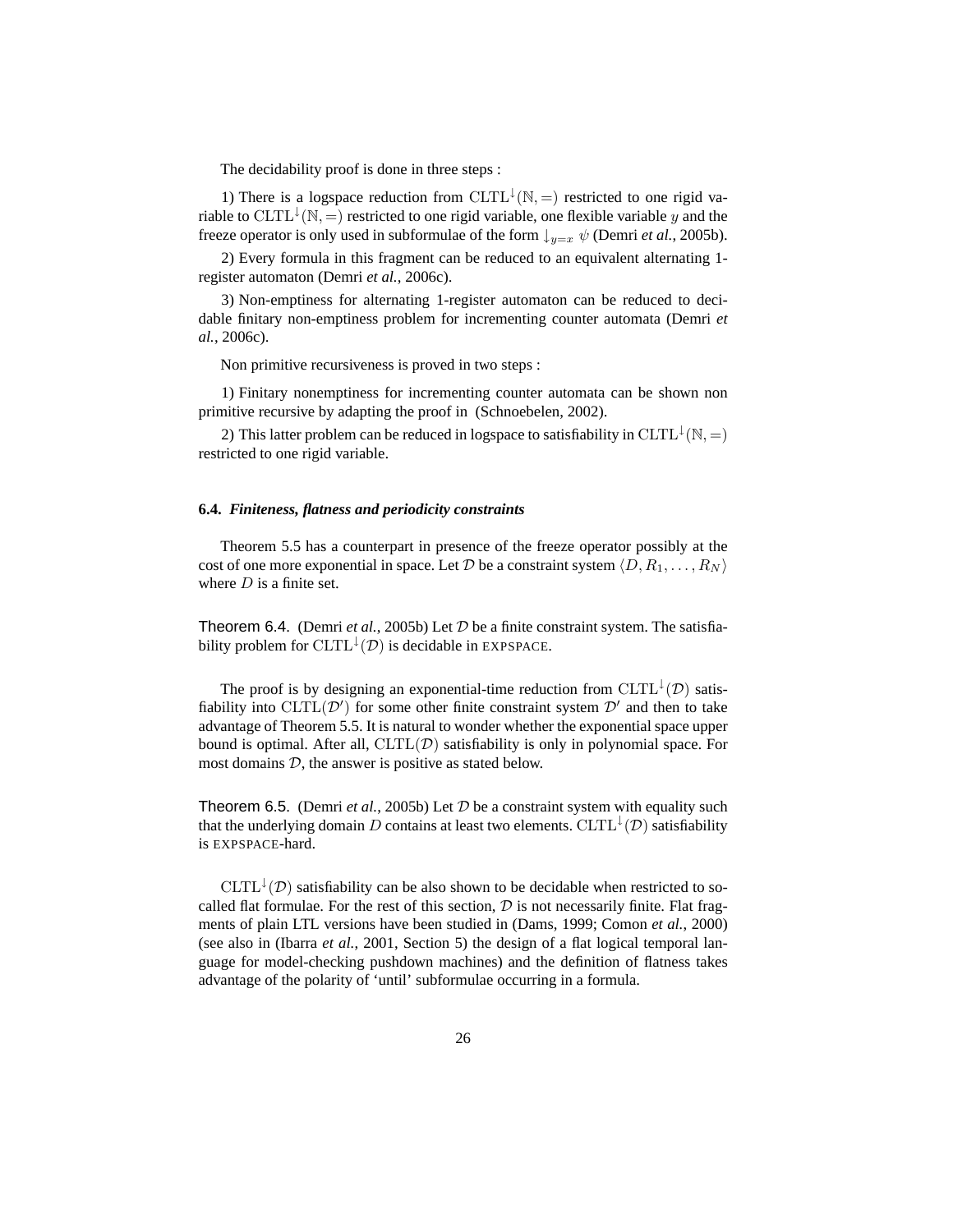The decidability proof is done in three steps :

1) There is a logspace reduction from $\mathrm{CLTL}^{\downarrow}(\mathbb{N}, =)$ restricted to one rigid variable to $\mathrm{CLTL}^{\downarrow}(\mathbb{N}, =)$ restricted to one rigid variable, one flexible variable $y$ and the freeze operator is only used in subformulae of the form $\downarrow_{y=x} \psi$ (Demri *et al.*, 2005b).

2) Every formula in this fragment can be reduced to an equivalent alternating 1-register automaton (Demri *et al.*, 2006c).

3) Non-emptiness for alternating 1-register automaton can be reduced to decidable finitary non-emptiness problem for incrementing counter automata (Demri *et al.*, 2006c).

Non primitive recursiveness is proved in two steps :

1) Finitary nonemptiness for incrementing counter automata can be shown non primitive recursive by adapting the proof in (Schnoebelen, 2002).

2) This latter problem can be reduced in logspace to satisfiability in $\mathrm{CLTL}^{\downarrow}(\mathbb{N}, =)$ restricted to one rigid variable.

### 6.4. *Finiteness, flatness and periodicity constraints*

Theorem 5.5 has a counterpart in presence of the freeze operator possibly at the cost of one more exponential in space. Let $\mathcal{D}$ be a constraint system $\langle D, R_1, \ldots, R_N \rangle$ where $D$ is a finite set.

Theorem 6.4. (Demri *et al.*, 2005b) Let $\mathcal{D}$ be a finite constraint system. The satisfiability problem for $\mathrm{CLTL}^{\downarrow}(\mathcal{D})$ is decidable in EXPSPACE.

The proof is by designing an exponential-time reduction from $\mathrm{CLTL}^{\downarrow}(\mathcal{D})$ satisfiability into $\mathrm{CLTL}(\mathcal{D}')$ for some other finite constraint system $\mathcal{D}'$ and then to take advantage of Theorem 5.5. It is natural to wonder whether the exponential space upper bound is optimal. After all, $\mathrm{CLTL}(\mathcal{D})$ satisfiability is only in polynomial space. For most domains $\mathcal{D}$, the answer is positive as stated below.

Theorem 6.5. (Demri *et al.*, 2005b) Let $\mathcal{D}$ be a constraint system with equality such that the underlying domain $D$ contains at least two elements. $\mathrm{CLTL}^{\downarrow}(\mathcal{D})$ satisfiability is EXPSPACE-hard.

$\mathrm{CLTL}^{\downarrow}(\mathcal{D})$ satisfiability can be also shown to be decidable when restricted to so-called flat formulae. For the rest of this section, $\mathcal{D}$ is not necessarily finite. Flat fragments of plain LTL versions have been studied in (Dams, 1999; Comon *et al.*, 2000) (see also in (Ibarra *et al.*, 2001, Section 5) the design of a flat logical temporal language for model-checking pushdown machines) and the definition of flatness takes advantage of the polarity of 'until' subformulae occurring in a formula.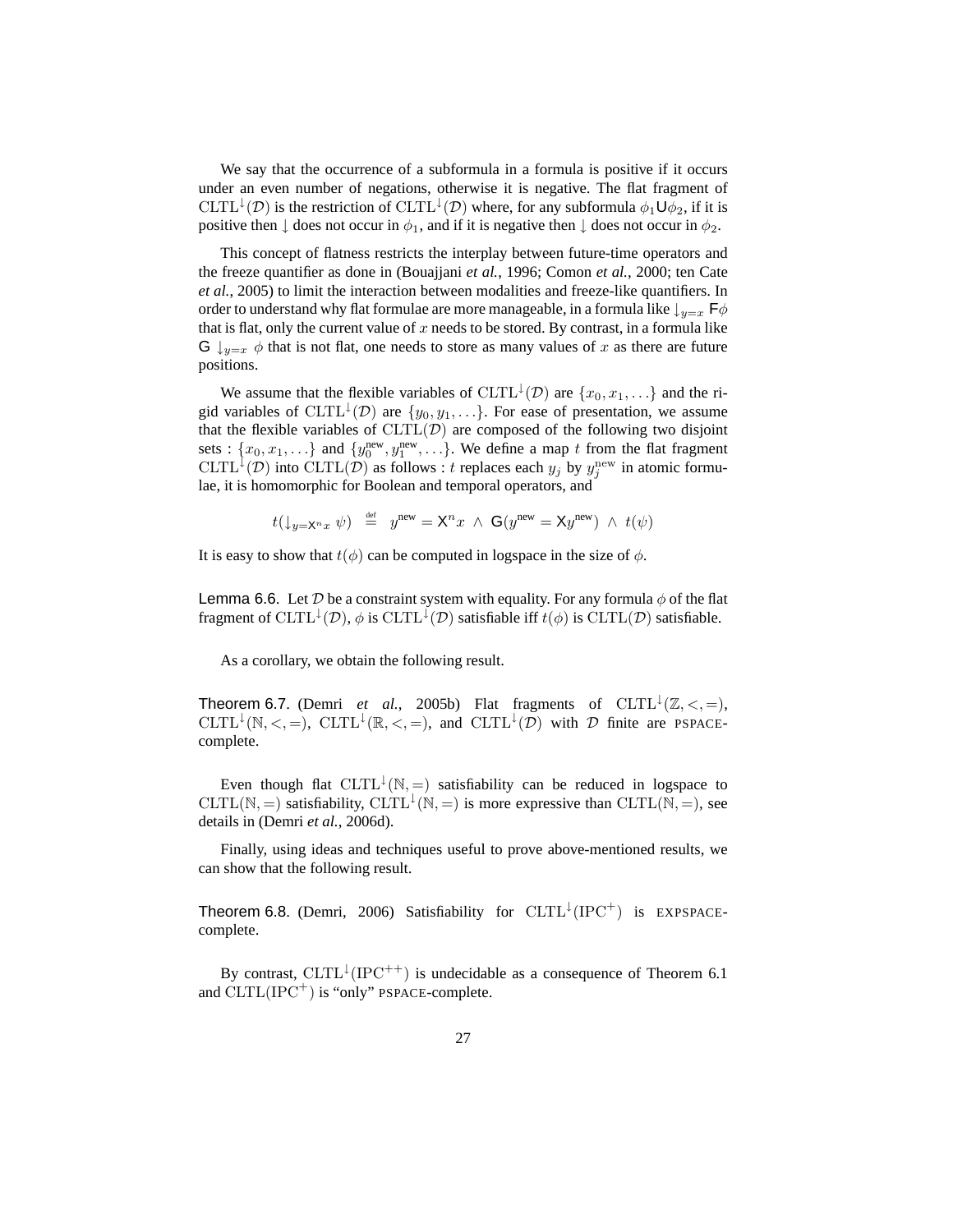We say that the occurrence of a subformula in a formula is positive if it occurs under an even number of negations, otherwise it is negative. The flat fragment of $\mathrm{CLTL}^{\downarrow}(\mathcal{D})$ is the restriction of $\mathrm{CLTL}^{\downarrow}(\mathcal{D})$ where, for any subformula $\phi_1 \mathsf{U} \phi_2$, if it is positive then $\downarrow$ does not occur in $\phi_1$, and if it is negative then $\downarrow$ does not occur in $\phi_2$.

This concept of flatness restricts the interplay between future-time operators and the freeze quantifier as done in (Bouajjani *et al.*, 1996; Comon *et al.*, 2000; ten Cate *et al.*, 2005) to limit the interaction between modalities and freeze-like quantifiers. In order to understand why flat formulae are more manageable, in a formula like $\downarrow_{y=x} \mathsf{F}\phi$ that is flat, only the current value of $x$ needs to be stored. By contrast, in a formula like $\mathsf{G} \downarrow_{y=x} \phi$ that is not flat, one needs to store as many values of $x$ as there are future positions.

We assume that the flexible variables of $\mathrm{CLTL}^{\downarrow}(\mathcal{D})$ are $\{x_0, x_1, \ldots\}$ and the rigid variables of $\mathrm{CLTL}^{\downarrow}(\mathcal{D})$ are $\{y_0, y_1, \ldots\}$. For ease of presentation, we assume that the flexible variables of $\mathrm{CLTL}(\mathcal{D})$ are composed of the following two disjoint sets : $\{x_0, x_1, \ldots\}$ and $\{y_0^{\mathrm{new}}, y_1^{\mathrm{new}}, \ldots\}$. We define a map $t$ from the flat fragment $\mathrm{CLTL}^{\downarrow}(\mathcal{D})$ into $\mathrm{CLTL}(\mathcal{D})$ as follows : $t$ replaces each $y_j$ by $y_j^{\mathrm{new}}$ in atomic formulae, it is homomorphic for Boolean and temporal operators, and

$$t(\downarrow_{y=\mathsf{X}^n x} \psi) \stackrel{\text{def}}{=} y^{\mathrm{new}} = \mathsf{X}^n x \ \wedge \ \mathsf{G}(y^{\mathrm{new}} = \mathsf{X} y^{\mathrm{new}}) \ \wedge \ t(\psi)$$

It is easy to show that $t(\phi)$ can be computed in logspace in the size of $\phi$.

**Lemma 6.6.** Let $\mathcal{D}$ be a constraint system with equality. For any formula $\phi$ of the flat fragment of $\mathrm{CLTL}^{\downarrow}(\mathcal{D})$, $\phi$ is $\mathrm{CLTL}^{\downarrow}(\mathcal{D})$ satisfiable iff $t(\phi)$ is $\mathrm{CLTL}(\mathcal{D})$ satisfiable.

As a corollary, we obtain the following result.

**Theorem 6.7.** (Demri *et al.*, 2005b) Flat fragments of $\mathrm{CLTL}^{\downarrow}(\mathbb{Z}, <, =)$, $\mathrm{CLTL}^{\downarrow}(\mathbb{N}, <, =)$, $\mathrm{CLTL}^{\downarrow}(\mathbb{R}, <, =)$, and $\mathrm{CLTL}^{\downarrow}(\mathcal{D})$ with $\mathcal{D}$ finite are PSPACE-complete.

Even though flat $\mathrm{CLTL}^{\downarrow}(\mathbb{N}, =)$ satisfiability can be reduced in logspace to $\mathrm{CLTL}(\mathbb{N}, =)$ satisfiability, $\mathrm{CLTL}^{\downarrow}(\mathbb{N}, =)$ is more expressive than $\mathrm{CLTL}(\mathbb{N}, =)$, see details in (Demri *et al.*, 2006d).

Finally, using ideas and techniques useful to prove above-mentioned results, we can show that the following result.

**Theorem 6.8.** (Demri, 2006) Satisfiability for $\mathrm{CLTL}^{\downarrow}(\mathrm{IPC}^{+})$ is EXPSPACE-complete.

By contrast, $\mathrm{CLTL}^{\downarrow}(\mathrm{IPC}^{++})$ is undecidable as a consequence of Theorem 6.1 and $\mathrm{CLTL}(\mathrm{IPC}^{+})$ is "only" PSPACE-complete.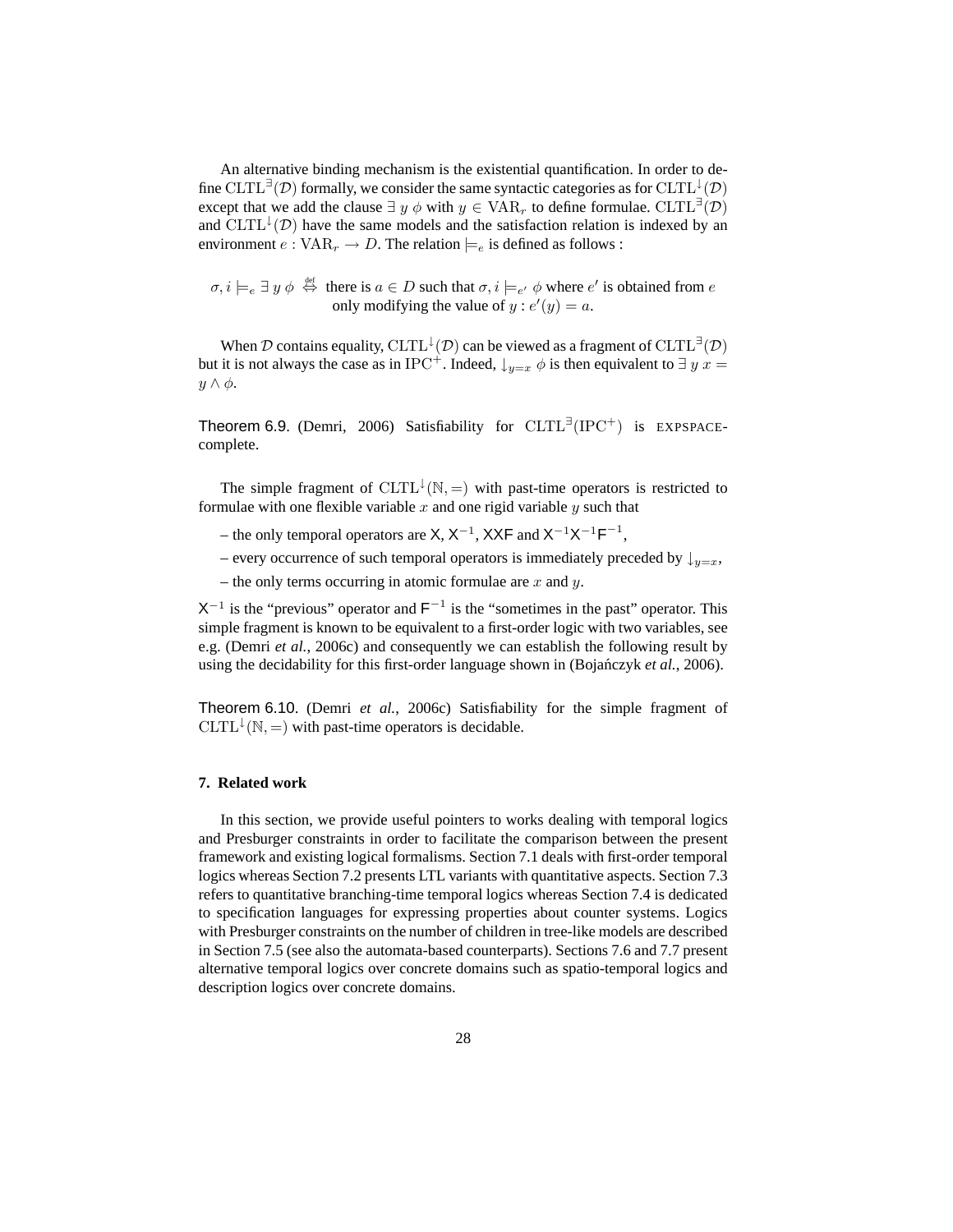An alternative binding mechanism is the existential quantification. In order to define $\mathrm{CLTL}^{\exists}(\mathcal{D})$ formally, we consider the same syntactic categories as for $\mathrm{CLTL}^{\downarrow}(\mathcal{D})$ except that we add the clause $\exists\ y\ \phi$ with $y \in \mathrm{VAR}_r$ to define formulae. $\mathrm{CLTL}^{\exists}(\mathcal{D})$ and $\mathrm{CLTL}^{\downarrow}(\mathcal{D})$ have the same models and the satisfaction relation is indexed by an environment $e : \mathrm{VAR}_r \rightarrow D$. The relation $\models_e$ is defined as follows :

$$\sigma, i \models_e \exists\ y\ \phi \stackrel{\text{def}}{\Leftrightarrow} \text{there is } a \in D \text{ such that } \sigma, i \models_{e'} \phi \text{ where } e' \text{ is obtained from } e \text{ only modifying the value of } y : e'(y) = a.$$

When $\mathcal{D}$ contains equality, $\mathrm{CLTL}^{\downarrow}(\mathcal{D})$ can be viewed as a fragment of $\mathrm{CLTL}^{\exists}(\mathcal{D})$ but it is not always the case as in $\mathrm{IPC}^{+}$. Indeed, $\downarrow_{y=x} \phi$ is then equivalent to $\exists\ y\ x = y \wedge \phi$.

**Theorem 6.9.** (Demri, 2006) Satisfiability for $\mathrm{CLTL}^{\exists}(\mathrm{IPC}^{+})$ is EXPSPACE-complete.

The simple fragment of $\mathrm{CLTL}^{\downarrow}(\mathbb{N}, =)$ with past-time operators is restricted to formulae with one flexible variable $x$ and one rigid variable $y$ such that

– the only temporal operators are $\mathsf{X}$, $\mathsf{X}^{-1}$, $\mathsf{XXF}$ and $\mathsf{X}^{-1}\mathsf{X}^{-1}\mathsf{F}^{-1}$,

– every occurrence of such temporal operators is immediately preceded by $\downarrow_{y=x}$,

– the only terms occurring in atomic formulae are $x$ and $y$.

$\mathsf{X}^{-1}$ is the "previous" operator and $\mathsf{F}^{-1}$ is the "sometimes in the past" operator. This simple fragment is known to be equivalent to a first-order logic with two variables, see e.g. (Demri *et al.*, 2006c) and consequently we can establish the following result by using the decidability for this first-order language shown in (Bojańczyk *et al.*, 2006).

**Theorem 6.10.** (Demri *et al.*, 2006c) Satisfiability for the simple fragment of $\mathrm{CLTL}^{\downarrow}(\mathbb{N}, =)$ with past-time operators is decidable.

## 7. Related work

In this section, we provide useful pointers to works dealing with temporal logics and Presburger constraints in order to facilitate the comparison between the present framework and existing logical formalisms. Section 7.1 deals with first-order temporal logics whereas Section 7.2 presents LTL variants with quantitative aspects. Section 7.3 refers to quantitative branching-time temporal logics whereas Section 7.4 is dedicated to specification languages for expressing properties about counter systems. Logics with Presburger constraints on the number of children in tree-like models are described in Section 7.5 (see also the automata-based counterparts). Sections 7.6 and 7.7 present alternative temporal logics over concrete domains such as spatio-temporal logics and description logics over concrete domains.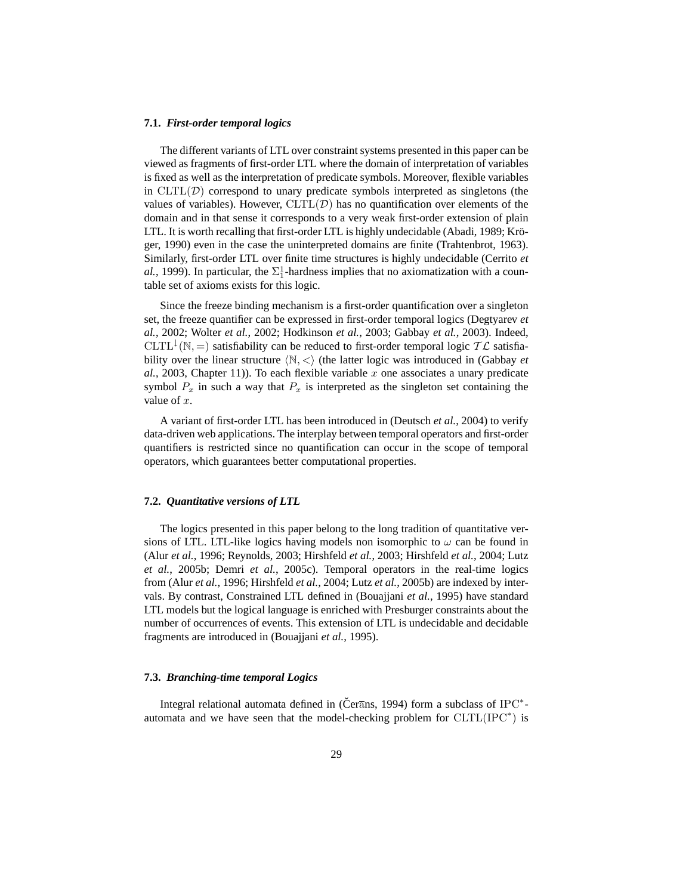### 7.1. *First-order temporal logics*

The different variants of LTL over constraint systems presented in this paper can be viewed as fragments of first-order LTL where the domain of interpretation of variables is fixed as well as the interpretation of predicate symbols. Moreover, flexible variables in $\mathrm{CLTL}(\mathcal{D})$ correspond to unary predicate symbols interpreted as singletons (the values of variables). However, $\mathrm{CLTL}(\mathcal{D})$ has no quantification over elements of the domain and in that sense it corresponds to a very weak first-order extension of plain LTL. It is worth recalling that first-order LTL is highly undecidable (Abadi, 1989; Kröger, 1990) even in the case the uninterpreted domains are finite (Trahtenbrot, 1963). Similarly, first-order LTL over finite time structures is highly undecidable (Cerrito *et al.*, 1999). In particular, the $\Sigma_1^1$-hardness implies that no axiomatization with a countable set of axioms exists for this logic.

Since the freeze binding mechanism is a first-order quantification over a singleton set, the freeze quantifier can be expressed in first-order temporal logics (Degtyarev *et al.*, 2002; Wolter *et al.*, 2002; Hodkinson *et al.*, 2003; Gabbay *et al.*, 2003). Indeed, $\mathrm{CLTL}^{\downarrow}(\mathbb{N}, =)$ satisfiability can be reduced to first-order temporal logic $\mathcal{TL}$ satisfiability over the linear structure $\langle \mathbb{N}, < \rangle$ (the latter logic was introduced in (Gabbay *et al.*, 2003, Chapter 11)). To each flexible variable $x$ one associates a unary predicate symbol $P_x$ in such a way that $P_x$ is interpreted as the singleton set containing the value of $x$.

A variant of first-order LTL has been introduced in (Deutsch *et al.*, 2004) to verify data-driven web applications. The interplay between temporal operators and first-order quantifiers is restricted since no quantification can occur in the scope of temporal operators, which guarantees better computational properties.

### 7.2. *Quantitative versions of LTL*

The logics presented in this paper belong to the long tradition of quantitative versions of LTL. LTL-like logics having models non isomorphic to $\omega$ can be found in (Alur *et al.*, 1996; Reynolds, 2003; Hirshfeld *et al.*, 2003; Hirshfeld *et al.*, 2004; Lutz *et al.*, 2005b; Demri *et al.*, 2005c). Temporal operators in the real-time logics from (Alur *et al.*, 1996; Hirshfeld *et al.*, 2004; Lutz *et al.*, 2005b) are indexed by intervals. By contrast, Constrained LTL defined in (Bouajjani *et al.*, 1995) have standard LTL models but the logical language is enriched with Presburger constraints about the number of occurrences of events. This extension of LTL is undecidable and decidable fragments are introduced in (Bouajjani *et al.*, 1995).

### 7.3. *Branching-time temporal Logics*

Integral relational automata defined in (Čerāns, 1994) form a subclass of $\mathrm{IPC}^*$-automata and we have seen that the model-checking problem for $\mathrm{CLTL}(\mathrm{IPC}^*)$ is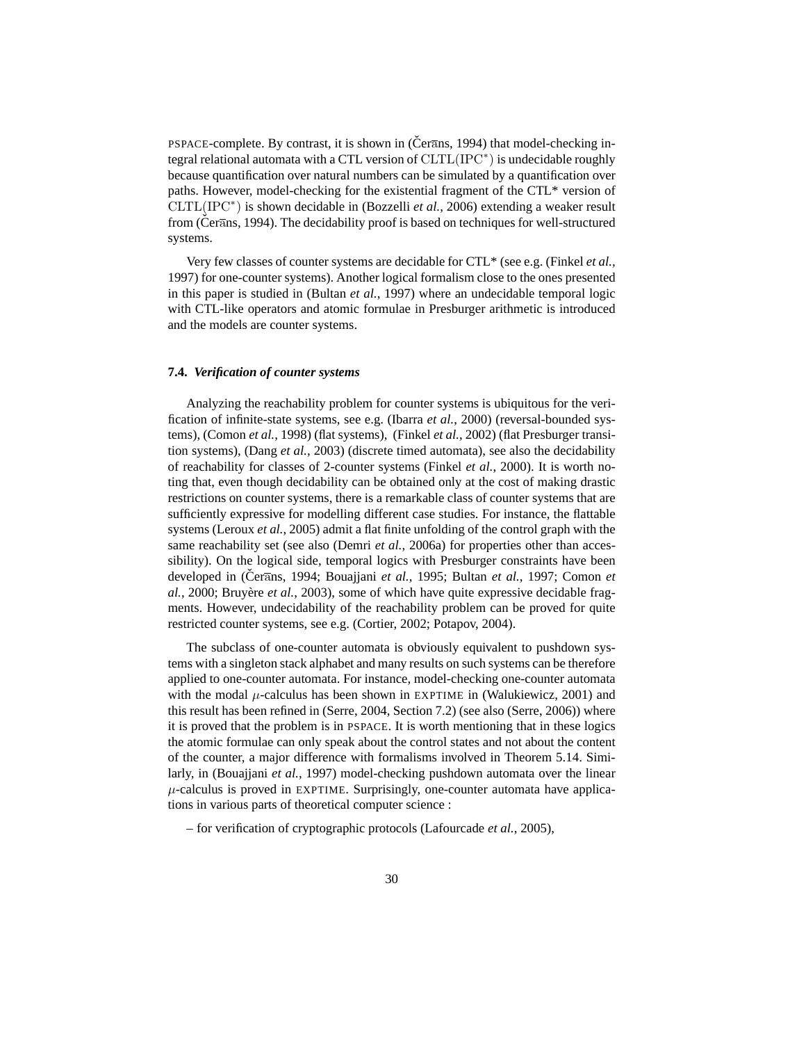PSPACE-complete. By contrast, it is shown in (Čerāns, 1994) that model-checking integral relational automata with a CTL version of $\mathrm{CLTL}(\mathrm{IPC}^*)$ is undecidable roughly because quantification over natural numbers can be simulated by a quantification over paths. However, model-checking for the existential fragment of the CTL* version of $\mathrm{CLTL}(\mathrm{IPC}^*)$ is shown decidable in (Bozzelli *et al.*, 2006) extending a weaker result from (Čerāns, 1994). The decidability proof is based on techniques for well-structured systems.

Very few classes of counter systems are decidable for CTL* (see e.g. (Finkel *et al.*, 1997) for one-counter systems). Another logical formalism close to the ones presented in this paper is studied in (Bultan *et al.*, 1997) where an undecidable temporal logic with CTL-like operators and atomic formulae in Presburger arithmetic is introduced and the models are counter systems.

### 7.4. *Verification of counter systems*

Analyzing the reachability problem for counter systems is ubiquitous for the verification of infinite-state systems, see e.g. (Ibarra *et al.*, 2000) (reversal-bounded systems), (Comon *et al.*, 1998) (flat systems), (Finkel *et al.*, 2002) (flat Presburger transition systems), (Dang *et al.*, 2003) (discrete timed automata), see also the decidability of reachability for classes of 2-counter systems (Finkel *et al.*, 2000). It is worth noting that, even though decidability can be obtained only at the cost of making drastic restrictions on counter systems, there is a remarkable class of counter systems that are sufficiently expressive for modelling different case studies. For instance, the flattable systems (Leroux *et al.*, 2005) admit a flat finite unfolding of the control graph with the same reachability set (see also (Demri *et al.*, 2006a) for properties other than accessibility). On the logical side, temporal logics with Presburger constraints have been developed in (Čerāns, 1994; Bouajjani *et al.*, 1995; Bultan *et al.*, 1997; Comon *et al.*, 2000; Bruyère *et al.*, 2003), some of which have quite expressive decidable fragments. However, undecidability of the reachability problem can be proved for quite restricted counter systems, see e.g. (Cortier, 2002; Potapov, 2004).

The subclass of one-counter automata is obviously equivalent to pushdown systems with a singleton stack alphabet and many results on such systems can be therefore applied to one-counter automata. For instance, model-checking one-counter automata with the modal $\mu$-calculus has been shown in EXPTIME in (Walukiewicz, 2001) and this result has been refined in (Serre, 2004, Section 7.2) (see also (Serre, 2006)) where it is proved that the problem is in PSPACE. It is worth mentioning that in these logics the atomic formulae can only speak about the control states and not about the content of the counter, a major difference with formalisms involved in Theorem 5.14. Similarly, in (Bouajjani *et al.*, 1997) model-checking pushdown automata over the linear $\mu$-calculus is proved in EXPTIME. Surprisingly, one-counter automata have applications in various parts of theoretical computer science :

– for verification of cryptographic protocols (Lafourcade *et al.*, 2005),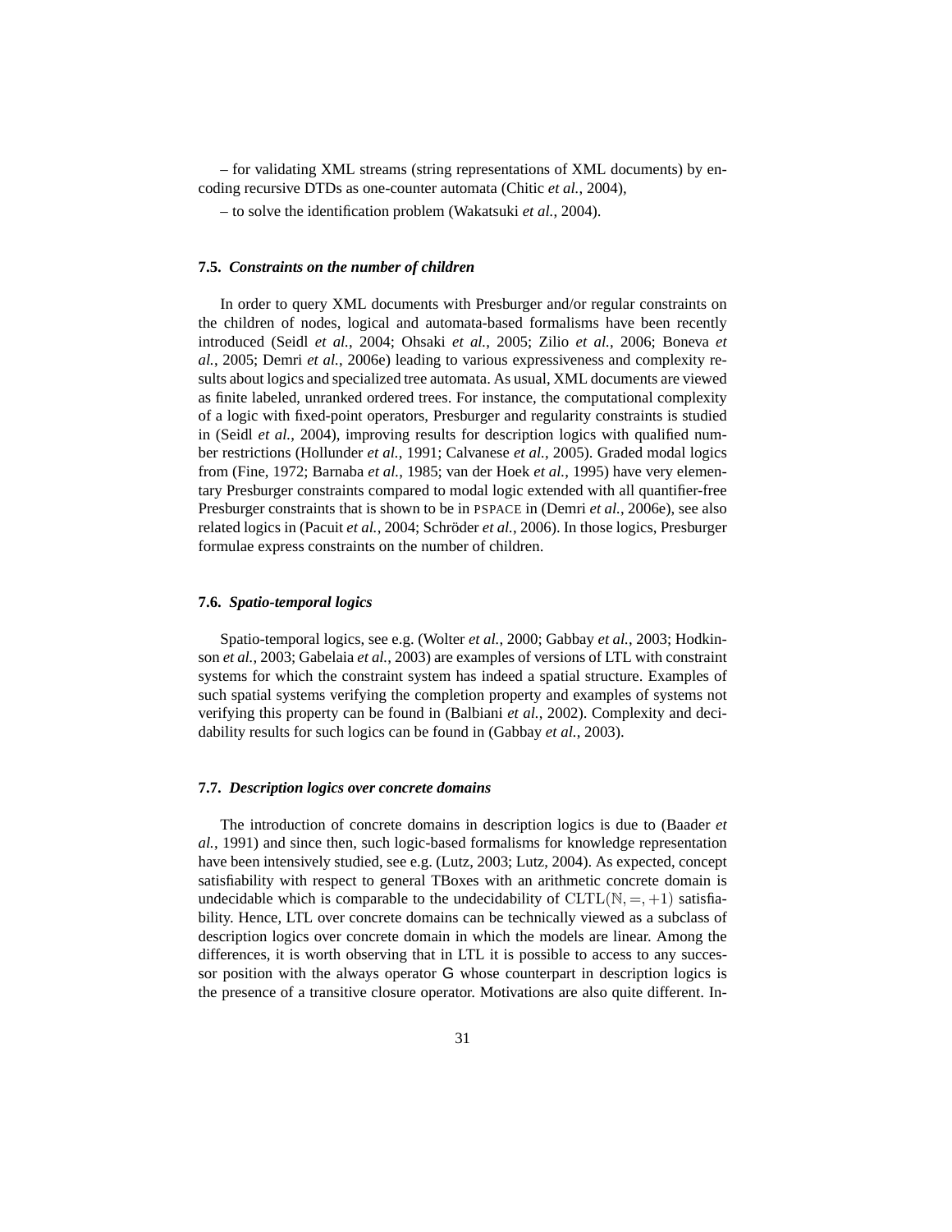– for validating XML streams (string representations of XML documents) by encoding recursive DTDs as one-counter automata (Chitic *et al.*, 2004),

– to solve the identification problem (Wakatsuki *et al.*, 2004).

### 7.5. *Constraints on the number of children*

In order to query XML documents with Presburger and/or regular constraints on the children of nodes, logical and automata-based formalisms have been recently introduced (Seidl *et al.*, 2004; Ohsaki *et al.*, 2005; Zilio *et al.*, 2006; Boneva *et al.*, 2005; Demri *et al.*, 2006e) leading to various expressiveness and complexity results about logics and specialized tree automata. As usual, XML documents are viewed as finite labeled, unranked ordered trees. For instance, the computational complexity of a logic with fixed-point operators, Presburger and regularity constraints is studied in (Seidl *et al.*, 2004), improving results for description logics with qualified number restrictions (Hollunder *et al.*, 1991; Calvanese *et al.*, 2005). Graded modal logics from (Fine, 1972; Barnaba *et al.*, 1985; van der Hoek *et al.*, 1995) have very elementary Presburger constraints compared to modal logic extended with all quantifier-free Presburger constraints that is shown to be in PSPACE in (Demri *et al.*, 2006e), see also related logics in (Pacuit *et al.*, 2004; Schröder *et al.*, 2006). In those logics, Presburger formulae express constraints on the number of children.

### 7.6. *Spatio-temporal logics*

Spatio-temporal logics, see e.g. (Wolter *et al.*, 2000; Gabbay *et al.*, 2003; Hodkinson *et al.*, 2003; Gabelaia *et al.*, 2003) are examples of versions of LTL with constraint systems for which the constraint system has indeed a spatial structure. Examples of such spatial systems verifying the completion property and examples of systems not verifying this property can be found in (Balbiani *et al.*, 2002). Complexity and decidability results for such logics can be found in (Gabbay *et al.*, 2003).

### 7.7. *Description logics over concrete domains*

The introduction of concrete domains in description logics is due to (Baader *et al.*, 1991) and since then, such logic-based formalisms for knowledge representation have been intensively studied, see e.g. (Lutz, 2003; Lutz, 2004). As expected, concept satisfiability with respect to general TBoxes with an arithmetic concrete domain is undecidable which is comparable to the undecidability of $\mathrm{CLTL}(\mathbb{N}, =, +1)$ satisfiability. Hence, LTL over concrete domains can be technically viewed as a subclass of description logics over concrete domain in which the models are linear. Among the differences, it is worth observing that in LTL it is possible to access to any successor position with the always operator $\mathsf{G}$ whose counterpart in description logics is the presence of a transitive closure operator. Motivations are also quite different. In-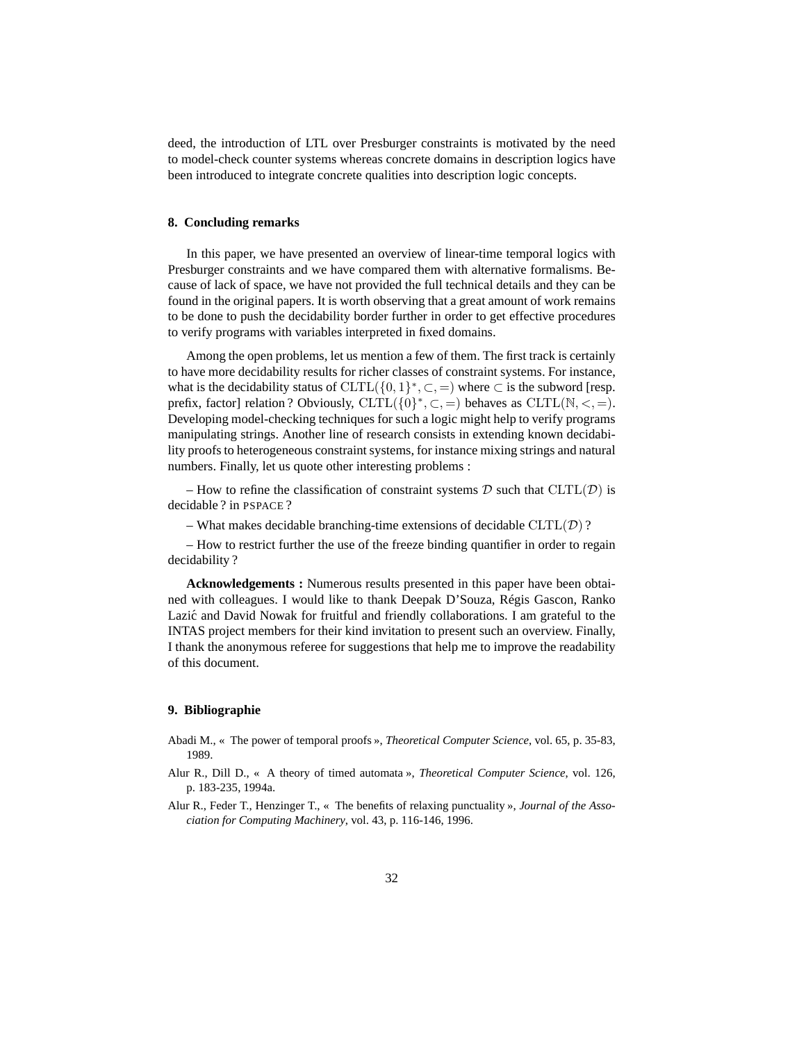deed, the introduction of LTL over Presburger constraints is motivated by the need to model-check counter systems whereas concrete domains in description logics have been introduced to integrate concrete qualities into description logic concepts.

## 8. Concluding remarks

In this paper, we have presented an overview of linear-time temporal logics with Presburger constraints and we have compared them with alternative formalisms. Because of lack of space, we have not provided the full technical details and they can be found in the original papers. It is worth observing that a great amount of work remains to be done to push the decidability border further in order to get effective procedures to verify programs with variables interpreted in fixed domains.

Among the open problems, let us mention a few of them. The first track is certainly to have more decidability results for richer classes of constraint systems. For instance, what is the decidability status of $\mathrm{CLTL}(\{0,1\}^*, \subset, =)$ where $\subset$ is the subword [resp. prefix, factor] relation ? Obviously, $\mathrm{CLTL}(\{0\}^*, \subset, =)$ behaves as $\mathrm{CLTL}(\mathbb{N}, <, =)$. Developing model-checking techniques for such a logic might help to verify programs manipulating strings. Another line of research consists in extending known decidability proofs to heterogeneous constraint systems, for instance mixing strings and natural numbers. Finally, let us quote other interesting problems :

– How to refine the classification of constraint systems $\mathcal{D}$ such that $\mathrm{CLTL}(\mathcal{D})$ is decidable ? in PSPACE ?

– What makes decidable branching-time extensions of decidable $\mathrm{CLTL}(\mathcal{D})$ ?

– How to restrict further the use of the freeze binding quantifier in order to regain decidability ?

**Acknowledgements :** Numerous results presented in this paper have been obtained with colleagues. I would like to thank Deepak D'Souza, Régis Gascon, Ranko Lazić and David Nowak for fruitful and friendly collaborations. I am grateful to the INTAS project members for their kind invitation to present such an overview. Finally, I thank the anonymous referee for suggestions that help me to improve the readability of this document.

## 9. Bibliographie

Abadi M., « The power of temporal proofs », *Theoretical Computer Science*, vol. 65, p. 35-83, 1989.

Alur R., Dill D., « A theory of timed automata », *Theoretical Computer Science*, vol. 126, p. 183-235, 1994a.

Alur R., Feder T., Henzinger T., « The benefits of relaxing punctuality », *Journal of the Association for Computing Machinery*, vol. 43, p. 116-146, 1996.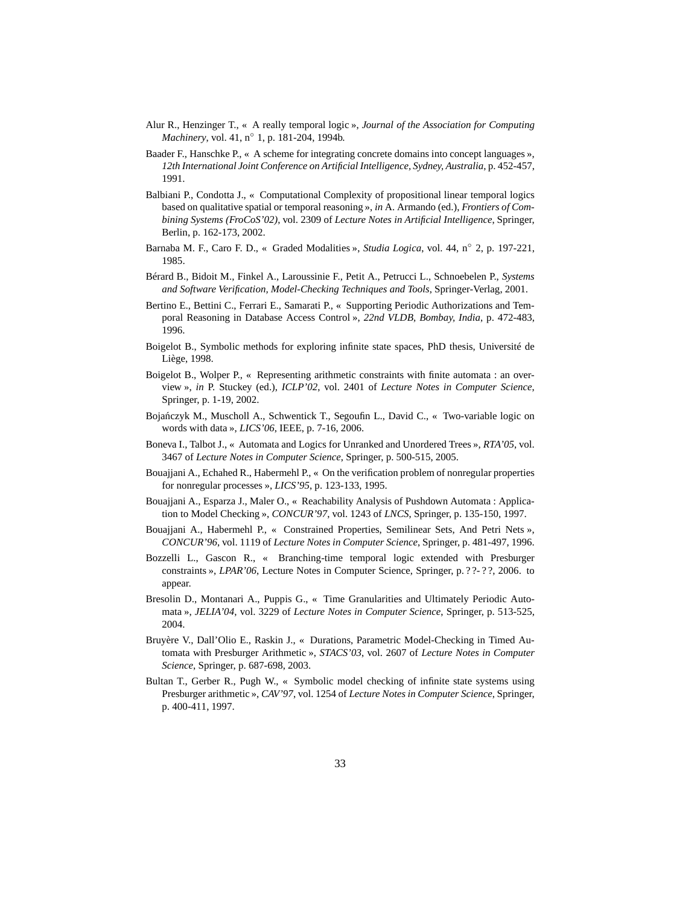Alur R., Henzinger T., « A really temporal logic », *Journal of the Association for Computing Machinery*, vol. 41, n° 1, p. 181-204, 1994b.

Baader F., Hanschke P., « A scheme for integrating concrete domains into concept languages », *12th International Joint Conference on Artificial Intelligence, Sydney, Australia*, p. 452-457, 1991.

Balbiani P., Condotta J., « Computational Complexity of propositional linear temporal logics based on qualitative spatial or temporal reasoning », *in* A. Armando (ed.), *Frontiers of Combining Systems (FroCoS'02)*, vol. 2309 of *Lecture Notes in Artificial Intelligence*, Springer, Berlin, p. 162-173, 2002.

Barnaba M. F., Caro F. D., « Graded Modalities », *Studia Logica*, vol. 44, n° 2, p. 197-221, 1985.

Bérard B., Bidoit M., Finkel A., Laroussinie F., Petit A., Petrucci L., Schnoebelen P., *Systems and Software Verification, Model-Checking Techniques and Tools*, Springer-Verlag, 2001.

Bertino E., Bettini C., Ferrari E., Samarati P., « Supporting Periodic Authorizations and Temporal Reasoning in Database Access Control », *22nd VLDB, Bombay, India*, p. 472-483, 1996.

Boigelot B., Symbolic methods for exploring infinite state spaces, PhD thesis, Université de Liège, 1998.

Boigelot B., Wolper P., « Representing arithmetic constraints with finite automata : an overview », *in* P. Stuckey (ed.), *ICLP'02*, vol. 2401 of *Lecture Notes in Computer Science*, Springer, p. 1-19, 2002.

Bojańczyk M., Muscholl A., Schwentick T., Segoufin L., David C., « Two-variable logic on words with data », *LICS'06*, IEEE, p. 7-16, 2006.

Boneva I., Talbot J., « Automata and Logics for Unranked and Unordered Trees », *RTA'05*, vol. 3467 of *Lecture Notes in Computer Science*, Springer, p. 500-515, 2005.

Bouajjani A., Echahed R., Habermehl P., « On the verification problem of nonregular properties for nonregular processes », *LICS'95*, p. 123-133, 1995.

Bouajjani A., Esparza J., Maler O., « Reachability Analysis of Pushdown Automata : Application to Model Checking », *CONCUR'97*, vol. 1243 of *LNCS*, Springer, p. 135-150, 1997.

Bouajjani A., Habermehl P., « Constrained Properties, Semilinear Sets, And Petri Nets », *CONCUR'96*, vol. 1119 of *Lecture Notes in Computer Science*, Springer, p. 481-497, 1996.

Bozzelli L., Gascon R., « Branching-time temporal logic extended with Presburger constraints », *LPAR'06*, Lecture Notes in Computer Science, Springer, p. ? ?- ? ?, 2006. to appear.

Bresolin D., Montanari A., Puppis G., « Time Granularities and Ultimately Periodic Automata », *JELIA'04*, vol. 3229 of *Lecture Notes in Computer Science*, Springer, p. 513-525, 2004.

Bruyère V., Dall'Olio E., Raskin J., « Durations, Parametric Model-Checking in Timed Automata with Presburger Arithmetic », *STACS'03*, vol. 2607 of *Lecture Notes in Computer Science*, Springer, p. 687-698, 2003.

Bultan T., Gerber R., Pugh W., « Symbolic model checking of infinite state systems using Presburger arithmetic », *CAV'97*, vol. 1254 of *Lecture Notes in Computer Science*, Springer, p. 400-411, 1997.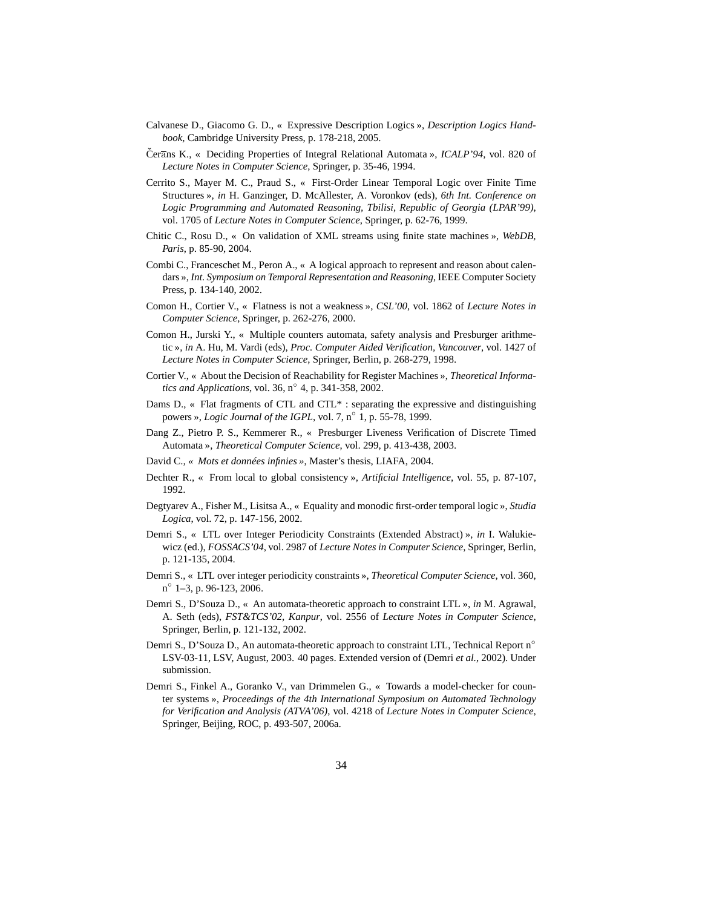Calvanese D., Giacomo G. D., « Expressive Description Logics », *Description Logics Handbook*, Cambridge University Press, p. 178-218, 2005.

Čerāns K., « Deciding Properties of Integral Relational Automata », *ICALP'94*, vol. 820 of *Lecture Notes in Computer Science*, Springer, p. 35-46, 1994.

Cerrito S., Mayer M. C., Praud S., « First-Order Linear Temporal Logic over Finite Time Structures », *in* H. Ganzinger, D. McAllester, A. Voronkov (eds), *6th Int. Conference on Logic Programming and Automated Reasoning, Tbilisi, Republic of Georgia (LPAR'99)*, vol. 1705 of *Lecture Notes in Computer Science*, Springer, p. 62-76, 1999.

Chitic C., Rosu D., « On validation of XML streams using finite state machines », *WebDB, Paris*, p. 85-90, 2004.

Combi C., Franceschet M., Peron A., « A logical approach to represent and reason about calendars », *Int. Symposium on Temporal Representation and Reasoning*, IEEE Computer Society Press, p. 134-140, 2002.

Comon H., Cortier V., « Flatness is not a weakness », *CSL'00*, vol. 1862 of *Lecture Notes in Computer Science*, Springer, p. 262-276, 2000.

Comon H., Jurski Y., « Multiple counters automata, safety analysis and Presburger arithmetic », *in* A. Hu, M. Vardi (eds), *Proc. Computer Aided Verification, Vancouver*, vol. 1427 of *Lecture Notes in Computer Science*, Springer, Berlin, p. 268-279, 1998.

Cortier V., « About the Decision of Reachability for Register Machines », *Theoretical Informatics and Applications*, vol. 36, n° 4, p. 341-358, 2002.

Dams D., « Flat fragments of CTL and CTL* : separating the expressive and distinguishing powers », *Logic Journal of the IGPL*, vol. 7, n° 1, p. 55-78, 1999.

Dang Z., Pietro P. S., Kemmerer R., « Presburger Liveness Verification of Discrete Timed Automata », *Theoretical Computer Science*, vol. 299, p. 413-438, 2003.

David C., *« Mots et données infinies »*, Master's thesis, LIAFA, 2004.

Dechter R., « From local to global consistency », *Artificial Intelligence*, vol. 55, p. 87-107, 1992.

Degtyarev A., Fisher M., Lisitsa A., « Equality and monodic first-order temporal logic », *Studia Logica*, vol. 72, p. 147-156, 2002.

Demri S., « LTL over Integer Periodicity Constraints (Extended Abstract) », *in* I. Walukiewicz (ed.), *FOSSACS'04*, vol. 2987 of *Lecture Notes in Computer Science*, Springer, Berlin, p. 121-135, 2004.

Demri S., « LTL over integer periodicity constraints », *Theoretical Computer Science*, vol. 360, n° 1–3, p. 96-123, 2006.

Demri S., D'Souza D., « An automata-theoretic approach to constraint LTL », *in* M. Agrawal, A. Seth (eds), *FST&TCS'02, Kanpur*, vol. 2556 of *Lecture Notes in Computer Science*, Springer, Berlin, p. 121-132, 2002.

Demri S., D'Souza D., An automata-theoretic approach to constraint LTL, Technical Report n° LSV-03-11, LSV, August, 2003. 40 pages. Extended version of (Demri *et al.*, 2002). Under submission.

Demri S., Finkel A., Goranko V., van Drimmelen G., « Towards a model-checker for counter systems », *Proceedings of the 4th International Symposium on Automated Technology for Verification and Analysis (ATVA'06)*, vol. 4218 of *Lecture Notes in Computer Science*, Springer, Beijing, ROC, p. 493-507, 2006a.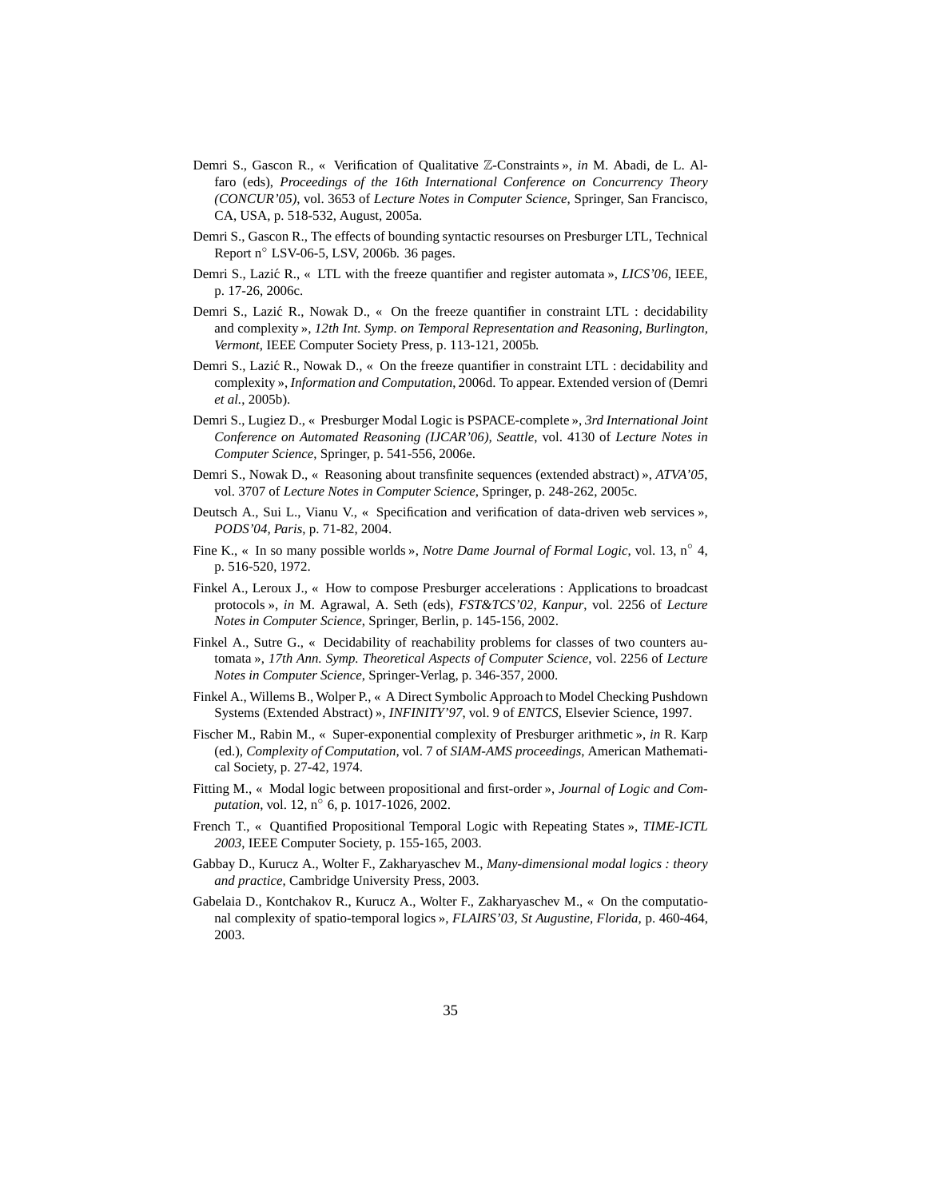Demri S., Gascon R., « Verification of Qualitative $\mathbb{Z}$-Constraints », *in* M. Abadi, de L. Alfaro (eds), *Proceedings of the 16th International Conference on Concurrency Theory (CONCUR'05)*, vol. 3653 of *Lecture Notes in Computer Science*, Springer, San Francisco, CA, USA, p. 518-532, August, 2005a.

Demri S., Gascon R., The effects of bounding syntactic resourses on Presburger LTL, Technical Report n° LSV-06-5, LSV, 2006b. 36 pages.

Demri S., Lazić R., « LTL with the freeze quantifier and register automata », *LICS'06*, IEEE, p. 17-26, 2006c.

Demri S., Lazić R., Nowak D., « On the freeze quantifier in constraint LTL : decidability and complexity », *12th Int. Symp. on Temporal Representation and Reasoning, Burlington, Vermont*, IEEE Computer Society Press, p. 113-121, 2005b.

Demri S., Lazić R., Nowak D., « On the freeze quantifier in constraint LTL : decidability and complexity », *Information and Computation*, 2006d. To appear. Extended version of (Demri *et al.*, 2005b).

Demri S., Lugiez D., « Presburger Modal Logic is PSPACE-complete », *3rd International Joint Conference on Automated Reasoning (IJCAR'06), Seattle*, vol. 4130 of *Lecture Notes in Computer Science*, Springer, p. 541-556, 2006e.

Demri S., Nowak D., « Reasoning about transfinite sequences (extended abstract) », *ATVA'05*, vol. 3707 of *Lecture Notes in Computer Science*, Springer, p. 248-262, 2005c.

Deutsch A., Sui L., Vianu V., « Specification and verification of data-driven web services », *PODS'04, Paris*, p. 71-82, 2004.

Fine K., « In so many possible worlds », *Notre Dame Journal of Formal Logic*, vol. 13, n° 4, p. 516-520, 1972.

Finkel A., Leroux J., « How to compose Presburger accelerations : Applications to broadcast protocols », *in* M. Agrawal, A. Seth (eds), *FST&TCS'02, Kanpur*, vol. 2256 of *Lecture Notes in Computer Science*, Springer, Berlin, p. 145-156, 2002.

Finkel A., Sutre G., « Decidability of reachability problems for classes of two counters automata », *17th Ann. Symp. Theoretical Aspects of Computer Science*, vol. 2256 of *Lecture Notes in Computer Science*, Springer-Verlag, p. 346-357, 2000.

Finkel A., Willems B., Wolper P., « A Direct Symbolic Approach to Model Checking Pushdown Systems (Extended Abstract) », *INFINITY'97*, vol. 9 of *ENTCS*, Elsevier Science, 1997.

Fischer M., Rabin M., « Super-exponential complexity of Presburger arithmetic », *in* R. Karp (ed.), *Complexity of Computation*, vol. 7 of *SIAM-AMS proceedings*, American Mathematical Society, p. 27-42, 1974.

Fitting M., « Modal logic between propositional and first-order », *Journal of Logic and Computation*, vol. 12, n° 6, p. 1017-1026, 2002.

French T., « Quantified Propositional Temporal Logic with Repeating States », *TIME-ICTL 2003*, IEEE Computer Society, p. 155-165, 2003.

Gabbay D., Kurucz A., Wolter F., Zakharyaschev M., *Many-dimensional modal logics : theory and practice*, Cambridge University Press, 2003.

Gabelaia D., Kontchakov R., Kurucz A., Wolter F., Zakharyaschev M., « On the computational complexity of spatio-temporal logics », *FLAIRS'03, St Augustine, Florida*, p. 460-464, 2003.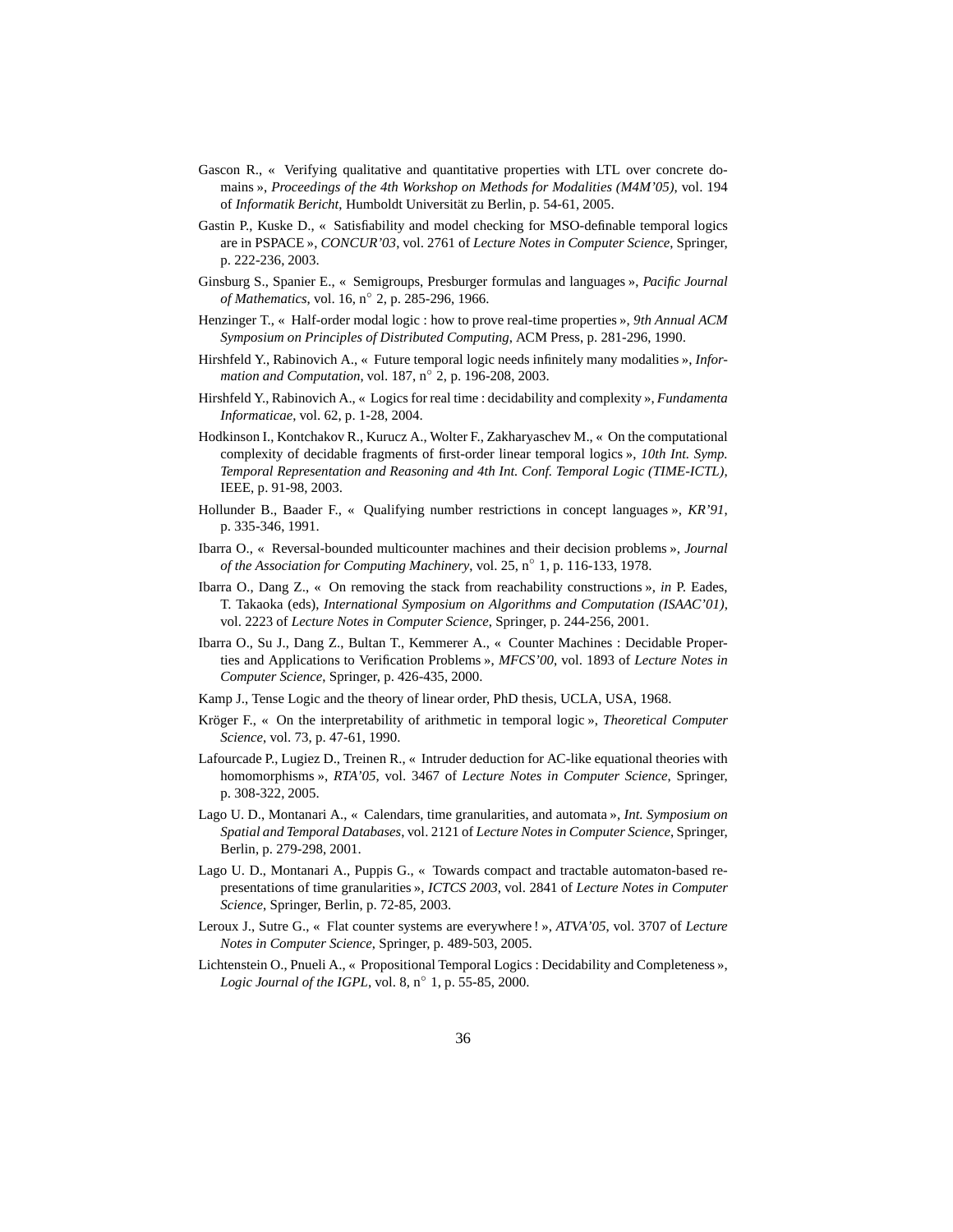Gascon R., « Verifying qualitative and quantitative properties with LTL over concrete domains », *Proceedings of the 4th Workshop on Methods for Modalities (M4M'05)*, vol. 194 of *Informatik Bericht*, Humboldt Universität zu Berlin, p. 54-61, 2005.

Gastin P., Kuske D., « Satisfiability and model checking for MSO-definable temporal logics are in PSPACE », *CONCUR'03*, vol. 2761 of *Lecture Notes in Computer Science*, Springer, p. 222-236, 2003.

Ginsburg S., Spanier E., « Semigroups, Presburger formulas and languages », *Pacific Journal of Mathematics*, vol. 16, n° 2, p. 285-296, 1966.

Henzinger T., « Half-order modal logic : how to prove real-time properties », *9th Annual ACM Symposium on Principles of Distributed Computing*, ACM Press, p. 281-296, 1990.

Hirshfeld Y., Rabinovich A., « Future temporal logic needs infinitely many modalities », *Information and Computation*, vol. 187, n° 2, p. 196-208, 2003.

Hirshfeld Y., Rabinovich A., « Logics for real time : decidability and complexity », *Fundamenta Informaticae*, vol. 62, p. 1-28, 2004.

Hodkinson I., Kontchakov R., Kurucz A., Wolter F., Zakharyaschev M., « On the computational complexity of decidable fragments of first-order linear temporal logics », *10th Int. Symp. Temporal Representation and Reasoning and 4th Int. Conf. Temporal Logic (TIME-ICTL)*, IEEE, p. 91-98, 2003.

Hollunder B., Baader F., « Qualifying number restrictions in concept languages », *KR'91*, p. 335-346, 1991.

Ibarra O., « Reversal-bounded multicounter machines and their decision problems », *Journal of the Association for Computing Machinery*, vol. 25, n° 1, p. 116-133, 1978.

Ibarra O., Dang Z., « On removing the stack from reachability constructions », *in* P. Eades, T. Takaoka (eds), *International Symposium on Algorithms and Computation (ISAAC'01)*, vol. 2223 of *Lecture Notes in Computer Science*, Springer, p. 244-256, 2001.

Ibarra O., Su J., Dang Z., Bultan T., Kemmerer A., « Counter Machines : Decidable Properties and Applications to Verification Problems », *MFCS'00*, vol. 1893 of *Lecture Notes in Computer Science*, Springer, p. 426-435, 2000.

Kamp J., Tense Logic and the theory of linear order, PhD thesis, UCLA, USA, 1968.

Kröger F., « On the interpretability of arithmetic in temporal logic », *Theoretical Computer Science*, vol. 73, p. 47-61, 1990.

Lafourcade P., Lugiez D., Treinen R., « Intruder deduction for AC-like equational theories with homomorphisms », *RTA'05*, vol. 3467 of *Lecture Notes in Computer Science*, Springer, p. 308-322, 2005.

Lago U. D., Montanari A., « Calendars, time granularities, and automata », *Int. Symposium on Spatial and Temporal Databases*, vol. 2121 of *Lecture Notes in Computer Science*, Springer, Berlin, p. 279-298, 2001.

Lago U. D., Montanari A., Puppis G., « Towards compact and tractable automaton-based representations of time granularities », *ICTCS 2003*, vol. 2841 of *Lecture Notes in Computer Science*, Springer, Berlin, p. 72-85, 2003.

Leroux J., Sutre G., « Flat counter systems are everywhere ! », *ATVA'05*, vol. 3707 of *Lecture Notes in Computer Science*, Springer, p. 489-503, 2005.

Lichtenstein O., Pnueli A., « Propositional Temporal Logics : Decidability and Completeness », *Logic Journal of the IGPL*, vol. 8, n° 1, p. 55-85, 2000.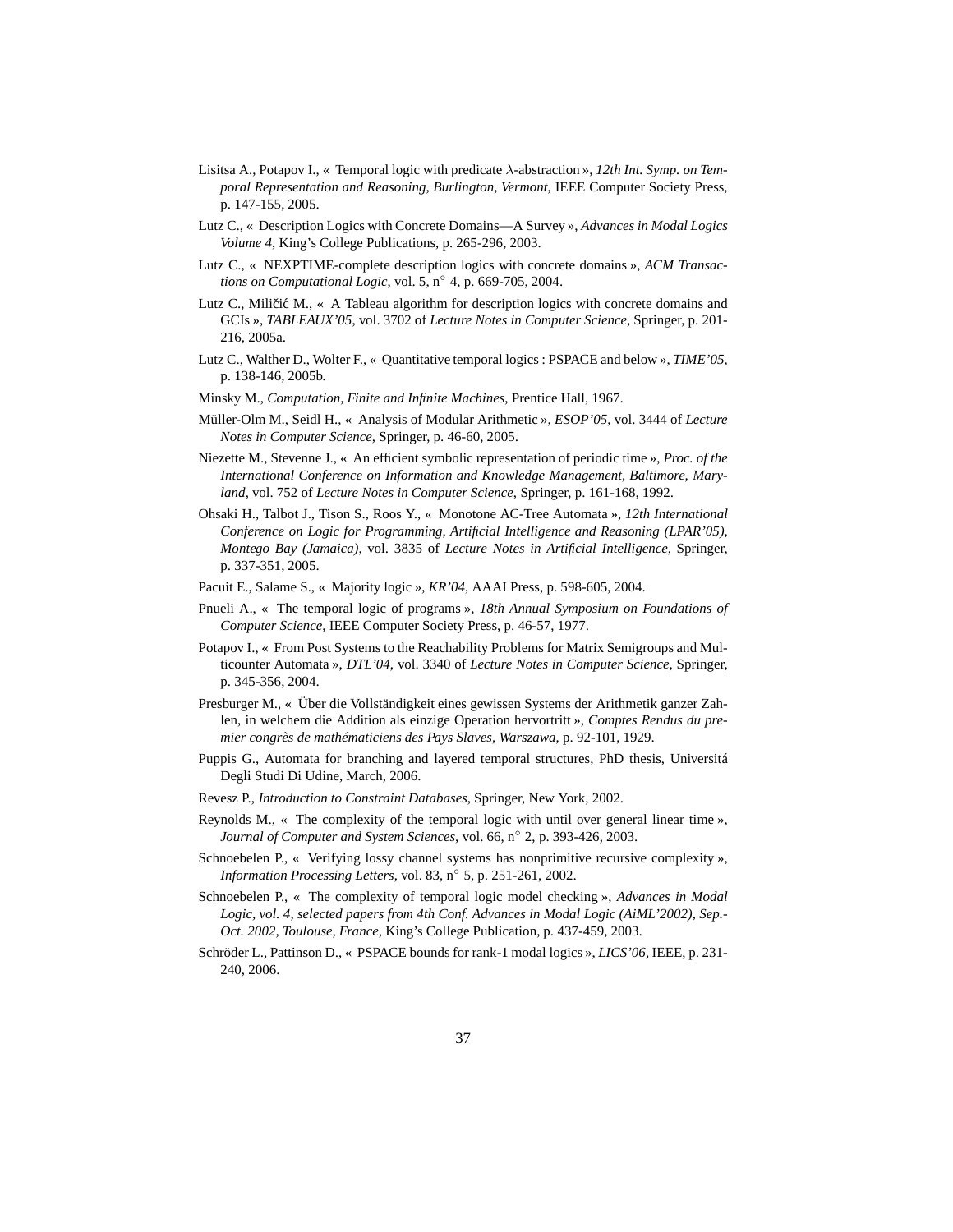Lisitsa A., Potapov I., « Temporal logic with predicate $\lambda$-abstraction », *12th Int. Symp. on Temporal Representation and Reasoning, Burlington, Vermont*, IEEE Computer Society Press, p. 147-155, 2005.

Lutz C., « Description Logics with Concrete Domains—A Survey », *Advances in Modal Logics Volume 4*, King's College Publications, p. 265-296, 2003.

Lutz C., « NEXPTIME-complete description logics with concrete domains », *ACM Transactions on Computational Logic*, vol. 5, n° 4, p. 669-705, 2004.

Lutz C., Miličić M., « A Tableau algorithm for description logics with concrete domains and GCIs », *TABLEAUX'05*, vol. 3702 of *Lecture Notes in Computer Science*, Springer, p. 201-216, 2005a.

Lutz C., Walther D., Wolter F., « Quantitative temporal logics : PSPACE and below », *TIME'05*, p. 138-146, 2005b.

Minsky M., *Computation, Finite and Infinite Machines*, Prentice Hall, 1967.

Müller-Olm M., Seidl H., « Analysis of Modular Arithmetic », *ESOP'05*, vol. 3444 of *Lecture Notes in Computer Science*, Springer, p. 46-60, 2005.

Niezette M., Stevenne J., « An efficient symbolic representation of periodic time », *Proc. of the International Conference on Information and Knowledge Management, Baltimore, Maryland*, vol. 752 of *Lecture Notes in Computer Science*, Springer, p. 161-168, 1992.

Ohsaki H., Talbot J., Tison S., Roos Y., « Monotone AC-Tree Automata », *12th International Conference on Logic for Programming, Artificial Intelligence and Reasoning (LPAR'05), Montego Bay (Jamaica)*, vol. 3835 of *Lecture Notes in Artificial Intelligence*, Springer, p. 337-351, 2005.

Pacuit E., Salame S., « Majority logic », *KR'04*, AAAI Press, p. 598-605, 2004.

Pnueli A., « The temporal logic of programs », *18th Annual Symposium on Foundations of Computer Science*, IEEE Computer Society Press, p. 46-57, 1977.

Potapov I., « From Post Systems to the Reachability Problems for Matrix Semigroups and Multicounter Automata », *DTL'04*, vol. 3340 of *Lecture Notes in Computer Science*, Springer, p. 345-356, 2004.

Presburger M., « Über die Vollständigkeit eines gewissen Systems der Arithmetik ganzer Zahlen, in welchem die Addition als einzige Operation hervortritt », *Comptes Rendus du premier congrès de mathématiciens des Pays Slaves, Warszawa*, p. 92-101, 1929.

Puppis G., Automata for branching and layered temporal structures, PhD thesis, Universitá Degli Studi Di Udine, March, 2006.

Revesz P., *Introduction to Constraint Databases*, Springer, New York, 2002.

Reynolds M., « The complexity of the temporal logic with until over general linear time », *Journal of Computer and System Sciences*, vol. 66, n° 2, p. 393-426, 2003.

Schnoebelen P., « Verifying lossy channel systems has nonprimitive recursive complexity », *Information Processing Letters*, vol. 83, n° 5, p. 251-261, 2002.

Schnoebelen P., « The complexity of temporal logic model checking », *Advances in Modal Logic, vol. 4, selected papers from 4th Conf. Advances in Modal Logic (AiML'2002), Sep.-Oct. 2002, Toulouse, France*, King's College Publication, p. 437-459, 2003.

Schröder L., Pattinson D., « PSPACE bounds for rank-1 modal logics », *LICS'06*, IEEE, p. 231-240, 2006.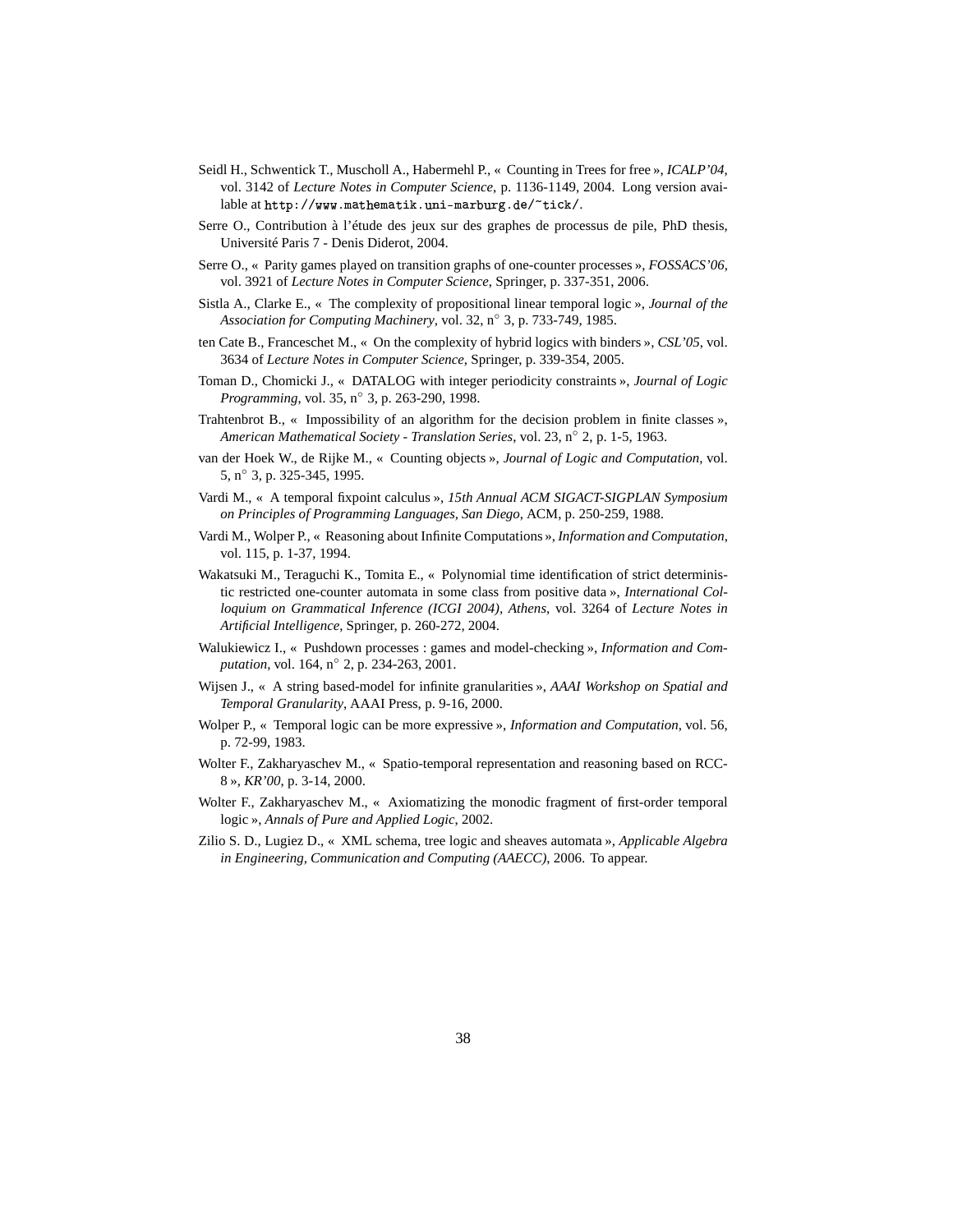Seidl H., Schwentick T., Muscholl A., Habermehl P., « Counting in Trees for free », *ICALP'04*, vol. 3142 of *Lecture Notes in Computer Science*, p. 1136-1149, 2004. Long version available at http://www.mathematik.uni-marburg.de/~tick/.

Serre O., Contribution à l'étude des jeux sur des graphes de processus de pile, PhD thesis, Université Paris 7 - Denis Diderot, 2004.

Serre O., « Parity games played on transition graphs of one-counter processes », *FOSSACS'06*, vol. 3921 of *Lecture Notes in Computer Science*, Springer, p. 337-351, 2006.

Sistla A., Clarke E., « The complexity of propositional linear temporal logic », *Journal of the Association for Computing Machinery*, vol. 32, n° 3, p. 733-749, 1985.

ten Cate B., Franceschet M., « On the complexity of hybrid logics with binders », *CSL'05*, vol. 3634 of *Lecture Notes in Computer Science*, Springer, p. 339-354, 2005.

Toman D., Chomicki J., « DATALOG with integer periodicity constraints », *Journal of Logic Programming*, vol. 35, n° 3, p. 263-290, 1998.

Trahtenbrot B., « Impossibility of an algorithm for the decision problem in finite classes », *American Mathematical Society - Translation Series*, vol. 23, n° 2, p. 1-5, 1963.

van der Hoek W., de Rijke M., « Counting objects », *Journal of Logic and Computation*, vol. 5, n° 3, p. 325-345, 1995.

Vardi M., « A temporal fixpoint calculus », *15th Annual ACM SIGACT-SIGPLAN Symposium on Principles of Programming Languages, San Diego*, ACM, p. 250-259, 1988.

Vardi M., Wolper P., « Reasoning about Infinite Computations », *Information and Computation*, vol. 115, p. 1-37, 1994.

Wakatsuki M., Teraguchi K., Tomita E., « Polynomial time identification of strict deterministic restricted one-counter automata in some class from positive data », *International Colloquium on Grammatical Inference (ICGI 2004), Athens*, vol. 3264 of *Lecture Notes in Artificial Intelligence*, Springer, p. 260-272, 2004.

Walukiewicz I., « Pushdown processes : games and model-checking », *Information and Computation*, vol. 164, n° 2, p. 234-263, 2001.

Wijsen J., « A string based-model for infinite granularities », *AAAI Workshop on Spatial and Temporal Granularity*, AAAI Press, p. 9-16, 2000.

Wolper P., « Temporal logic can be more expressive », *Information and Computation*, vol. 56, p. 72-99, 1983.

Wolter F., Zakharyaschev M., « Spatio-temporal representation and reasoning based on RCC-8 », *KR'00*, p. 3-14, 2000.

Wolter F., Zakharyaschev M., « Axiomatizing the monodic fragment of first-order temporal logic », *Annals of Pure and Applied Logic*, 2002.

Zilio S. D., Lugiez D., « XML schema, tree logic and sheaves automata », *Applicable Algebra in Engineering, Communication and Computing (AAECC)*, 2006. To appear.